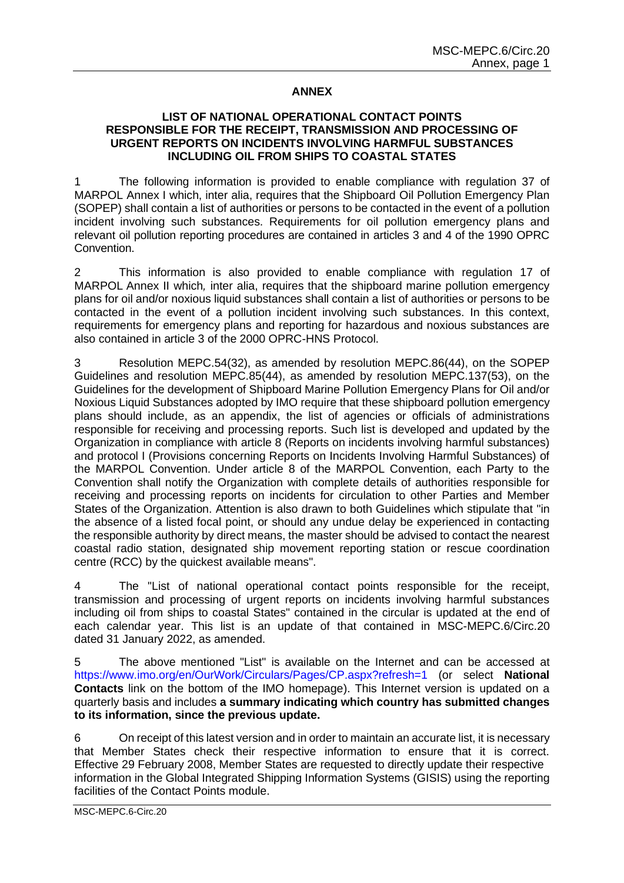# ANNEX

## LIST OF NATIONAL OPERATIONAL CONTACT POINTS RESPONSIBLE FOR THE RECEIPT, TRANSMISSION AND PROCESSING OF URGENT REPORTS ON INCIDENTS INVOLVING HARMFUL SUBSTANCES INCLUDING OIL FROM SHIPS TO COASTAL STATES

1 The following information is provided to enable compliance with regulation 37 of MARPOL Annex I which, inter alia, requires that the Shipboard Oil Pollution Emergency Plan (SOPEP) shall contain a list of authorities or persons to be contacted in the event of a pollution incident involving such substances. Requirements for oil pollution emergency plans and relevant oil pollution reporting procedures are contained in articles 3 and 4 of the 1990 OPRC Convention.

2 This information is also provided to enable compliance with regulation 17 of MARPOL Annex II which*,* inter alia, requires that the shipboard marine pollution emergency plans for oil and/or noxious liquid substances shall contain a list of authorities or persons to be contacted in the event of a pollution incident involving such substances. In this context, requirements for emergency plans and reporting for hazardous and noxious substances are also contained in article 3 of the 2000 OPRC-HNS Protocol.

3 Resolution MEPC.54(32), as amended by resolution MEPC.86(44), on the SOPEP Guidelines and resolution MEPC.85(44), as amended by resolution MEPC.137(53), on the Guidelines for the development of Shipboard Marine Pollution Emergency Plans for Oil and/or Noxious Liquid Substances adopted by IMO require that these shipboard pollution emergency plans should include, as an appendix, the list of agencies or officials of administrations responsible for receiving and processing reports. Such list is developed and updated by the Organization in compliance with article 8 (Reports on incidents involving harmful substances) and protocol I (Provisions concerning Reports on Incidents Involving Harmful Substances) of the MARPOL Convention. Under article 8 of the MARPOL Convention, each Party to the Convention shall notify the Organization with complete details of authorities responsible for receiving and processing reports on incidents for circulation to other Parties and Member States of the Organization. Attention is also drawn to both Guidelines which stipulate that "in the absence of a listed focal point, or should any undue delay be experienced in contacting the responsible authority by direct means, the master should be advised to contact the nearest coastal radio station, designated ship movement reporting station or rescue coordination centre (RCC) by the quickest available means".

4 The "List of national operational contact points responsible for the receipt, transmission and processing of urgent reports on incidents involving harmful substances including oil from ships to coastal States" contained in the circular is updated at the end of each calendar year. This list is an update of that contained in MSC-MEPC.6/Circ.20 dated 31 January 2022, as amended.

5 The above mentioned "List" is available on the Internet and can be accessed at https://www.imo.org/en/OurWork/Circulars/Pages/CP.aspx?refresh=1 (or select **National Contacts** link on the bottom of the IMO homepage). This Internet version is updated on a quarterly basis and includes **a summary indicating which country has submitted changes to its information, since the previous update.**

6 On receipt of this latest version and in order to maintain an accurate list, it is necessary that Member States check their respective information to ensure that it is correct. Effective 29 February 2008, Member States are requested to directly update their respective information in the Global Integrated Shipping Information Systems (GISIS) using the reporting facilities of the Contact Points module.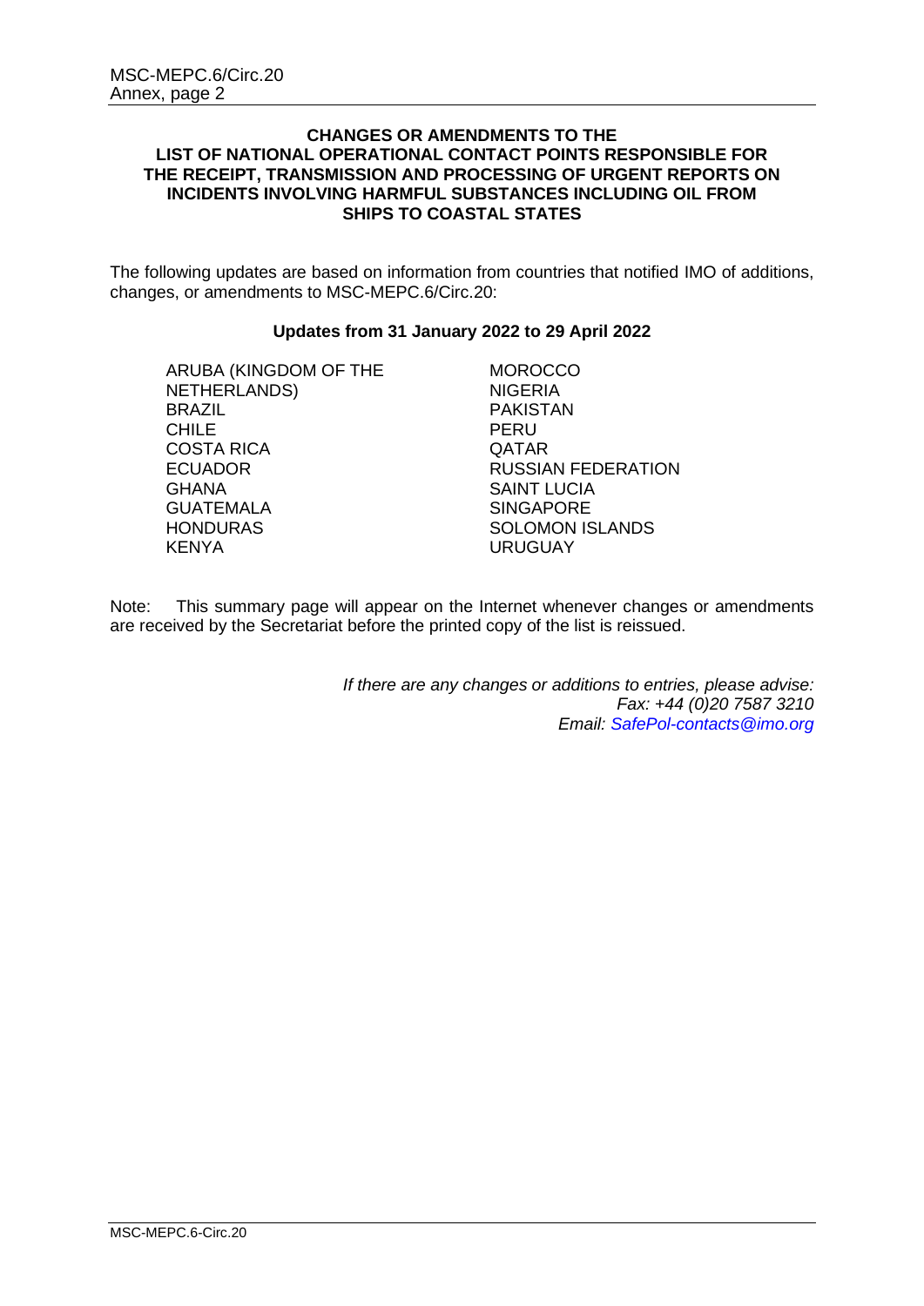## CHANGES OR AMENDMENTS TO THE LIST OF NATIONAL OPERATIONAL CONTACT POINTS RESPONSIBLE FOR THE RECEIPT, TRANSMISSION AND PROCESSING OF URGENT REPORTS ON INCIDENTS INVOLVING HARMFUL SUBSTANCES INCLUDING OIL FROM SHIPS TO COASTAL STATES

The following updates are based on information from countries that notified IMO of additions, changes, or amendments to MSC-MEPC.6/Circ.20:

**Updates from 31 January 2022 to 29 April 2022**

ARUBA (KINGDOM OF THE NETHERLANDS)
BRAZIL
CHILE
COSTA RICA
ECUADOR
GHANA
GUATEMALA
HONDURAS
KENYA
MOROCCO
NIGERIA
PAKISTAN
PERU
QATAR
RUSSIAN FEDERATION
SAINT LUCIA
SINGAPORE
SOLOMON ISLANDS
URUGUAY

Note: This summary page will appear on the Internet whenever changes or amendments are received by the Secretariat before the printed copy of the list is reissued.

*If there are any changes or additions to entries, please advise:*
*Fax: +44 (0)20 7587 3210*
*Email: SafePol-contacts@imo.org*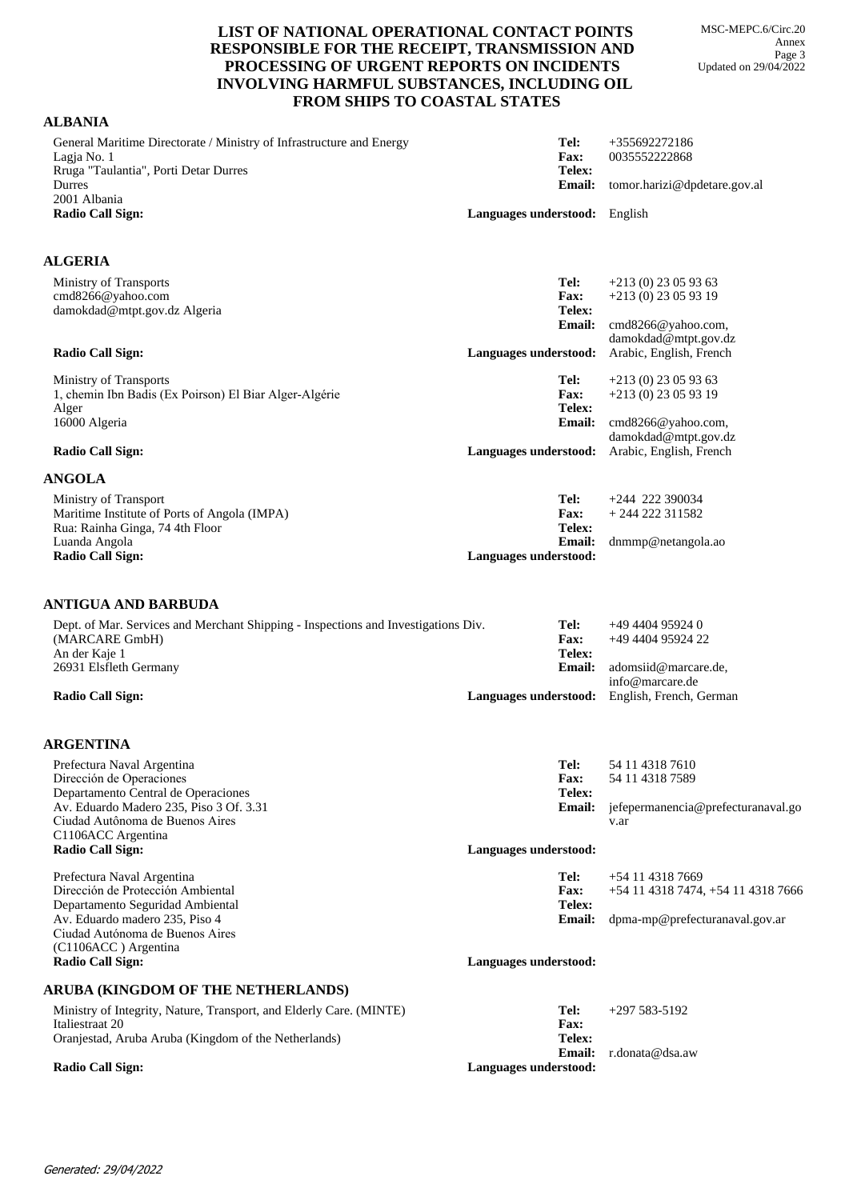# LIST OF NATIONAL OPERATIONAL CONTACT POINTS RESPONSIBLE FOR THE RECEIPT, TRANSMISSION AND PROCESSING OF URGENT REPORTS ON INCIDENTS INVOLVING HARMFUL SUBSTANCES, INCLUDING OIL FROM SHIPS TO COASTAL STATES

## ALBANIA

General Maritime Directorate / Ministry of Infrastructure and Energy
Lagja No. 1
Rruga "Taulantia", Porti Detar Durres
Durres
2001 Albania

**Radio Call Sign:**

**Tel:** +355692272186
**Fax:** 0035552222868
**Telex:**
**Email:** tomor.harizi@dpdetare.gov.al
**Languages understood:** English

## ALGERIA

Ministry of Transports
cmd8266@yahoo.com
damokdad@mtpt.gov.dz Algeria

**Radio Call Sign:**

**Tel:** +213 (0) 23 05 93 63
**Fax:** +213 (0) 23 05 93 19
**Telex:**
**Email:** cmd8266@yahoo.com, damokdad@mtpt.gov.dz
**Languages understood:** Arabic, English, French

Ministry of Transports
1, chemin Ibn Badis (Ex Poirson) El Biar Alger-Algérie
Alger
16000 Algeria

**Radio Call Sign:**

**Tel:** +213 (0) 23 05 93 63
**Fax:** +213 (0) 23 05 93 19
**Telex:**
**Email:** cmd8266@yahoo.com, damokdad@mtpt.gov.dz
**Languages understood:** Arabic, English, French

## ANGOLA

Ministry of Transport
Maritime Institute of Ports of Angola (IMPA)
Rua: Rainha Ginga, 74 4th Floor
Luanda Angola

**Radio Call Sign:**

**Tel:** +244 222 390034
**Fax:** + 244 222 311582
**Telex:**
**Email:** dnmmp@netangola.ao
**Languages understood:**

## ANTIGUA AND BARBUDA

Dept. of Mar. Services and Merchant Shipping - Inspections and Investigations Div.
(MARCARE GmbH)
An der Kaje 1
26931 Elsfleth Germany

**Radio Call Sign:**

**Tel:** +49 4404 95924 0
**Fax:** +49 4404 95924 22
**Telex:**
**Email:** adomsiid@marcare.de, info@marcare.de
**Languages understood:** English, French, German

## ARGENTINA

Prefectura Naval Argentina
Dirección de Operaciones
Departamento Central de Operaciones
Av. Eduardo Madero 235, Piso 3 Of. 3.31
Ciudad Autônoma de Buenos Aires
C1106ACC Argentina

**Radio Call Sign:**

**Tel:** 54 11 4318 7610
**Fax:** 54 11 4318 7589
**Telex:**
**Email:** jefepermanencia@prefecturanaval.gov.ar
**Languages understood:**

Prefectura Naval Argentina
Dirección de Protección Ambiental
Departamento Seguridad Ambiental
Av. Eduardo madero 235, Piso 4
Ciudad Autónoma de Buenos Aires
(C1106ACC ) Argentina

**Radio Call Sign:**

**Tel:** +54 11 4318 7669
**Fax:** +54 11 4318 7474, +54 11 4318 7666
**Telex:**
**Email:** dpma-mp@prefecturanaval.gov.ar
**Languages understood:**

## ARUBA (KINGDOM OF THE NETHERLANDS)

Ministry of Integrity, Nature, Transport, and Elderly Care. (MINTE)
Italiestraat 20
Oranjestad, Aruba Aruba (Kingdom of the Netherlands)

**Radio Call Sign:**

**Tel:** +297 583-5192
**Fax:**
**Telex:**
**Email:** r.donata@dsa.aw
**Languages understood:**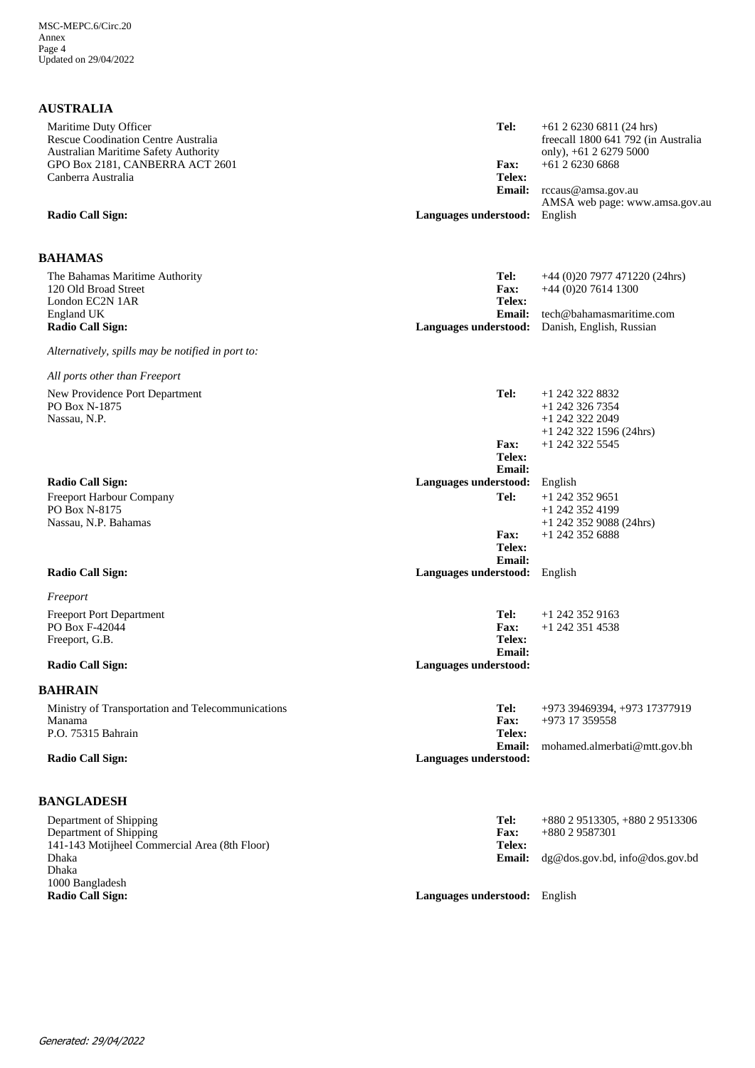## AUSTRALIA

Maritime Duty Officer
Rescue Coodination Centre Australia
Australian Maritime Safety Authority
GPO Box 2181, CANBERRA ACT 2601
Canberra Australia

**Tel:** +61 2 6230 6811 (24 hrs) freecall 1800 641 792 (in Australia only), +61 2 6279 5000
**Fax:** +61 2 6230 6868
**Telex:**
**Email:** rccaus@amsa.gov.au
AMSA web page: www.amsa.gov.au

**Radio Call Sign:**
**Languages understood:** English

## BAHAMAS

The Bahamas Maritime Authority
120 Old Broad Street
London EC2N 1AR
England UK

**Tel:** +44 (0)20 7977 471220 (24hrs)
**Fax:** +44 (0)20 7614 1300
**Telex:**
**Email:** tech@bahamasmaritime.com

**Radio Call Sign:**
**Languages understood:** Danish, English, Russian

*Alternatively, spills may be notified in port to:*

*All ports other than Freeport*

New Providence Port Department
PO Box N-1875
Nassau, N.P.

**Tel:** +1 242 322 8832
+1 242 326 7354
+1 242 322 2049
+1 242 322 1596 (24hrs)
**Fax:** +1 242 322 5545
**Telex:**
**Email:**

**Radio Call Sign:**
**Languages understood:** English

Freeport Harbour Company
PO Box N-8175
Nassau, N.P. Bahamas

**Tel:** +1 242 352 9651
+1 242 352 4199
+1 242 352 9088 (24hrs)
**Fax:** +1 242 352 6888
**Telex:**
**Email:**

**Radio Call Sign:**
**Languages understood:** English

*Freeport*

Freeport Port Department
PO Box F-42044
Freeport, G.B.

**Tel:** +1 242 352 9163
**Fax:** +1 242 351 4538
**Telex:**
**Email:**

**Radio Call Sign:**
**Languages understood:**

## BAHRAIN

Ministry of Transportation and Telecommunications
Manama
P.O. 75315 Bahrain

**Tel:** +973 39469394, +973 17377919
**Fax:** +973 17 359558
**Telex:**
**Email:** mohamed.almerbati@mtt.gov.bh

**Radio Call Sign:**
**Languages understood:**

## BANGLADESH

Department of Shipping
Department of Shipping
141-143 Motijheel Commercial Area (8th Floor)
Dhaka
Dhaka
1000 Bangladesh

**Tel:** +880 2 9513305, +880 2 9513306
**Fax:** +880 2 9587301
**Telex:**
**Email:** dg@dos.gov.bd, info@dos.gov.bd

**Radio Call Sign:**
**Languages understood:** English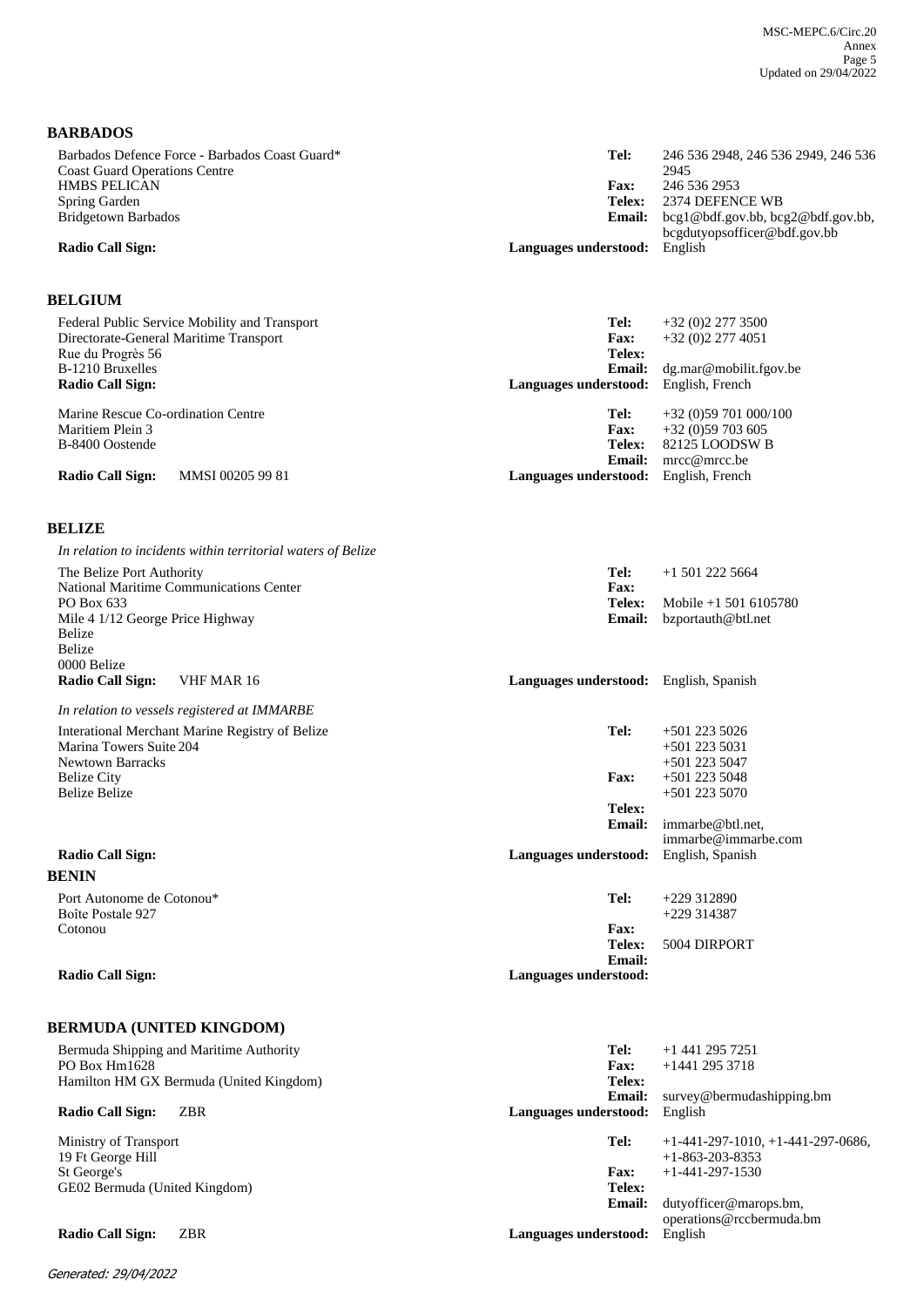## BARBADOS

Barbados Defence Force - Barbados Coast Guard*
Coast Guard Operations Centre
HMBS PELICAN
Spring Garden
Bridgetown Barbados

**Radio Call Sign:**

**Tel:** 246 536 2948, 246 536 2949, 246 536 2945
**Fax:** 246 536 2953
**Telex:** 2374 DEFENCE WB
**Email:** bcg1@bdf.gov.bb, bcg2@bdf.gov.bb, bcgdutyopsofficer@bdf.gov.bb
**Languages understood:** English

## BELGIUM

Federal Public Service Mobility and Transport
Directorate-General Maritime Transport
Rue du Progrès 56
B-1210 Bruxelles
**Radio Call Sign:**

**Tel:** +32 (0)2 277 3500
**Fax:** +32 (0)2 277 4051
**Telex:**
**Email:** dg.mar@mobilit.fgov.be
**Languages understood:** English, French

Marine Rescue Co-ordination Centre
Maritiem Plein 3
B-8400 Oostende

**Radio Call Sign:** MMSI 00205 99 81

**Tel:** +32 (0)59 701 000/100
**Fax:** +32 (0)59 703 605
**Telex:** 82125 LOODSW B
**Email:** mrcc@mrcc.be
**Languages understood:** English, French

## BELIZE

*In relation to incidents within territorial waters of Belize*

The Belize Port Authority
National Maritime Communications Center
PO Box 633
Mile 4 1/12 George Price Highway
Belize
Belize
0000 Belize
**Radio Call Sign:** VHF MAR 16

**Tel:** +1 501 222 5664
**Fax:**
**Telex:** Mobile +1 501 6105780
**Email:** bzportauth@btl.net
**Languages understood:** English, Spanish

*In relation to vessels registered at IMMARBE*

Interational Merchant Marine Registry of Belize
Marina Towers Suite 204
Newtown Barracks
Belize City
Belize Belize

**Radio Call Sign:**

**Tel:** +501 223 5026, +501 223 5031, +501 223 5047
**Fax:** +501 223 5048, +501 223 5070
**Telex:**
**Email:** immarbe@btl.net, immarbe@immarbe.com
**Languages understood:** English, Spanish

## BENIN

Port Autonome de Cotonou*
Boîte Postale 927
Cotonou

**Radio Call Sign:**

**Tel:** +229 312890, +229 314387
**Fax:**
**Telex:** 5004 DIRPORT
**Email:**
**Languages understood:**

## BERMUDA (UNITED KINGDOM)

Bermuda Shipping and Maritime Authority
PO Box Hm1628
Hamilton HM GX Bermuda (United Kingdom)

**Radio Call Sign:** ZBR

**Tel:** +1 441 295 7251
**Fax:** +1441 295 3718
**Telex:**
**Email:** survey@bermudashipping.bm
**Languages understood:** English

Ministry of Transport
19 Ft George Hill
St George's
GE02 Bermuda (United Kingdom)

**Radio Call Sign:** ZBR

**Tel:** +1-441-297-1010, +1-441-297-0686, +1-863-203-8353
**Fax:** +1-441-297-1530
**Telex:**
**Email:** dutyofficer@marops.bm, operations@rccbermuda.bm
**Languages understood:** English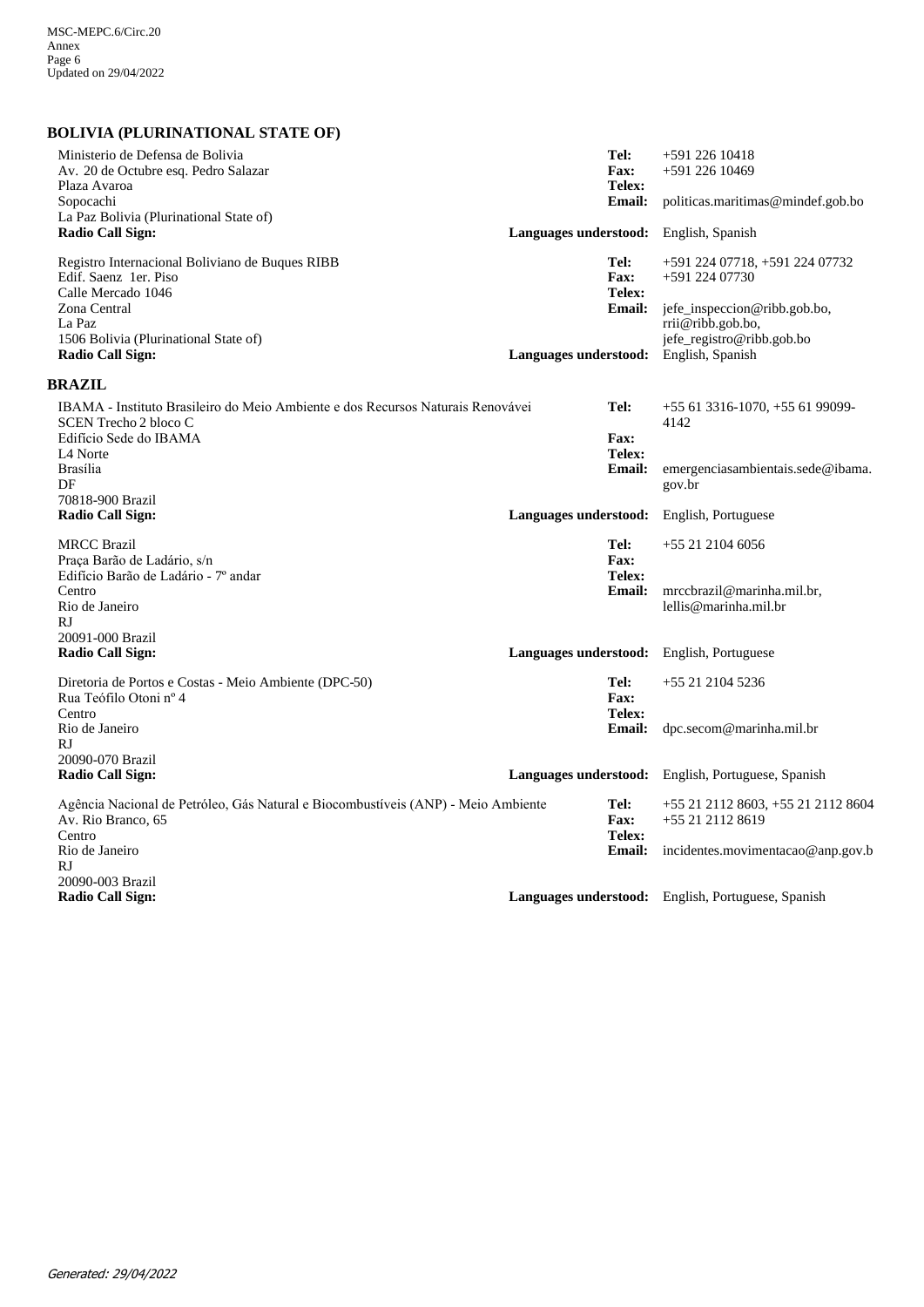## BOLIVIA (PLURINATIONAL STATE OF)

Ministerio de Defensa de Bolivia
Av. 20 de Octubre esq. Pedro Salazar
Plaza Avaroa
Sopocachi
La Paz Bolivia (Plurinational State of)
**Radio Call Sign:**

**Tel:** +591 226 10418
**Fax:** +591 226 10469
**Telex:**
**Email:** politicas.maritimas@mindef.gob.bo
**Languages understood:** English, Spanish

Registro Internacional Boliviano de Buques RIBB
Edif. Saenz 1er. Piso
Calle Mercado 1046
Zona Central
La Paz
1506 Bolivia (Plurinational State of)
**Radio Call Sign:**

**Tel:** +591 224 07718, +591 224 07732
**Fax:** +591 224 07730
**Telex:**
**Email:** jefe_inspeccion@ribb.gob.bo, rrii@ribb.gob.bo, jefe_registro@ribb.gob.bo
**Languages understood:** English, Spanish

## BRAZIL

IBAMA - Instituto Brasileiro do Meio Ambiente e dos Recursos Naturais Renovávei
SCEN Trecho 2 bloco C
Edifício Sede do IBAMA
L4 Norte
Brasília
DF
70818-900 Brazil
**Radio Call Sign:**

**Tel:** +55 61 3316-1070, +55 61 99099-4142
**Fax:**
**Telex:**
**Email:** emergenciasambientais.sede@ibama.gov.br
**Languages understood:** English, Portuguese

MRCC Brazil
Praça Barão de Ladário, s/n
Edifício Barão de Ladário - 7º andar
Centro
Rio de Janeiro
RJ
20091-000 Brazil
**Radio Call Sign:**

**Tel:** +55 21 2104 6056
**Fax:**
**Telex:**
**Email:** mrccbrazil@marinha.mil.br, lellis@marinha.mil.br
**Languages understood:** English, Portuguese

Diretoria de Portos e Costas - Meio Ambiente (DPC-50)
Rua Teófilo Otoni nº 4
Centro
Rio de Janeiro
RJ
20090-070 Brazil
**Radio Call Sign:**

**Tel:** +55 21 2104 5236
**Fax:**
**Telex:**
**Email:** dpc.secom@marinha.mil.br
**Languages understood:** English, Portuguese, Spanish

Agência Nacional de Petróleo, Gás Natural e Biocombustíveis (ANP) - Meio Ambiente
Av. Rio Branco, 65
Centro
Rio de Janeiro
RJ
20090-003 Brazil
**Radio Call Sign:**

**Tel:** +55 21 2112 8603, +55 21 2112 8604
**Fax:** +55 21 2112 8619
**Telex:**
**Email:** incidentes.movimentacao@anp.gov.b
**Languages understood:** English, Portuguese, Spanish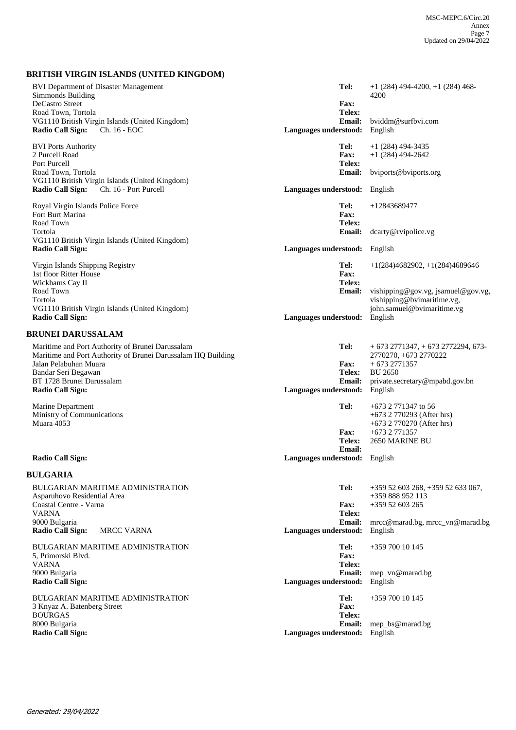## BRITISH VIRGIN ISLANDS (UNITED KINGDOM)

BVI Department of Disaster Management
Simmonds Building
DeCastro Street
Road Town, Tortola
VG1110 British Virgin Islands (United Kingdom)
**Radio Call Sign:** Ch. 16 - EOC

**Tel:** +1 (284) 494-4200, +1 (284) 468-4200
**Fax:**
**Telex:**
**Email:** bviddm@surfbvi.com
**Languages understood:** English

BVI Ports Authority
2 Purcell Road
Port Purcell
Road Town, Tortola
VG1110 British Virgin Islands (United Kingdom)
**Radio Call Sign:** Ch. 16 - Port Purcell

**Tel:** +1 (284) 494-3435
**Fax:** +1 (284) 494-2642
**Telex:**
**Email:** bviports@bviports.org
**Languages understood:** English

Royal Virgin Islands Police Force
Fort Burt Marina
Road Town
Tortola
VG1110 British Virgin Islands (United Kingdom)
**Radio Call Sign:**

**Tel:** +12843689477
**Fax:**
**Telex:**
**Email:** dcarty@rvipolice.vg
**Languages understood:** English

Virgin Islands Shipping Registry
1st floor Ritter House
Wickhams Cay II
Road Town
Tortola
VG1110 British Virgin Islands (United Kingdom)
**Radio Call Sign:**

**Tel:** +1(284)4682902, +1(284)4689646
**Fax:**
**Telex:**
**Email:** vishipping@gov.vg, jsamuel@gov.vg, vishipping@bvimaritime.vg, john.samuel@bvimaritime.vg
**Languages understood:** English

## BRUNEI DARUSSALAM

Maritime and Port Authority of Brunei Darussalam
Maritime and Port Authority of Brunei Darussalam HQ Building
Jalan Pelabuhan Muara
Bandar Seri Begawan
BT 1728 Brunei Darussalam
**Radio Call Sign:**

**Tel:** + 673 2771347, + 673 2772294, 673-2770270, +673 2770222
**Fax:** + 673 2771357
**Telex:** BU 2650
**Email:** private.secretary@mpabd.gov.bn
**Languages understood:** English

Marine Department
Ministry of Communications
Muara 4053
**Radio Call Sign:**

**Tel:** +673 2 771347 to 56
+673 2 770293 (After hrs)
+673 2 770270 (After hrs)
**Fax:** +673 2 771357
**Telex:** 2650 MARINE BU
**Email:**
**Languages understood:** English

## BULGARIA

BULGARIAN MARITIME ADMINISTRATION
Asparuhovo Residential Area
Coastal Centre - Varna
VARNA
9000 Bulgaria
**Radio Call Sign:** MRCC VARNA

**Tel:** +359 52 603 268, +359 52 633 067, +359 888 952 113
**Fax:** +359 52 603 265
**Telex:**
**Email:** mrcc@marad.bg, mrcc_vn@marad.bg
**Languages understood:** English

BULGARIAN MARITIME ADMINISTRATION
5, Primorski Blvd.
VARNA
9000 Bulgaria
**Radio Call Sign:**

**Tel:** +359 700 10 145
**Fax:**
**Telex:**
**Email:** mep_vn@marad.bg
**Languages understood:** English

BULGARIAN MARITIME ADMINISTRATION
3 Knyaz A. Batenberg Street
BOURGAS
8000 Bulgaria
**Radio Call Sign:**

**Tel:** +359 700 10 145
**Fax:**
**Telex:**
**Email:** mep_bs@marad.bg
**Languages understood:** English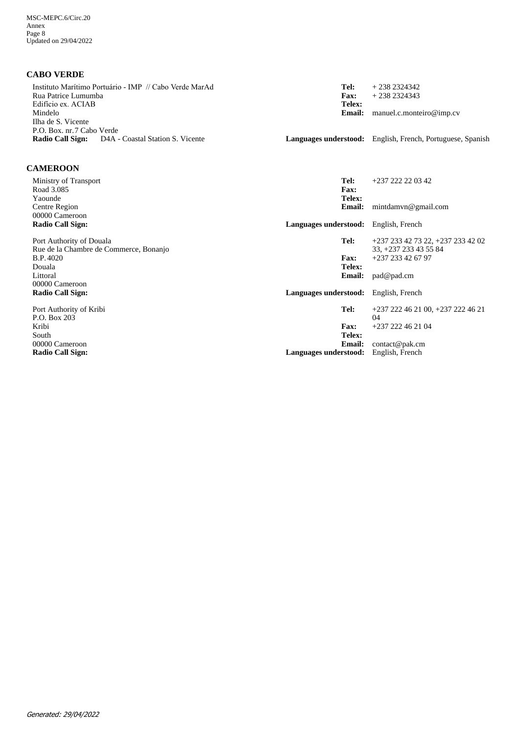## CABO VERDE

Instituto Marítimo Portuário - IMP // Cabo Verde MarAd
Rua Patrice Lumumba
Edifício ex. ACIAB
Mindelo
Ilha de S. Vicente
P.O. Box. nr.7 Cabo Verde
**Radio Call Sign:** D4A - Coastal Station S. Vicente

**Tel:** + 238 2324342
**Fax:** + 238 2324343
**Telex:**
**Email:** manuel.c.monteiro@imp.cv
**Languages understood:** English, French, Portuguese, Spanish

## CAMEROON

Ministry of Transport
Road 3.085
Yaounde
Centre Region
00000 Cameroon
**Radio Call Sign:**

**Tel:** +237 222 22 03 42
**Fax:**
**Telex:**
**Email:** mintdamvn@gmail.com
**Languages understood:** English, French

Port Authority of Douala
Rue de la Chambre de Commerce, Bonanjo
B.P. 4020
Douala
Littoral
00000 Cameroon
**Radio Call Sign:**

**Tel:** +237 233 42 73 22, +237 233 42 02 33, +237 233 43 55 84
**Fax:** +237 233 42 67 97
**Telex:**
**Email:** pad@pad.cm
**Languages understood:** English, French

Port Authority of Kribi
P.O. Box 203
Kribi
South
00000 Cameroon
**Radio Call Sign:**

**Tel:** +237 222 46 21 00, +237 222 46 21 04
**Fax:** +237 222 46 21 04
**Telex:**
**Email:** contact@pak.cm
**Languages understood:** English, French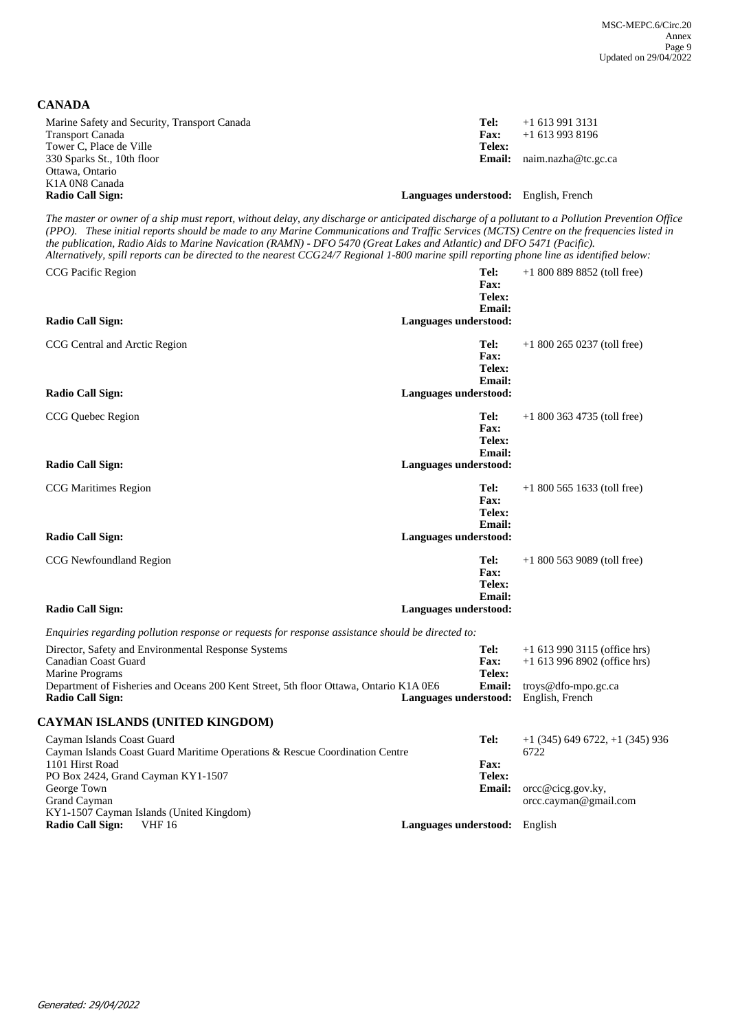## CANADA

Marine Safety and Security, Transport Canada
Transport Canada
Tower C, Place de Ville
330 Sparks St., 10th floor
Ottawa, Ontario
K1A 0N8 Canada
**Radio Call Sign:**

**Tel:** +1 613 991 3131
**Fax:** +1 613 993 8196
**Telex:**
**Email:** naim.nazha@tc.gc.ca
**Languages understood:** English, French

*The master or owner of a ship must report, without delay, any discharge or anticipated discharge of a pollutant to a Pollution Prevention Office (PPO). These initial reports should be made to any Marine Communications and Traffic Services (MCTS) Centre on the frequencies listed in the publication, Radio Aids to Marine Navication (RAMN) - DFO 5470 (Great Lakes and Atlantic) and DFO 5471 (Pacific). Alternatively, spill reports can be directed to the nearest CCG24/7 Regional 1-800 marine spill reporting phone line as identified below:*

CCG Pacific Region
**Radio Call Sign:**

**Tel:** +1 800 889 8852 (toll free)
**Fax:**
**Telex:**
**Email:**
**Languages understood:**

CCG Central and Arctic Region
**Radio Call Sign:**

**Tel:** +1 800 265 0237 (toll free)
**Fax:**
**Telex:**
**Email:**
**Languages understood:**

CCG Quebec Region
**Radio Call Sign:**

**Tel:** +1 800 363 4735 (toll free)
**Fax:**
**Telex:**
**Email:**
**Languages understood:**

CCG Maritimes Region
**Radio Call Sign:**

**Tel:** +1 800 565 1633 (toll free)
**Fax:**
**Telex:**
**Email:**
**Languages understood:**

CCG Newfoundland Region
**Radio Call Sign:**

**Tel:** +1 800 563 9089 (toll free)
**Fax:**
**Telex:**
**Email:**
**Languages understood:**

*Enquiries regarding pollution response or requests for response assistance should be directed to:*

Director, Safety and Environmental Response Systems
Canadian Coast Guard
Marine Programs
Department of Fisheries and Oceans 200 Kent Street, 5th floor Ottawa, Ontario K1A 0E6
**Radio Call Sign:**

**Tel:** +1 613 990 3115 (office hrs)
**Fax:** +1 613 996 8902 (office hrs)
**Telex:**
**Email:** troys@dfo-mpo.gc.ca
**Languages understood:** English, French

## CAYMAN ISLANDS (UNITED KINGDOM)

Cayman Islands Coast Guard
Cayman Islands Coast Guard Maritime Operations & Rescue Coordination Centre
1101 Hirst Road
PO Box 2424, Grand Cayman KY1-1507
George Town
Grand Cayman
KY1-1507 Cayman Islands (United Kingdom)
**Radio Call Sign:** VHF 16

**Tel:** +1 (345) 649 6722, +1 (345) 936 6722
**Fax:**
**Telex:**
**Email:** orcc@cicg.gov.ky, orcc.cayman@gmail.com
**Languages understood:** English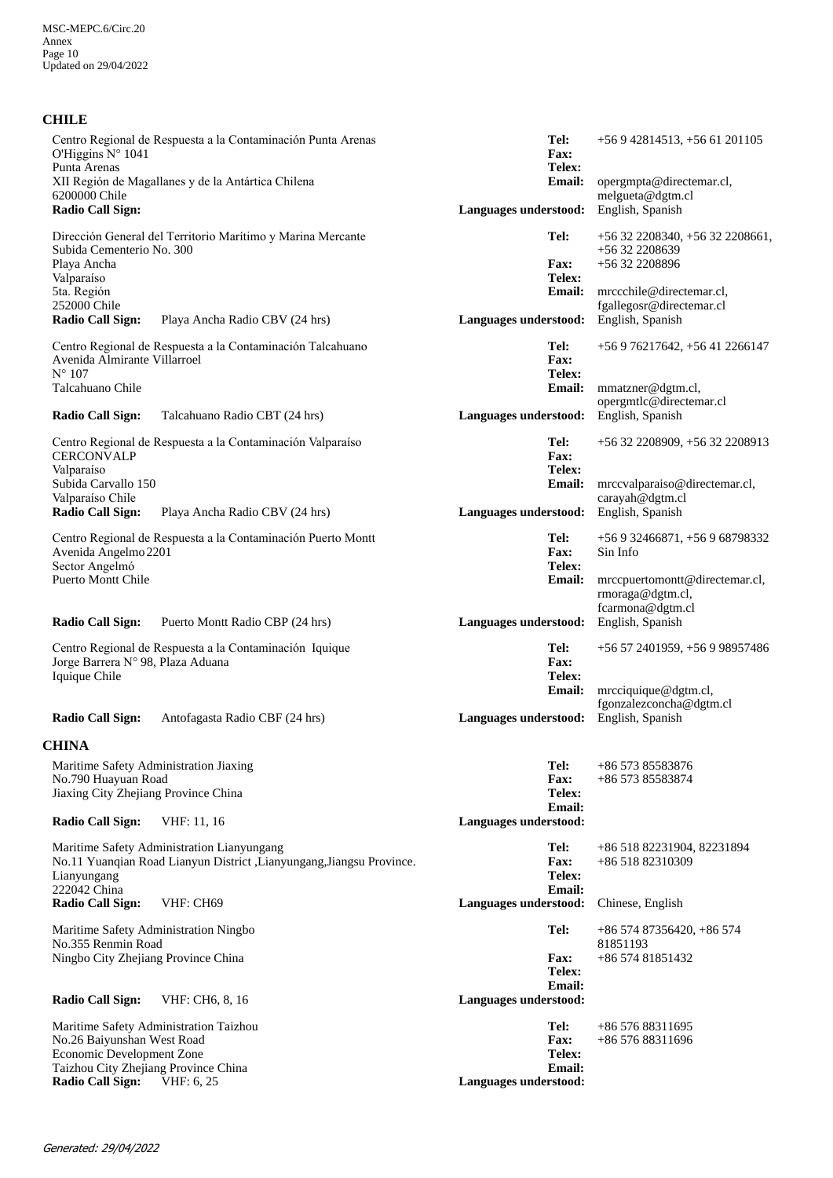## CHILE

Centro Regional de Respuesta a la Contaminación Punta Arenas
O'Higgins N° 1041
Punta Arenas
XII Región de Magallanes y de la Antártica Chilena
6200000 Chile
**Radio Call Sign:**

**Tel:** +56 9 42814513, +56 61 201105
**Fax:**
**Telex:**
**Email:** opergmpta@directemar.cl, melgueta@dgtm.cl
**Languages understood:** English, Spanish

Dirección General del Territorio Marítimo y Marina Mercante
Subida Cementerio No. 300
Playa Ancha
Valparaíso
5ta. Región
252000 Chile
**Radio Call Sign:** Playa Ancha Radio CBV (24 hrs)

**Tel:** +56 32 2208340, +56 32 2208661, +56 32 2208639
**Fax:** +56 32 2208896
**Telex:**
**Email:** mrccchile@directemar.cl, fgallegosr@directemar.cl
**Languages understood:** English, Spanish

Centro Regional de Respuesta a la Contaminación Talcahuano
Avenida Almirante Villarroel
N° 107
Talcahuano Chile
**Radio Call Sign:** Talcahuano Radio CBT (24 hrs)

**Tel:** +56 9 76217642, +56 41 2266147
**Fax:**
**Telex:**
**Email:** mmatzner@dgtm.cl, opergmtlc@directemar.cl
**Languages understood:** English, Spanish

Centro Regional de Respuesta a la Contaminación Valparaíso
CERCONVALP
Valparaíso
Subida Carvallo 150
Valparaíso Chile
**Radio Call Sign:** Playa Ancha Radio CBV (24 hrs)

**Tel:** +56 32 2208909, +56 32 2208913
**Fax:**
**Telex:**
**Email:** mrccvalparaiso@directemar.cl, carayah@dgtm.cl
**Languages understood:** English, Spanish

Centro Regional de Respuesta a la Contaminación Puerto Montt
Avenida Angelmo 2201
Sector Angelmó
Puerto Montt Chile
**Radio Call Sign:** Puerto Montt Radio CBP (24 hrs)

**Tel:** +56 9 32466871, +56 9 68798332
**Fax:** Sin Info
**Telex:**
**Email:** mrccpuertomontt@directemar.cl, rmoraga@dgtm.cl, fcarmona@dgtm.cl
**Languages understood:** English, Spanish

Centro Regional de Respuesta a la Contaminación Iquique
Jorge Barrera N° 98, Plaza Aduana
Iquique Chile
**Radio Call Sign:** Antofagasta Radio CBF (24 hrs)

**Tel:** +56 57 2401959, +56 9 98957486
**Fax:**
**Telex:**
**Email:** mrcciquique@dgtm.cl, fgonzalezconcha@dgtm.cl
**Languages understood:** English, Spanish

## CHINA

Maritime Safety Administration Jiaxing
No.790 Huayuan Road
Jiaxing City Zhejiang Province China
**Radio Call Sign:** VHF: 11, 16

**Tel:** +86 573 85583876
**Fax:** +86 573 85583874
**Telex:**
**Email:**
**Languages understood:**

Maritime Safety Administration Lianyungang
No.11 Yuanqian Road Lianyun District ,Lianyungang,Jiangsu Province.
Lianyungang
222042 China
**Radio Call Sign:** VHF: CH69

**Tel:** +86 518 82231904, 82231894
**Fax:** +86 518 82310309
**Telex:**
**Email:**
**Languages understood:** Chinese, English

Maritime Safety Administration Ningbo
No.355 Renmin Road
Ningbo City Zhejiang Province China
**Radio Call Sign:** VHF: CH6, 8, 16

**Tel:** +86 574 87356420, +86 574 81851193
**Fax:** +86 574 81851432
**Telex:**
**Email:**
**Languages understood:**

Maritime Safety Administration Taizhou
No.26 Baiyunshan West Road
Economic Development Zone
Taizhou City Zhejiang Province China
**Radio Call Sign:** VHF: 6, 25

**Tel:** +86 576 88311695
**Fax:** +86 576 88311696
**Telex:**
**Email:**
**Languages understood:**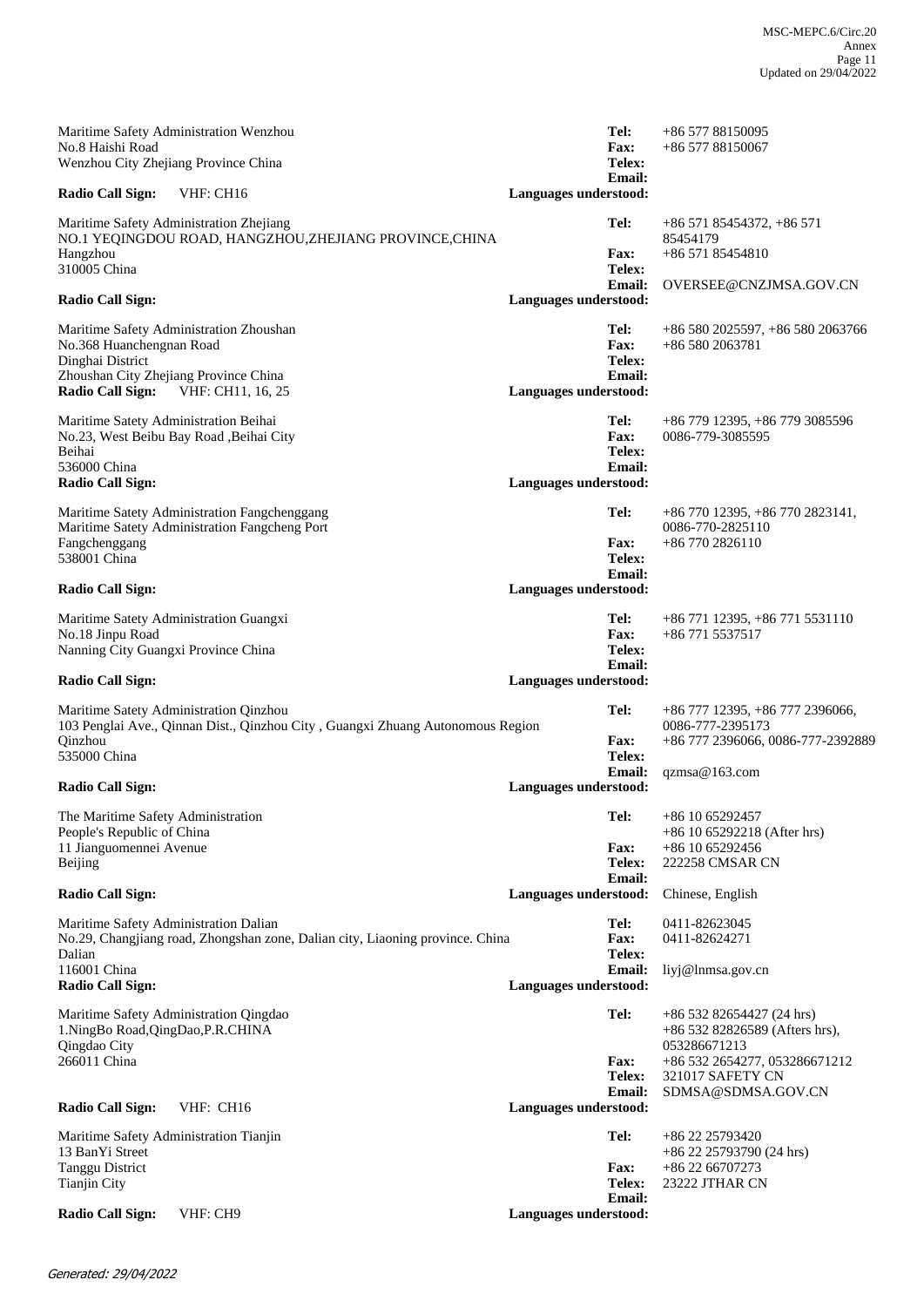Maritime Safety Administration Wenzhou
No.8 Haishi Road
Wenzhou City Zhejiang Province China

**Tel:** +86 577 88150095
**Fax:** +86 577 88150067
**Telex:**
**Email:**
**Radio Call Sign:** VHF: CH16
**Languages understood:**

---

Maritime Safety Administration Zhejiang
NO.1 YEQINGDOU ROAD, HANGZHOU,ZHEJIANG PROVINCE,CHINA
Hangzhou
310005 China

**Tel:** +86 571 85454372, +86 571 85454179
**Fax:** +86 571 85454810
**Telex:**
**Email:** OVERSEE@CNZJMSA.GOV.CN
**Radio Call Sign:**
**Languages understood:**

---

Maritime Safety Administration Zhoushan
No.368 Huanchengnan Road
Dinghai District
Zhoushan City Zhejiang Province China

**Tel:** +86 580 2025597, +86 580 2063766
**Fax:** +86 580 2063781
**Telex:**
**Email:**
**Radio Call Sign:** VHF: CH11, 16, 25
**Languages understood:**

---

Maritime Satety Administration Beihai
No.23, West Beibu Bay Road ,Beihai City
Beihai
536000 China

**Tel:** +86 779 12395, +86 779 3085596
**Fax:** 0086-779-3085595
**Telex:**
**Email:**
**Radio Call Sign:**
**Languages understood:**

---

Maritime Satety Administration Fangchenggang
Maritime Satety Administration Fangcheng Port
Fangchenggang
538001 China

**Tel:** +86 770 12395, +86 770 2823141, 0086-770-2825110
**Fax:** +86 770 2826110
**Telex:**
**Email:**
**Radio Call Sign:**
**Languages understood:**

---

Maritime Satety Administration Guangxi
No.18 Jinpu Road
Nanning City Guangxi Province China

**Tel:** +86 771 12395, +86 771 5531110
**Fax:** +86 771 5537517
**Telex:**
**Email:**
**Radio Call Sign:**
**Languages understood:**

---

Maritime Satety Administration Qinzhou
103 Penglai Ave., Qinnan Dist., Qinzhou City , Guangxi Zhuang Autonomous Region
Qinzhou
535000 China

**Tel:** +86 777 12395, +86 777 2396066, 0086-777-2395173
**Fax:** +86 777 2396066, 0086-777-2392889
**Telex:**
**Email:** qzmsa@163.com
**Radio Call Sign:**
**Languages understood:**

---

The Maritime Safety Administration
People's Republic of China
11 Jianguomennei Avenue
Beijing

**Tel:** +86 10 65292457
+86 10 65292218 (After hrs)
**Fax:** +86 10 65292456
**Telex:** 222258 CMSAR CN
**Email:**
**Radio Call Sign:**
**Languages understood:** Chinese, English

---

Maritime Safety Administration Dalian
No.29, Changjiang road, Zhongshan zone, Dalian city, Liaoning province. China
Dalian
116001 China

**Tel:** 0411-82623045
**Fax:** 0411-82624271
**Telex:**
**Email:** liyj@lnmsa.gov.cn
**Radio Call Sign:**
**Languages understood:**

---

Maritime Safety Administration Qingdao
1.NingBo Road,QingDao,P.R.CHINA
Qingdao City
266011 China

**Tel:** +86 532 82654427 (24 hrs)
+86 532 82826589 (Afters hrs), 053286671213
**Fax:** +86 532 2654277, 053286671212
**Telex:** 321017 SAFETY CN
**Email:** SDMSA@SDMSA.GOV.CN
**Radio Call Sign:** VHF: CH16
**Languages understood:**

---

Maritime Safety Administration Tianjin
13 BanYi Street
Tanggu District
Tianjin City

**Tel:** +86 22 25793420
+86 22 25793790 (24 hrs)
**Fax:** +86 22 66707273
**Telex:** 23222 JTHAR CN
**Email:**
**Radio Call Sign:** VHF: CH9
**Languages understood:**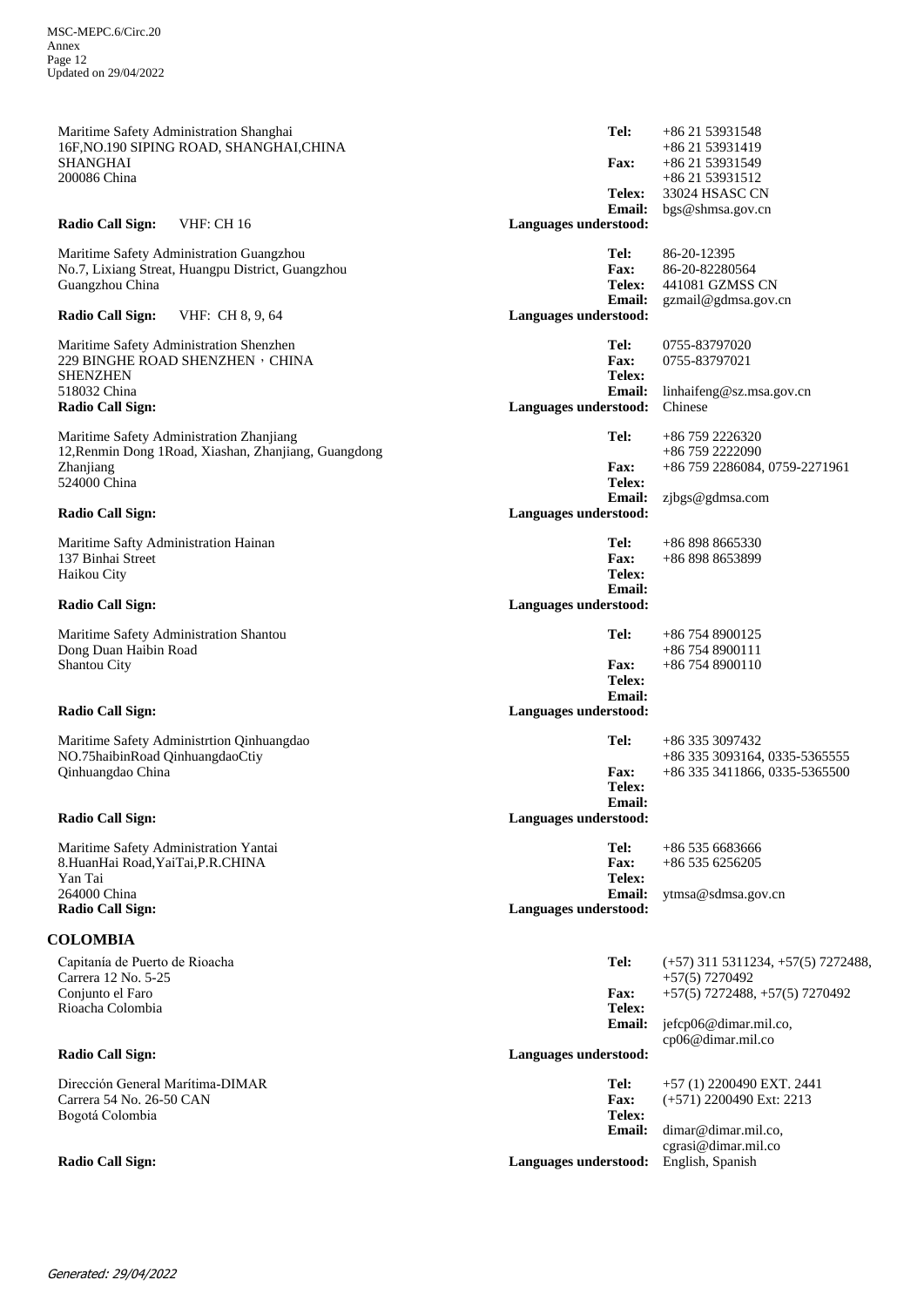Maritime Safety Administration Shanghai
16F,NO.190 SIPING ROAD, SHANGHAI,CHINA
SHANGHAI
200086 China

**Radio Call Sign:** VHF: CH 16

**Tel:** +86 21 53931548
+86 21 53931419
**Fax:** +86 21 53931549
+86 21 53931512
**Telex:** 33024 HSASC CN
**Email:** bgs@shmsa.gov.cn
**Languages understood:**

Maritime Safety Administration Guangzhou
No.7, Lixiang Streat, Huangpu District, Guangzhou
Guangzhou China

**Radio Call Sign:** VHF: CH 8, 9, 64

**Tel:** 86-20-12395
**Fax:** 86-20-82280564
**Telex:** 441081 GZMSS CN
**Email:** gzmail@gdmsa.gov.cn
**Languages understood:**

Maritime Safety Administration Shenzhen
229 BINGHE ROAD SHENZHEN，CHINA
SHENZHEN
518032 China
**Radio Call Sign:**

**Tel:** 0755-83797020
**Fax:** 0755-83797021
**Telex:**
**Email:** linhaifeng@sz.msa.gov.cn
**Languages understood:** Chinese

Maritime Safety Administration Zhanjiang
12,Renmin Dong 1Road, Xiashan, Zhanjiang, Guangdong
Zhanjiang
524000 China

**Radio Call Sign:**

**Tel:** +86 759 2226320
+86 759 2222090
**Fax:** +86 759 2286084, 0759-2271961
**Telex:**
**Email:** zjbgs@gdmsa.com
**Languages understood:**

Maritime Safty Administration Hainan
137 Binhai Street
Haikou City

**Radio Call Sign:**

**Tel:** +86 898 8665330
**Fax:** +86 898 8653899
**Telex:**
**Email:**
**Languages understood:**

Maritime Safety Administration Shantou
Dong Duan Haibin Road
Shantou City

**Radio Call Sign:**

**Tel:** +86 754 8900125
+86 754 8900111
**Fax:** +86 754 8900110
**Telex:**
**Email:**
**Languages understood:**

Maritime Safety Administrtion Qinhuangdao
NO.75haibinRoad QinhuangdaoCtiy
Qinhuangdao China

**Radio Call Sign:**

**Tel:** +86 335 3097432
+86 335 3093164, 0335-5365555
**Fax:** +86 335 3411866, 0335-5365500
**Telex:**
**Email:**
**Languages understood:**

Maritime Safety Administration Yantai
8.HuanHai Road,YaiTai,P.R.CHINA
Yan Tai
264000 China
**Radio Call Sign:**

**Tel:** +86 535 6683666
**Fax:** +86 535 6256205
**Telex:**
**Email:** ytmsa@sdmsa.gov.cn
**Languages understood:**

## COLOMBIA

Capitanía de Puerto de Rioacha
Carrera 12 No. 5-25
Conjunto el Faro
Rioacha Colombia

**Radio Call Sign:**

**Tel:** (+57) 311 5311234, +57(5) 7272488, +57(5) 7270492
**Fax:** +57(5) 7272488, +57(5) 7270492
**Telex:**
**Email:** jefcp06@dimar.mil.co, cp06@dimar.mil.co
**Languages understood:**

Dirección General Marítima-DIMAR
Carrera 54 No. 26-50 CAN
Bogotá Colombia

**Radio Call Sign:**

**Tel:** +57 (1) 2200490 EXT. 2441
**Fax:** (+571) 2200490 Ext: 2213
**Telex:**
**Email:** dimar@dimar.mil.co, cgrasi@dimar.mil.co
**Languages understood:** English, Spanish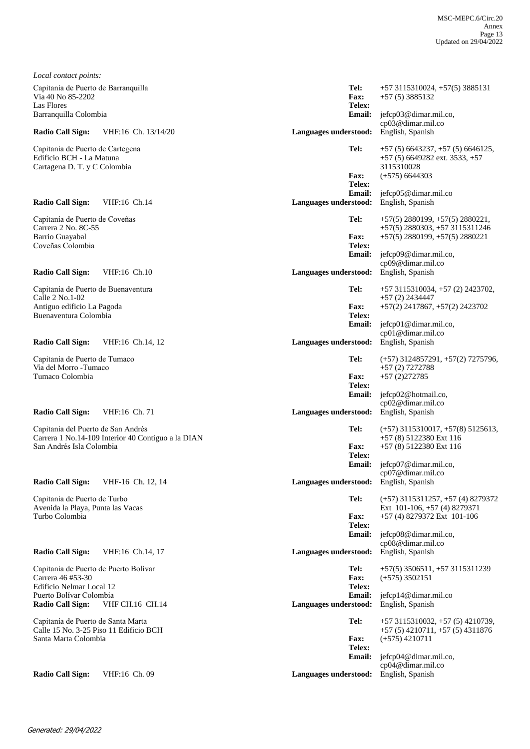*Local contact points:*

Capitanía de Puerto de Barranquilla
Via 40 No 85-2202
Las Flores
Barranquilla Colombia

**Tel:** +57 3115310024, +57(5) 3885131
**Fax:** +57 (5) 3885132
**Telex:**
**Email:** jefcp03@dimar.mil.co, cp03@dimar.mil.co
**Radio Call Sign:** VHF:16 Ch. 13/14/20
**Languages understood:** English, Spanish

Capitanía de Puerto de Cartegena
Edificio BCH - La Matuna
Cartagena D. T. y C Colombia

**Tel:** +57 (5) 6643237, +57 (5) 6646125, +57 (5) 6649282 ext. 3533, +57 3115310028
**Fax:** (+575) 6644303
**Telex:**
**Email:** jefcp05@dimar.mil.co
**Radio Call Sign:** VHF:16 Ch.14
**Languages understood:** English, Spanish

Capitanía de Puerto de Coveñas
Carrera 2 No. 8C-55
Barrio Guayabal
Coveñas Colombia

**Tel:** +57(5) 2880199, +57(5) 2880221, +57(5) 2880303, +57 3115311246
**Fax:** +57(5) 2880199, +57(5) 2880221
**Telex:**
**Email:** jefcp09@dimar.mil.co, cp09@dimar.mil.co
**Radio Call Sign:** VHF:16 Ch.10
**Languages understood:** English, Spanish

Capitanía de Puerto de Buenaventura
Calle 2 No.1-02
Antiguo edificio La Pagoda
Buenaventura Colombia

**Tel:** +57 3115310034, +57 (2) 2423702, +57 (2) 2434447
**Fax:** +57(2) 2417867, +57(2) 2423702
**Telex:**
**Email:** jefcp01@dimar.mil.co, cp01@dimar.mil.co
**Radio Call Sign:** VHF:16 Ch.14, 12
**Languages understood:** English, Spanish

Capitanía de Puerto de Tumaco
Via del Morro -Tumaco
Tumaco Colombia

**Tel:** (+57) 3124857291, +57(2) 7275796, +57 (2) 7272788
**Fax:** +57 (2)272785
**Telex:**
**Email:** jefcp02@hotmail.co, cp02@dimar.mil.co
**Radio Call Sign:** VHF:16 Ch. 71
**Languages understood:** English, Spanish

Capitanía del Puerto de San Andrés
Carrera 1 No.14-109 Interior 40 Contiguo a la DIAN
San Andrés Isla Colombia

**Tel:** (+57) 3115310017, +57(8) 5125613, +57 (8) 5122380 Ext 116
**Fax:** +57 (8) 5122380 Ext 116
**Telex:**
**Email:** jefcp07@dimar.mil.co, cp07@dimar.mil.co
**Radio Call Sign:** VHF-16 Ch. 12, 14
**Languages understood:** English, Spanish

Capitanía de Puerto de Turbo
Avenida la Playa, Punta las Vacas
Turbo Colombia

**Tel:** (+57) 3115311257, +57 (4) 8279372 Ext 101-106, +57 (4) 8279371
**Fax:** +57 (4) 8279372 Ext 101-106
**Telex:**
**Email:** jefcp08@dimar.mil.co, cp08@dimar.mil.co
**Radio Call Sign:** VHF:16 Ch.14, 17
**Languages understood:** English, Spanish

Capitanía de Puerto de Puerto Bolívar
Carrera 46 #53-30
Edificio Nelmar Local 12
Puerto Bolívar Colombia

**Tel:** +57(5) 3506511, +57 3115311239
**Fax:** (+575) 3502151
**Telex:**
**Email:** jefcp14@dimar.mil.co
**Radio Call Sign:** VHF CH.16 CH.14
**Languages understood:** English, Spanish

Capitanía de Puerto de Santa Marta
Calle 15 No. 3-25 Piso 11 Edificio BCH
Santa Marta Colombia

**Tel:** +57 3115310032, +57 (5) 4210739, +57 (5) 4210711, +57 (5) 4311876
**Fax:** (+575) 4210711
**Telex:**
**Email:** jefcp04@dimar.mil.co, cp04@dimar.mil.co
**Radio Call Sign:** VHF:16 Ch. 09
**Languages understood:** English, Spanish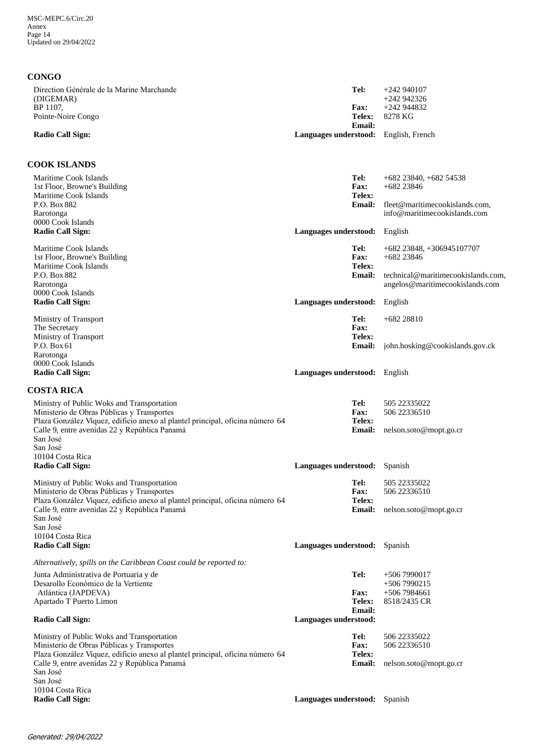## CONGO

Direction Générale de la Marine Marchande
(DIGEMAR)
BP 1107,
Pointe-Noire Congo

**Tel:** +242 940107
+242 942326
**Fax:** +242 944832
**Telex:** 8278 KG
**Email:**

**Radio Call Sign:**
**Languages understood:** English, French

## COOK ISLANDS

Maritime Cook Islands
1st Floor, Browne's Building
Maritime Cook Islands
P.O. Box 882
Rarotonga
0000 Cook Islands

**Tel:** +682 23840, +682 54538
**Fax:** +682 23846
**Telex:**
**Email:** fleet@maritimecookislands.com, info@maritimecookislands.com

**Radio Call Sign:**
**Languages understood:** English

Maritime Cook Islands
1st Floor, Browne's Building
Maritime Cook Islands
P.O. Box 882
Rarotonga
0000 Cook Islands

**Tel:** +682 23848, +306945107707
**Fax:** +682 23846
**Telex:**
**Email:** technical@maritimecookislands.com, angelos@maritimecookislands.com

**Radio Call Sign:**
**Languages understood:** English

Ministry of Transport
The Secretary
Ministry of Transport
P.O. Box 61
Rarotonga
0000 Cook Islands

**Tel:** +682 28810
**Fax:**
**Telex:**
**Email:** john.hosking@cookislands.gov.ck

**Radio Call Sign:**
**Languages understood:** English

## COSTA RICA

Ministry of Public Woks and Transportation
Ministerio de Obras Públicas y Transportes
Plaza González Víquez, edificio anexo al plantel principal, oficina número 64
Calle 9, entre avenidas 22 y República Panamá
San José
San José
10104 Costa Rica

**Tel:** 505 22335022
**Fax:** 506 22336510
**Telex:**
**Email:** nelson.soto@mopt.go.cr

**Radio Call Sign:**
**Languages understood:** Spanish

Ministry of Public Woks and Transportation
Ministerio de Obras Públicas y Transportes
Plaza González Víquez, edificio anexo al plantel principal, oficina número 64
Calle 9, entre avenidas 22 y República Panamá
San José
San José
10104 Costa Rica

**Tel:** 505 22335022
**Fax:** 506 22336510
**Telex:**
**Email:** nelson.soto@mopt.go.cr

**Radio Call Sign:**
**Languages understood:** Spanish

*Alternatively, spills on the Caribbean Coast could be reported to:*

Junta Administrativa de Portuaria y de
Desarollo Económico de la Vertiente
Atlántica (JAPDEVA)
Apartado T Puerto Limon

**Tel:** +506 7990017
+506 7990215
**Fax:** +506 7984661
**Telex:** 8518/2435 CR
**Email:**

**Radio Call Sign:**
**Languages understood:**

Ministry of Public Woks and Transportation
Ministerio de Obras Públicas y Transportes
Plaza González Víquez, edificio anexo al plantel principal, oficina número 64
Calle 9, entre avenidas 22 y República Panamá
San José
San José
10104 Costa Rica

**Tel:** 506 22335022
**Fax:** 506 22336510
**Telex:**
**Email:** nelson.soto@mopt.go.cr

**Radio Call Sign:**
**Languages understood:** Spanish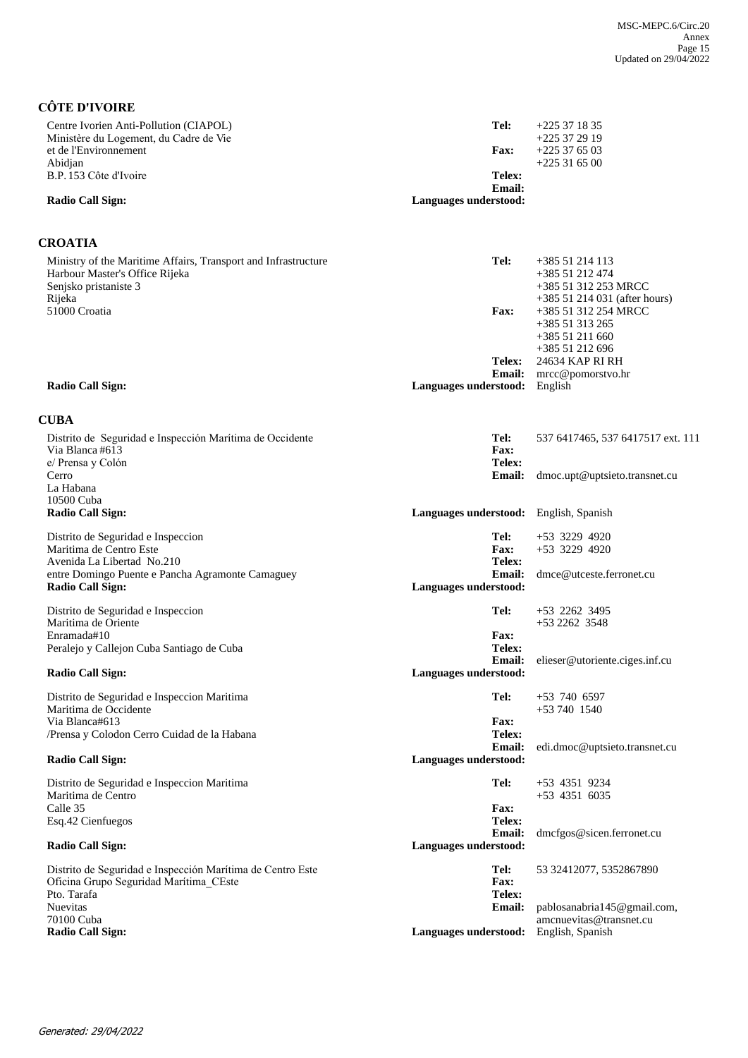## CÔTE D'IVOIRE

Centre Ivorien Anti-Pollution (CIAPOL)
Ministère du Logement, du Cadre de Vie
et de l'Environnement
Abidjan
B.P. 153 Côte d'Ivoire

**Tel:** +225 37 18 35
+225 37 29 19
**Fax:** +225 37 65 03
+225 31 65 00
**Telex:**
**Email:**

**Radio Call Sign:**
**Languages understood:**

## CROATIA

Ministry of the Maritime Affairs, Transport and Infrastructure
Harbour Master's Office Rijeka
Senjsko pristaniste 3
Rijeka
51000 Croatia

**Tel:** +385 51 214 113
+385 51 212 474
+385 51 312 253 MRCC
+385 51 214 031 (after hours)
**Fax:** +385 51 312 254 MRCC
+385 51 313 265
+385 51 211 660
+385 51 212 696
**Telex:** 24634 KAP RI RH
**Email:** mrcc@pomorstvo.hr

**Radio Call Sign:**
**Languages understood:** English

## CUBA

Distrito de Seguridad e Inspección Marítima de Occidente
Via Blanca #613
e/ Prensa y Colón
Cerro
La Habana
10500 Cuba

**Tel:** 537 6417465, 537 6417517 ext. 111
**Fax:**
**Telex:**
**Email:** dmoc.upt@uptsieto.transnet.cu

**Radio Call Sign:**
**Languages understood:** English, Spanish

Distrito de Seguridad e Inspeccion
Maritima de Centro Este
Avenida La Libertad No.210
entre Domingo Puente e Pancha Agramonte Camaguey

**Tel:** +53 3229 4920
**Fax:** +53 3229 4920
**Telex:**
**Email:** dmce@utceste.ferronet.cu

**Radio Call Sign:**
**Languages understood:**

Distrito de Seguridad e Inspeccion
Maritima de Oriente
Enramada#10
Peralejo y Callejon Cuba Santiago de Cuba

**Tel:** +53 2262 3495
+53 2262 3548
**Fax:**
**Telex:**
**Email:** elieser@utoriente.ciges.inf.cu

**Radio Call Sign:**
**Languages understood:**

Distrito de Seguridad e Inspeccion Maritima
Maritima de Occidente
Via Blanca#613
/Prensa y Colodon Cerro Cuidad de la Habana

**Tel:** +53 740 6597
+53 740 1540
**Fax:**
**Telex:**
**Email:** edi.dmoc@uptsieto.transnet.cu

**Radio Call Sign:**
**Languages understood:**

Distrito de Seguridad e Inspeccion Maritima
Maritima de Centro
Calle 35
Esq.42 Cienfuegos

**Tel:** +53 4351 9234
+53 4351 6035
**Fax:**
**Telex:**
**Email:** dmcfgos@sicen.ferronet.cu

**Radio Call Sign:**
**Languages understood:**

Distrito de Seguridad e Inspección Marítima de Centro Este
Oficina Grupo Seguridad Marítima_CEste
Pto. Tarafa
Nuevitas
70100 Cuba

**Tel:** 53 32412077, 5352867890
**Fax:**
**Telex:**
**Email:** pablosanabria145@gmail.com, amcnuevitas@transnet.cu

**Radio Call Sign:**
**Languages understood:** English, Spanish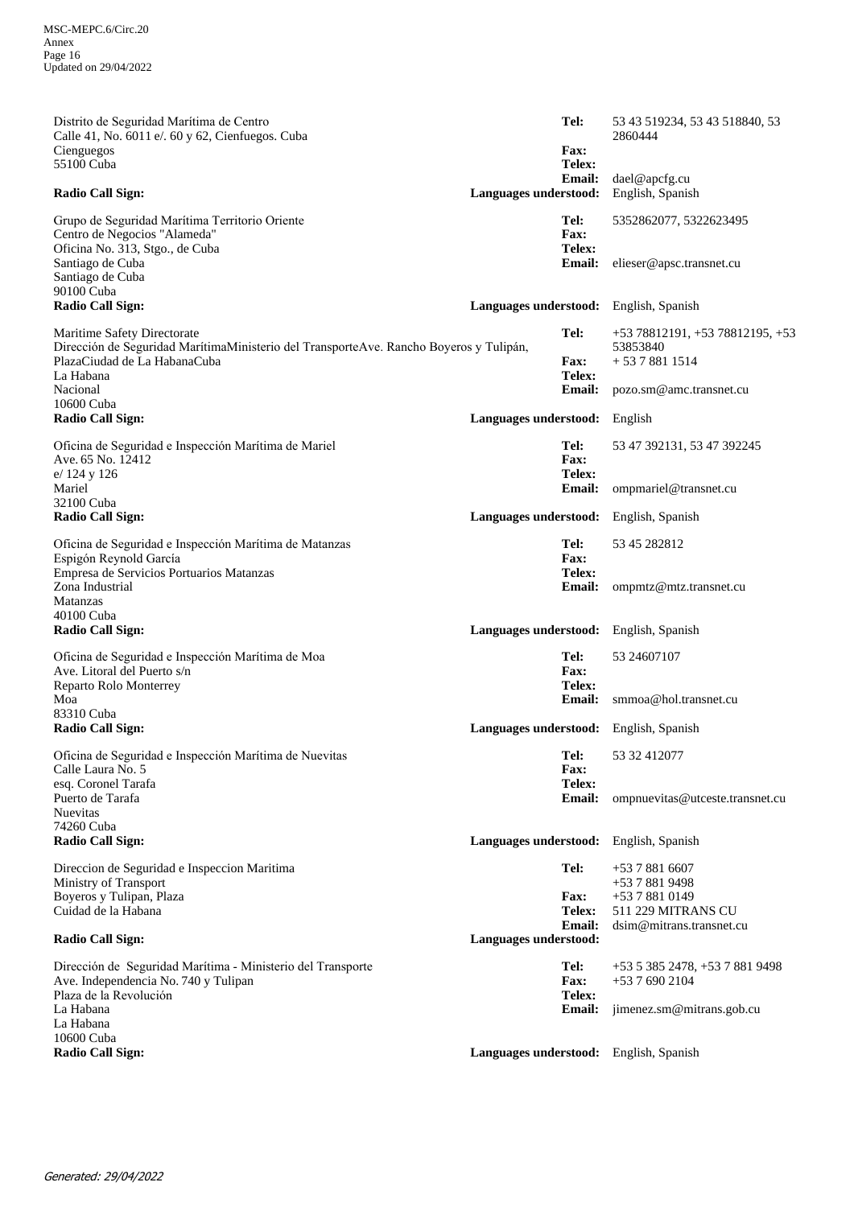Distrito de Seguridad Marítima de Centro
Calle 41, No. 6011 e/. 60 y 62, Cienfuegos. Cuba
Cienguegos
55100 Cuba

**Tel:** 53 43 519234, 53 43 518840, 53 2860444
**Fax:**
**Telex:**
**Email:** dael@apcfg.cu
**Radio Call Sign:**
**Languages understood:** English, Spanish

Grupo de Seguridad Marítima Territorio Oriente
Centro de Negocios "Alameda"
Oficina No. 313, Stgo., de Cuba
Santiago de Cuba
Santiago de Cuba
90100 Cuba

**Tel:** 5352862077, 5322623495
**Fax:**
**Telex:**
**Email:** elieser@apsc.transnet.cu
**Radio Call Sign:**
**Languages understood:** English, Spanish

Maritime Safety Directorate
Dirección de Seguridad MarítimaMinisterio del TransporteAve. Rancho Boyeros y Tulipán, PlazaCiudad de La HabanaCuba
La Habana
Nacional
10600 Cuba

**Tel:** +53 78812191, +53 78812195, +53 53853840
**Fax:** + 53 7 881 1514
**Telex:**
**Email:** pozo.sm@amc.transnet.cu
**Radio Call Sign:**
**Languages understood:** English

Oficina de Seguridad e Inspección Marítima de Mariel
Ave. 65 No. 12412
e/ 124 y 126
Mariel
32100 Cuba

**Tel:** 53 47 392131, 53 47 392245
**Fax:**
**Telex:**
**Email:** ompmariel@transnet.cu
**Radio Call Sign:**
**Languages understood:** English, Spanish

Oficina de Seguridad e Inspección Marítima de Matanzas
Espigón Reynold García
Empresa de Servicios Portuarios Matanzas
Zona Industrial
Matanzas
40100 Cuba

**Tel:** 53 45 282812
**Fax:**
**Telex:**
**Email:** ompmtz@mtz.transnet.cu
**Radio Call Sign:**
**Languages understood:** English, Spanish

Oficina de Seguridad e Inspección Marítima de Moa
Ave. Litoral del Puerto s/n
Reparto Rolo Monterrey
Moa
83310 Cuba

**Tel:** 53 24607107
**Fax:**
**Telex:**
**Email:** smmoa@hol.transnet.cu
**Radio Call Sign:**
**Languages understood:** English, Spanish

Oficina de Seguridad e Inspección Marítima de Nuevitas
Calle Laura No. 5
esq. Coronel Tarafa
Puerto de Tarafa
Nuevitas
74260 Cuba

**Tel:** 53 32 412077
**Fax:**
**Telex:**
**Email:** ompnuevitas@utceste.transnet.cu
**Radio Call Sign:**
**Languages understood:** English, Spanish

Direccion de Seguridad e Inspeccion Maritima
Ministry of Transport
Boyeros y Tulipan, Plaza
Cuidad de la Habana

**Tel:** +53 7 881 6607, +53 7 881 9498
**Fax:** +53 7 881 0149
**Telex:** 511 229 MITRANS CU
**Email:** dsim@mitrans.transnet.cu
**Radio Call Sign:**
**Languages understood:**

Dirección de Seguridad Marítima - Ministerio del Transporte
Ave. Independencia No. 740 y Tulipan
Plaza de la Revolución
La Habana
La Habana
10600 Cuba

**Tel:** +53 5 385 2478, +53 7 881 9498
**Fax:** +53 7 690 2104
**Telex:**
**Email:** jimenez.sm@mitrans.gob.cu
**Radio Call Sign:**
**Languages understood:** English, Spanish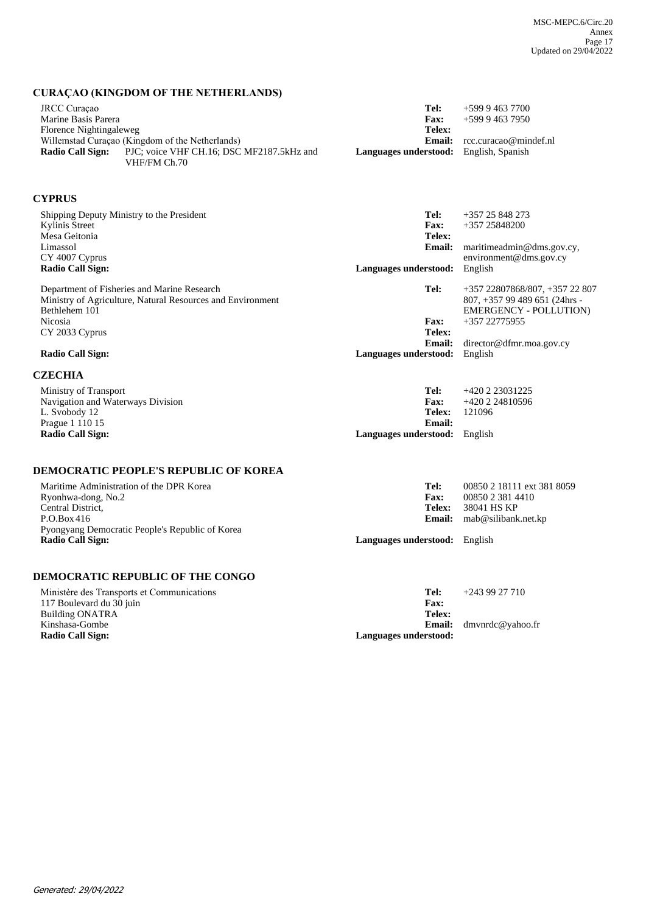## CURAÇAO (KINGDOM OF THE NETHERLANDS)

JRCC Curaçao
Marine Basis Parera
Florence Nightingaleweg
Willemstad Curaçao (Kingdom of the Netherlands)
**Radio Call Sign:** PJC; voice VHF CH.16; DSC MF2187.5kHz and VHF/FM Ch.70

**Tel:** +599 9 463 7700
**Fax:** +599 9 463 7950
**Telex:**
**Email:** rcc.curacao@mindef.nl
**Languages understood:** English, Spanish

## CYPRUS

Shipping Deputy Ministry to the President
Kylinis Street
Mesa Geitonia
Limassol
CY 4007 Cyprus
**Radio Call Sign:**

**Tel:** +357 25 848 273
**Fax:** +357 25848200
**Telex:**
**Email:** maritimeadmin@dms.gov.cy, environment@dms.gov.cy
**Languages understood:** English

Department of Fisheries and Marine Research
Ministry of Agriculture, Natural Resources and Environment
Bethlehem 101
Nicosia
CY 2033 Cyprus
**Radio Call Sign:**

**Tel:** +357 22807868/807, +357 22 807 807, +357 99 489 651 (24hrs - EMERGENCY - POLLUTION)
**Fax:** +357 22775955
**Telex:**
**Email:** director@dfmr.moa.gov.cy
**Languages understood:** English

## CZECHIA

Ministry of Transport
Navigation and Waterways Division
L. Svobody 12
Prague 1 110 15
**Radio Call Sign:**

**Tel:** +420 2 23031225
**Fax:** +420 2 24810596
**Telex:** 121096
**Email:**
**Languages understood:** English

## DEMOCRATIC PEOPLE'S REPUBLIC OF KOREA

Maritime Administration of the DPR Korea
Ryonhwa-dong, No.2
Central District,
P.O.Box 416
Pyongyang Democratic People's Republic of Korea
**Radio Call Sign:**

**Tel:** 00850 2 18111 ext 381 8059
**Fax:** 00850 2 381 4410
**Telex:** 38041 HS KP
**Email:** mab@silibank.net.kp
**Languages understood:** English

## DEMOCRATIC REPUBLIC OF THE CONGO

Ministère des Transports et Communications
117 Boulevard du 30 juin
Building ONATRA
Kinshasa-Gombe
**Radio Call Sign:**

**Tel:** +243 99 27 710
**Fax:**
**Telex:**
**Email:** dmvnrdc@yahoo.fr
**Languages understood:**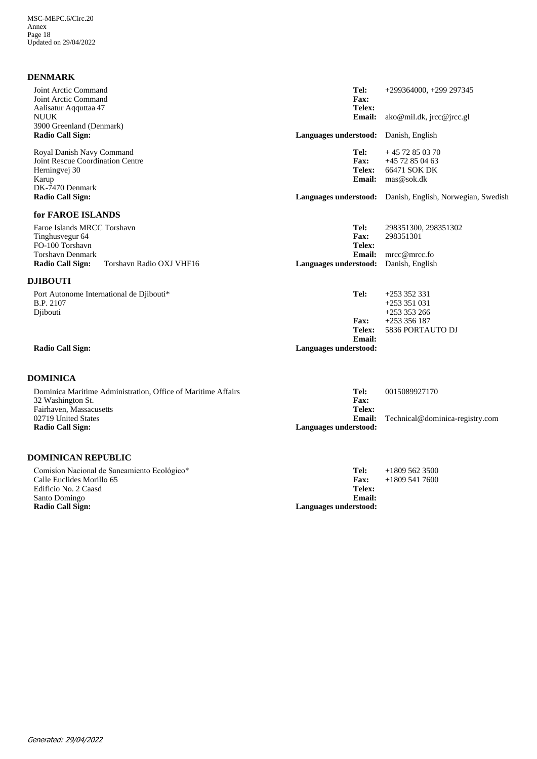## DENMARK

Joint Arctic Command
Joint Arctic Command
Aalisatur Aqquttaa 47
NUUK
3900 Greenland (Denmark)
**Radio Call Sign:**

**Tel:** +299364000, +299 297345
**Fax:**
**Telex:**
**Email:** ako@mil.dk, jrcc@jrcc.gl
**Languages understood:** Danish, English

Royal Danish Navy Command
Joint Rescue Coordination Centre
Herningvej 30
Karup
DK-7470 Denmark
**Radio Call Sign:**

**Tel:** + 45 72 85 03 70
**Fax:** +45 72 85 04 63
**Telex:** 66471 SOK DK
**Email:** mas@sok.dk
**Languages understood:** Danish, English, Norwegian, Swedish

### for FAROE ISLANDS

Faroe Islands MRCC Torshavn
Tinghusvegur 64
FO-100 Torshavn
Torshavn Denmark
**Radio Call Sign:** Torshavn Radio OXJ VHF16

**Tel:** 298351300, 298351302
**Fax:** 298351301
**Telex:**
**Email:** mrcc@mrcc.fo
**Languages understood:** Danish, English

## DJIBOUTI

Port Autonome International de Djibouti*
B.P. 2107
Djibouti
**Radio Call Sign:**

**Tel:** +253 352 331
+253 351 031
+253 353 266
**Fax:** +253 356 187
**Telex:** 5836 PORTAUTO DJ
**Email:**
**Languages understood:**

## DOMINICA

Dominica Maritime Administration, Office of Maritime Affairs
32 Washington St.
Fairhaven, Massacusetts
02719 United States
**Radio Call Sign:**

**Tel:** 0015089927170
**Fax:**
**Telex:**
**Email:** Technical@dominica-registry.com
**Languages understood:**

## DOMINICAN REPUBLIC

Comision Nacional de Saneamiento Ecológico*
Calle Euclides Morillo 65
Edificio No. 2 Caasd
Santo Domingo
**Radio Call Sign:**

**Tel:** +1809 562 3500
**Fax:** +1809 541 7600
**Telex:**
**Email:**
**Languages understood:**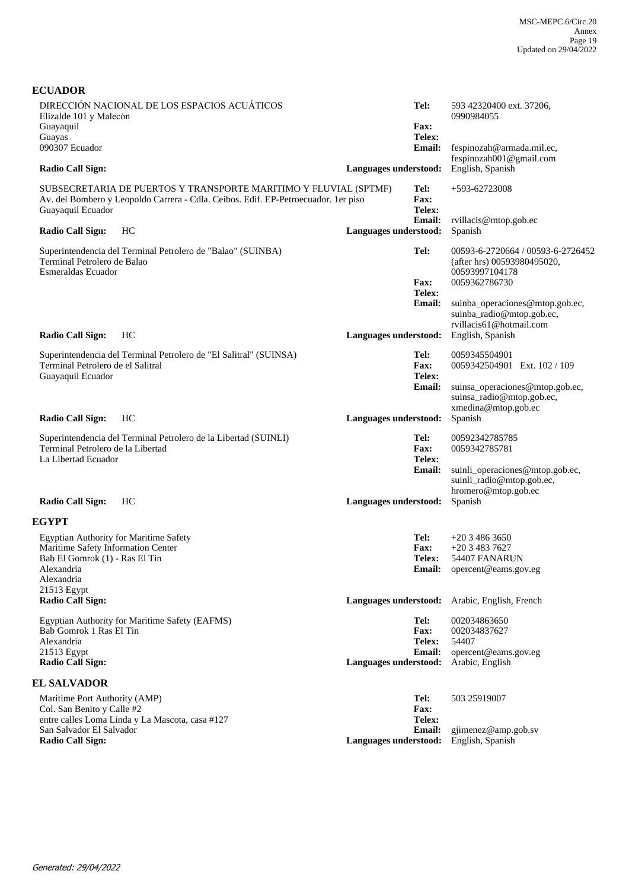## ECUADOR

DIRECCIÓN NACIONAL DE LOS ESPACIOS ACUÁTICOS
Elizalde 101 y Malecón
Guayaquil
Guayas
090307 Ecuador

**Tel:** 593 42320400 ext. 37206, 0990984055
**Fax:**
**Telex:**
**Email:** fespinozah@armada.mil.ec, fespinozah001@gmail.com
**Radio Call Sign:**
**Languages understood:** English, Spanish

SUBSECRETARIA DE PUERTOS Y TRANSPORTE MARITIMO Y FLUVIAL (SPTMF)
Av. del Bombero y Leopoldo Carrera - Cdla. Ceibos. Edif. EP-Petroecuador. 1er piso
Guayaquil Ecuador

**Tel:** +593-62723008
**Fax:**
**Telex:**
**Email:** rvillacis@mtop.gob.ec
**Radio Call Sign:** HC
**Languages understood:** Spanish

Superintendencia del Terminal Petrolero de "Balao" (SUINBA)
Terminal Petrolero de Balao
Esmeraldas Ecuador

**Tel:** 00593-6-2720664 / 00593-6-2726452 (after hrs) 00593980495020, 00593997104178
**Fax:** 0059362786730
**Telex:**
**Email:** suinba_operaciones@mtop.gob.ec, suinba_radio@mtop.gob.ec, rvillacis61@hotmail.com
**Radio Call Sign:** HC
**Languages understood:** English, Spanish

Superintendencia del Terminal Petrolero de "El Salitral" (SUINSA)
Terminal Petrolero de el Salitral
Guayaquil Ecuador

**Tel:** 0059345504901
**Fax:** 0059342504901 Ext. 102 / 109
**Telex:**
**Email:** suinsa_operaciones@mtop.gob.ec, suinsa_radio@mtop.gob.ec, xmedina@mtop.gob.ec
**Radio Call Sign:** HC
**Languages understood:** Spanish

Superintendencia del Terminal Petrolero de la Libertad (SUINLI)
Terminal Petrolero de la Libertad
La Libertad Ecuador

**Tel:** 00592342785785
**Fax:** 0059342785781
**Telex:**
**Email:** suinli_operaciones@mtop.gob.ec, suinli_radio@mtop.gob.ec, hromero@mtop.gob.ec
**Radio Call Sign:** HC
**Languages understood:** Spanish

## EGYPT

Egyptian Authority for Maritime Safety
Maritime Safety Information Center
Bab El Gomrok (1) - Ras El Tin
Alexandria
Alexandria
21513 Egypt

**Tel:** +20 3 486 3650
**Fax:** +20 3 483 7627
**Telex:** 54407 FANARUN
**Email:** opercent@eams.gov.eg
**Radio Call Sign:**
**Languages understood:** Arabic, English, French

Egyptian Authority for Maritime Safety (EAFMS)
Bab Gomrok 1 Ras El Tin
Alexandria
21513 Egypt

**Tel:** 002034863650
**Fax:** 002034837627
**Telex:** 54407
**Email:** opercent@eams.gov.eg
**Radio Call Sign:**
**Languages understood:** Arabic, English

## EL SALVADOR

Maritime Port Authority (AMP)
Col. San Benito y Calle #2
entre calles Loma Linda y La Mascota, casa #127
San Salvador El Salvador

**Tel:** 503 25919007
**Fax:**
**Telex:**
**Email:** gjimenez@amp.gob.sv
**Radio Call Sign:**
**Languages understood:** English, Spanish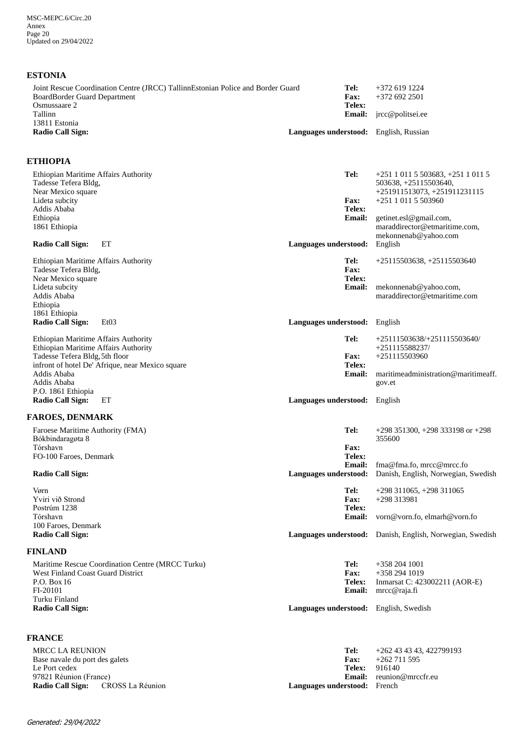## ESTONIA

Joint Rescue Coordination Centre (JRCC) TallinnEstonian Police and Border Guard BoardBorder Guard Department
Osmussaare 2
Tallinn
13811 Estonia
**Radio Call Sign:**

**Tel:** +372 619 1224
**Fax:** +372 692 2501
**Telex:**
**Email:** jrcc@politsei.ee
**Languages understood:** English, Russian

## ETHIOPIA

Ethiopian Maritime Affairs Authority
Tadesse Tefera Bldg,
Near Mexico square
Lideta subcity
Addis Ababa
Ethiopia
1861 Ethiopia
**Radio Call Sign:** ET

**Tel:** +251 1 011 5 503683, +251 1 011 5 503638, +25115503640, +251911513073, +251911231115
**Fax:** +251 1 011 5 503960
**Telex:**
**Email:** getinet.esl@gmail.com, maraddirector@etmaritime.com, mekonnenab@yahoo.com
**Languages understood:** English

Ethiopian Maritime Affairs Authority
Tadesse Tefera Bldg,
Near Mexico square
Lideta subcity
Addis Ababa
Ethiopia
1861 Ethiopia
**Radio Call Sign:** Et03

**Tel:** +25115503638, +25115503640
**Fax:**
**Telex:**
**Email:** mekonnenab@yahoo.com, maraddirector@etmaritime.com
**Languages understood:** English

Ethiopian Maritime Affairs Authority
Ethiopian Maritime Affairs Authority
Tadesse Tefera Bldg, 5th floor
infront of hotel De' Afrique, near Mexico square
Addis Ababa
Addis Ababa
P.O. 1861 Ethiopia
**Radio Call Sign:** ET

**Tel:** +25111503638/+251115503640/ +251115588237/
**Fax:** +251115503960
**Telex:**
**Email:** maritimeadministration@maritimeaff.gov.et
**Languages understood:** English

## FAROES, DENMARK

Faroese Maritime Authority (FMA)
Bókbindaragøta 8
Tórshavn
FO-100 Faroes, Denmark
**Radio Call Sign:**

**Tel:** +298 351300, +298 333198 or +298 355600
**Fax:**
**Telex:**
**Email:** fma@fma.fo, mrcc@mrcc.fo
**Languages understood:** Danish, English, Norwegian, Swedish

Vørn
Yviri við Strond
Postrúm 1238
Tórshavn
100 Faroes, Denmark
**Radio Call Sign:**

**Tel:** +298 311065, +298 311065
**Fax:** +298 313981
**Telex:**
**Email:** vorn@vorn.fo, elmarh@vorn.fo
**Languages understood:** Danish, English, Norwegian, Swedish

## FINLAND

Maritime Rescue Coordination Centre (MRCC Turku)
West Finland Coast Guard District
P.O. Box 16
FI-20101
Turku Finland
**Radio Call Sign:**

**Tel:** +358 204 1001
**Fax:** +358 294 1019
**Telex:** Inmarsat C: 423002211 (AOR-E)
**Email:** mrcc@raja.fi
**Languages understood:** English, Swedish

## FRANCE

MRCC LA REUNION
Base navale du port des galets
Le Port cedex
97821 Réunion (France)
**Radio Call Sign:** CROSS La Réunion

**Tel:** +262 43 43 43, 422799193
**Fax:** +262 711 595
**Telex:** 916140
**Email:** reunion@mrccfr.eu
**Languages understood:** French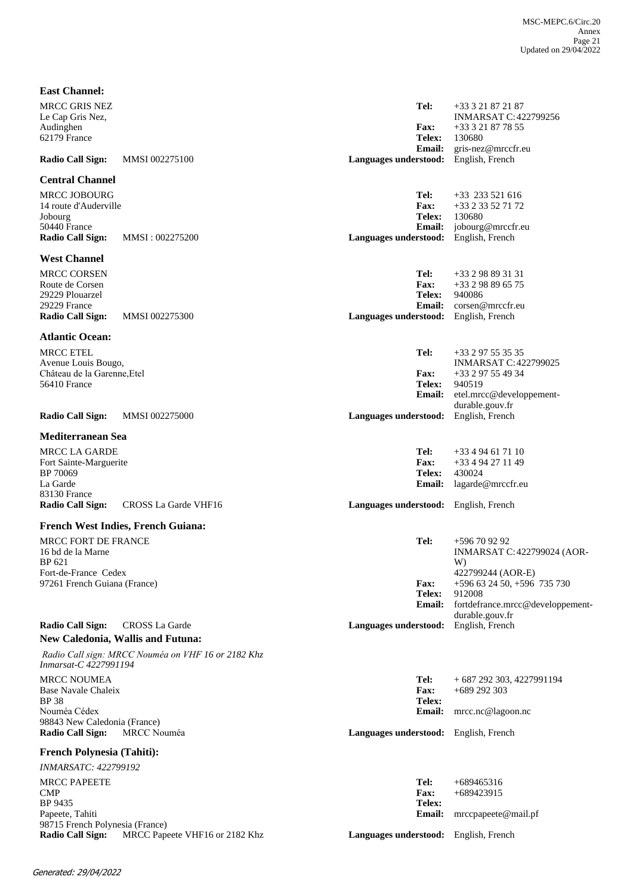**East Channel:**

MRCC GRIS NEZ
Le Cap Gris Nez,
Audinghen
62179 France

**Radio Call Sign:** MMSI 002275100

**Tel:** +33 3 21 87 21 87
INMARSAT C: 422799256
**Fax:** +33 3 21 87 78 55
**Telex:** 130680
**Email:** gris-nez@mrccfr.eu
**Languages understood:** English, French

**Central Channel**

MRCC JOBOURG
14 route d'Auderville
Jobourg
50440 France
**Radio Call Sign:** MMSI : 002275200

**Tel:** +33 233 521 616
**Fax:** +33 2 33 52 71 72
**Telex:** 130680
**Email:** jobourg@mrccfr.eu
**Languages understood:** English, French

**West Channel**

MRCC CORSEN
Route de Corsen
29229 Plouarzel
29229 France
**Radio Call Sign:** MMSI 002275300

**Tel:** +33 2 98 89 31 31
**Fax:** +33 2 98 89 65 75
**Telex:** 940086
**Email:** corsen@mrccfr.eu
**Languages understood:** English, French

**Atlantic Ocean:**

MRCC ETEL
Avenue Louis Bougo,
Château de la Garenne,Etel
56410 France

**Radio Call Sign:** MMSI 002275000

**Tel:** +33 2 97 55 35 35
INMARSAT C: 422799025
**Fax:** +33 2 97 55 49 34
**Telex:** 940519
**Email:** etel.mrcc@developpement-durable.gouv.fr
**Languages understood:** English, French

**Mediterranean Sea**

MRCC LA GARDE
Fort Sainte-Marguerite
BP 70069
La Garde
83130 France
**Radio Call Sign:** CROSS La Garde VHF16

**Tel:** +33 4 94 61 71 10
**Fax:** +33 4 94 27 11 49
**Telex:** 430024
**Email:** lagarde@mrccfr.eu
**Languages understood:** English, French

**French West Indies, French Guiana:**

MRCC FORT DE FRANCE
16 bd de la Marne
BP 621
Fort-de-France Cedex
97261 French Guiana (France)

**Radio Call Sign:** CROSS La Garde

**Tel:** +596 70 92 92
INMARSAT C: 422799024 (AOR-W)
422799244 (AOR-E)
**Fax:** +596 63 24 50, +596 735 730
**Telex:** 912008
**Email:** fortdefrance.mrcc@developpement-durable.gouv.fr
**Languages understood:** English, French

**New Caledonia, Wallis and Futuna:**

*Radio Call sign: MRCC Nouméa on VHF 16 or 2182 Khz*
*Inmarsat-C 4227991194*

MRCC NOUMEA
Base Navale Chaleix
BP 38
Nouméa Cédex
98843 New Caledonia (France)
**Radio Call Sign:** MRCC Nouméa

**Tel:** + 687 292 303, 4227991194
**Fax:** +689 292 303
**Telex:**
**Email:** mrcc.nc@lagoon.nc
**Languages understood:** English, French

**French Polynesia (Tahiti):**

*INMARSATC: 422799192*

MRCC PAPEETE
CMP
BP 9435
Papeete, Tahiti
98715 French Polynesia (France)
**Radio Call Sign:** MRCC Papeete VHF16 or 2182 Khz

**Tel:** +689465316
**Fax:** +689423915
**Telex:**
**Email:** mrccpapeete@mail.pf
**Languages understood:** English, French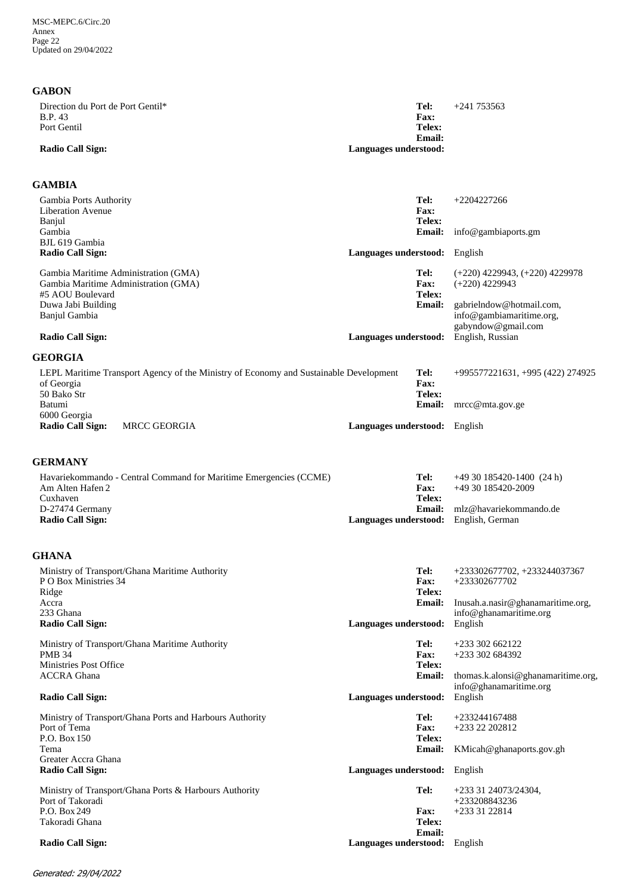## GABON

Direction du Port de Port Gentil*
B.P. 43
Port Gentil

**Tel:** +241 753563
**Fax:**
**Telex:**
**Email:**
**Radio Call Sign:**
**Languages understood:**

## GAMBIA

Gambia Ports Authority
Liberation Avenue
Banjul
Gambia
BJL 619 Gambia

**Tel:** +2204227266
**Fax:**
**Telex:**
**Email:** info@gambiaports.gm
**Radio Call Sign:**
**Languages understood:** English

Gambia Maritime Administration (GMA)
Gambia Maritime Administration (GMA)
#5 AOU Boulevard
Duwa Jabi Building
Banjul Gambia

**Tel:** (+220) 4229943, (+220) 4229978
**Fax:** (+220) 4229943
**Telex:**
**Email:** gabrielndow@hotmail.com, info@gambiamaritime.org, gabyndow@gmail.com
**Radio Call Sign:**
**Languages understood:** English, Russian

## GEORGIA

LEPL Maritime Transport Agency of the Ministry of Economy and Sustainable Development of Georgia
50 Bako Str
Batumi
6000 Georgia

**Tel:** +995577221631, +995 (422) 274925
**Fax:**
**Telex:**
**Email:** mrcc@mta.gov.ge
**Radio Call Sign:** MRCC GEORGIA
**Languages understood:** English

## GERMANY

Havariekommando - Central Command for Maritime Emergencies (CCME)
Am Alten Hafen 2
Cuxhaven
D-27474 Germany

**Tel:** +49 30 185420-1400 (24 h)
**Fax:** +49 30 185420-2009
**Telex:**
**Email:** mlz@havariekommando.de
**Radio Call Sign:**
**Languages understood:** English, German

## GHANA

Ministry of Transport/Ghana Maritime Authority
P O Box Ministries 34
Ridge
Accra
233 Ghana

**Tel:** +233302677702, +233244037367
**Fax:** +233302677702
**Telex:**
**Email:** Inusah.a.nasir@ghanamaritime.org, info@ghanamaritime.org
**Radio Call Sign:**
**Languages understood:** English

Ministry of Transport/Ghana Maritime Authority
PMB 34
Ministries Post Office
ACCRA Ghana

**Tel:** +233 302 662122
**Fax:** +233 302 684392
**Telex:**
**Email:** thomas.k.alonsi@ghanamaritime.org, info@ghanamaritime.org
**Radio Call Sign:**
**Languages understood:** English

Ministry of Transport/Ghana Ports and Harbours Authority
Port of Tema
P.O. Box 150
Tema
Greater Accra Ghana

**Tel:** +233244167488
**Fax:** +233 22 202812
**Telex:**
**Email:** KMicah@ghanaports.gov.gh
**Radio Call Sign:**
**Languages understood:** English

Ministry of Transport/Ghana Ports & Harbours Authority
Port of Takoradi
P.O. Box 249
Takoradi Ghana

**Tel:** +233 31 24073/24304, +233208843236
**Fax:** +233 31 22814
**Telex:**
**Email:**
**Radio Call Sign:**
**Languages understood:** English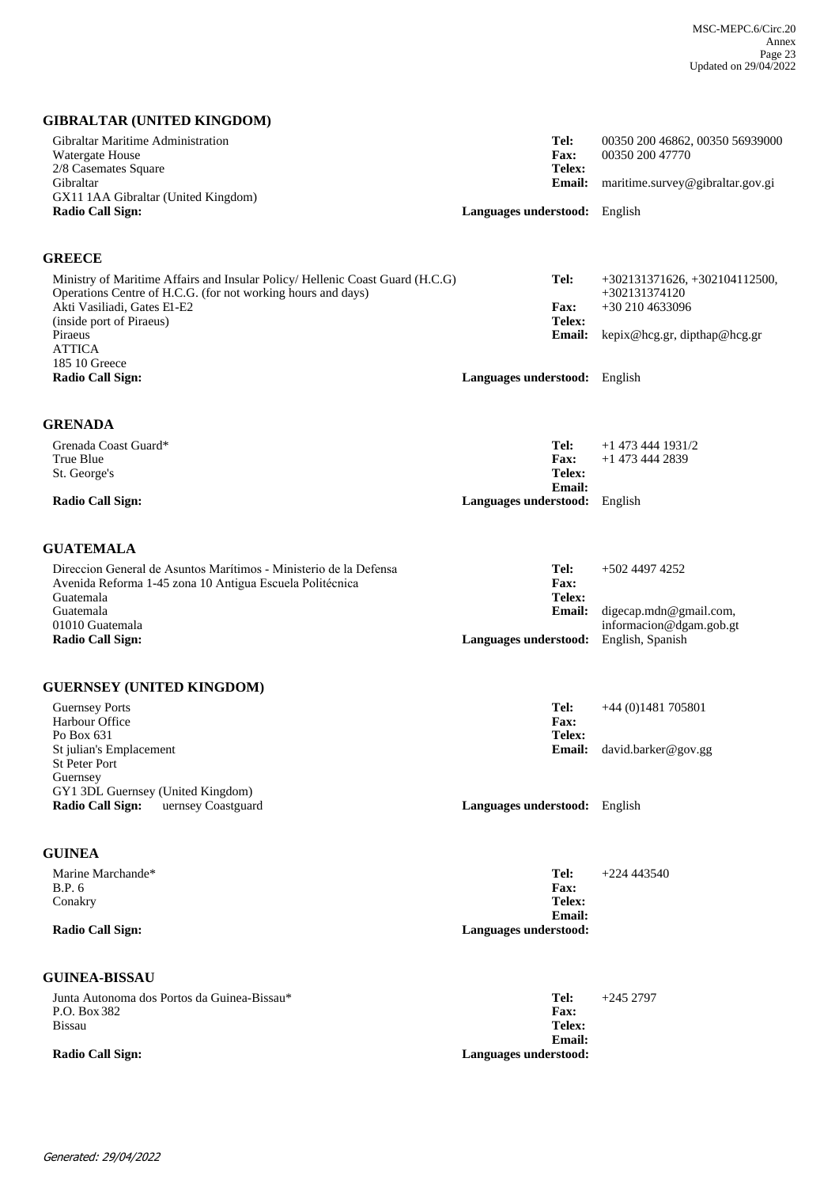## GIBRALTAR (UNITED KINGDOM)

Gibraltar Maritime Administration
Watergate House
2/8 Casemates Square
Gibraltar
GX11 1AA Gibraltar (United Kingdom)
**Radio Call Sign:**

**Tel:** 00350 200 46862, 00350 56939000
**Fax:** 00350 200 47770
**Telex:**
**Email:** maritime.survey@gibraltar.gov.gi
**Languages understood:** English

## GREECE

Ministry of Maritime Affairs and Insular Policy/ Hellenic Coast Guard (H.C.G)
Operations Centre of H.C.G. (for not working hours and days)
Akti Vasiliadi, Gates E1-E2
(inside port of Piraeus)
Piraeus
ATTICA
185 10 Greece
**Radio Call Sign:**

**Tel:** +302131371626, +302104112500, +302131374120
**Fax:** +30 210 4633096
**Telex:**
**Email:** kepix@hcg.gr, dipthap@hcg.gr
**Languages understood:** English

## GRENADA

Grenada Coast Guard*
True Blue
St. George's
**Radio Call Sign:**

**Tel:** +1 473 444 1931/2
**Fax:** +1 473 444 2839
**Telex:**
**Email:**
**Languages understood:** English

## GUATEMALA

Direccion General de Asuntos Marítimos - Ministerio de la Defensa
Avenida Reforma 1-45 zona 10 Antigua Escuela Politécnica
Guatemala
Guatemala
01010 Guatemala
**Radio Call Sign:**

**Tel:** +502 4497 4252
**Fax:**
**Telex:**
**Email:** digecap.mdn@gmail.com, informacion@dgam.gob.gt
**Languages understood:** English, Spanish

## GUERNSEY (UNITED KINGDOM)

Guernsey Ports
Harbour Office
Po Box 631
St julian's Emplacement
St Peter Port
Guernsey
GY1 3DL Guernsey (United Kingdom)
**Radio Call Sign:** uernsey Coastguard

**Tel:** +44 (0)1481 705801
**Fax:**
**Telex:**
**Email:** david.barker@gov.gg
**Languages understood:** English

## GUINEA

Marine Marchande*
B.P. 6
Conakry
**Radio Call Sign:**

**Tel:** +224 443540
**Fax:**
**Telex:**
**Email:**
**Languages understood:**

## GUINEA-BISSAU

Junta Autonoma dos Portos da Guinea-Bissau*
P.O. Box 382
Bissau
**Radio Call Sign:**

**Tel:** +245 2797
**Fax:**
**Telex:**
**Email:**
**Languages understood:**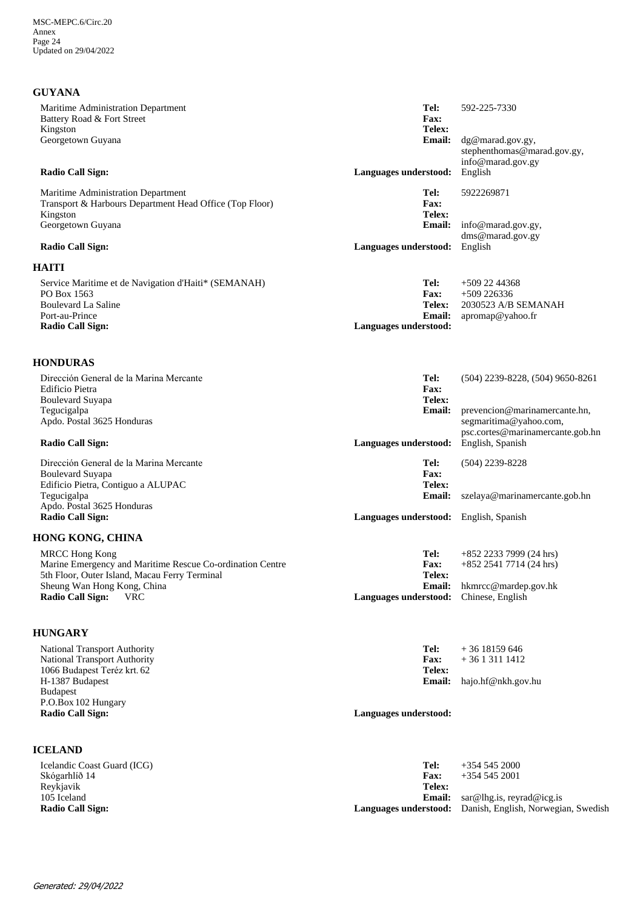## GUYANA

Maritime Administration Department
Battery Road & Fort Street
Kingston
Georgetown Guyana

**Tel:** 592-225-7330
**Fax:**
**Telex:**
**Email:** dg@marad.gov.gy, stephenthomas@marad.gov.gy, info@marad.gov.gy

**Radio Call Sign:**
**Languages understood:** English

Maritime Administration Department
Transport & Harbours Department Head Office (Top Floor)
Kingston
Georgetown Guyana

**Tel:** 5922269871
**Fax:**
**Telex:**
**Email:** info@marad.gov.gy, dms@marad.gov.gy

**Radio Call Sign:**
**Languages understood:** English

## HAITI

Service Maritime et de Navigation d'Haiti* (SEMANAH)
PO Box 1563
Boulevard La Saline
Port-au-Prince

**Tel:** +509 22 44368
**Fax:** +509 226336
**Telex:** 2030523 A/B SEMANAH
**Email:** apromap@yahoo.fr

**Radio Call Sign:**
**Languages understood:**

## HONDURAS

Dirección General de la Marina Mercante
Edificio Pietra
Boulevard Suyapa
Tegucigalpa
Apdo. Postal 3625 Honduras

**Tel:** (504) 2239-8228, (504) 9650-8261
**Fax:**
**Telex:**
**Email:** prevencion@marinamercante.hn, segmaritima@yahoo.com, psc.cortes@marinamercante.gob.hn

**Radio Call Sign:**
**Languages understood:** English, Spanish

Dirección General de la Marina Mercante
Boulevard Suyapa
Edificio Pietra, Contiguo a ALUPAC
Tegucigalpa
Apdo. Postal 3625 Honduras

**Tel:** (504) 2239-8228
**Fax:**
**Telex:**
**Email:** szelaya@marinamercante.gob.hn

**Radio Call Sign:**
**Languages understood:** English, Spanish

## HONG KONG, CHINA

MRCC Hong Kong
Marine Emergency and Maritime Rescue Co-ordination Centre
5th Floor, Outer Island, Macau Ferry Terminal
Sheung Wan Hong Kong, China

**Tel:** +852 2233 7999 (24 hrs)
**Fax:** +852 2541 7714 (24 hrs)
**Telex:**
**Email:** hkmrcc@mardep.gov.hk

**Radio Call Sign:** VRC
**Languages understood:** Chinese, English

## HUNGARY

National Transport Authority
National Transport Authority
1066 Budapest Teréz krt. 62
H-1387 Budapest
Budapest
P.O.Box 102 Hungary

**Tel:** + 36 18159 646
**Fax:** + 36 1 311 1412
**Telex:**
**Email:** hajo.hf@nkh.gov.hu

**Radio Call Sign:**
**Languages understood:**

## ICELAND

Icelandic Coast Guard (ICG)
Skógarhlíð 14
Reykjavik
105 Iceland

**Tel:** +354 545 2000
**Fax:** +354 545 2001
**Telex:**
**Email:** sar@lhg.is, reyrad@icg.is

**Radio Call Sign:**
**Languages understood:** Danish, English, Norwegian, Swedish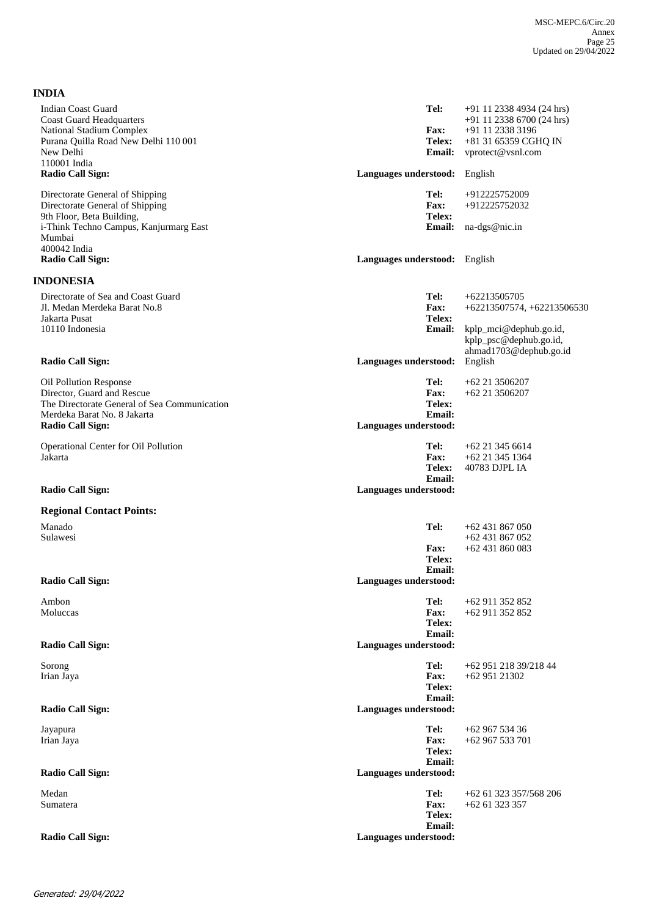## INDIA

Indian Coast Guard
Coast Guard Headquarters
National Stadium Complex
Purana Quilla Road New Delhi 110 001
New Delhi
110001 India
**Radio Call Sign:**

**Tel:** +91 11 2338 4934 (24 hrs)
+91 11 2338 6700 (24 hrs)
**Fax:** +91 11 2338 3196
**Telex:** +81 31 65359 CGHQ IN
**Email:** vprotect@vsnl.com
**Languages understood:** English

Directorate General of Shipping
Directorate General of Shipping
9th Floor, Beta Building,
i-Think Techno Campus, Kanjurmarg East
Mumbai
400042 India
**Radio Call Sign:**

**Tel:** +912225752009
**Fax:** +912225752032
**Telex:**
**Email:** na-dgs@nic.in
**Languages understood:** English

## INDONESIA

Directorate of Sea and Coast Guard
Jl. Medan Merdeka Barat No.8
Jakarta Pusat
10110 Indonesia
**Radio Call Sign:**

**Tel:** +62213505705
**Fax:** +62213507574, +62213506530
**Telex:**
**Email:** kplp_mci@dephub.go.id, kplp_psc@dephub.go.id, ahmad1703@dephub.go.id
**Languages understood:** English

Oil Pollution Response
Director, Guard and Rescue
The Directorate General of Sea Communication
Merdeka Barat No. 8 Jakarta
**Radio Call Sign:**

**Tel:** +62 21 3506207
**Fax:** +62 21 3506207
**Telex:**
**Email:**
**Languages understood:**

Operational Center for Oil Pollution
Jakarta
**Radio Call Sign:**

**Tel:** +62 21 345 6614
**Fax:** +62 21 345 1364
**Telex:** 40783 DJPL IA
**Email:**
**Languages understood:**

### Regional Contact Points:

Manado
Sulawesi
**Radio Call Sign:**

**Tel:** +62 431 867 050
+62 431 867 052
**Fax:** +62 431 860 083
**Telex:**
**Email:**
**Languages understood:**

Ambon
Moluccas
**Radio Call Sign:**

**Tel:** +62 911 352 852
**Fax:** +62 911 352 852
**Telex:**
**Email:**
**Languages understood:**

Sorong
Irian Jaya
**Radio Call Sign:**

**Tel:** +62 951 218 39/218 44
**Fax:** +62 951 21302
**Telex:**
**Email:**
**Languages understood:**

Jayapura
Irian Jaya
**Radio Call Sign:**

**Tel:** +62 967 534 36
**Fax:** +62 967 533 701
**Telex:**
**Email:**
**Languages understood:**

Medan
Sumatera
**Radio Call Sign:**

**Tel:** +62 61 323 357/568 206
**Fax:** +62 61 323 357
**Telex:**
**Email:**
**Languages understood:**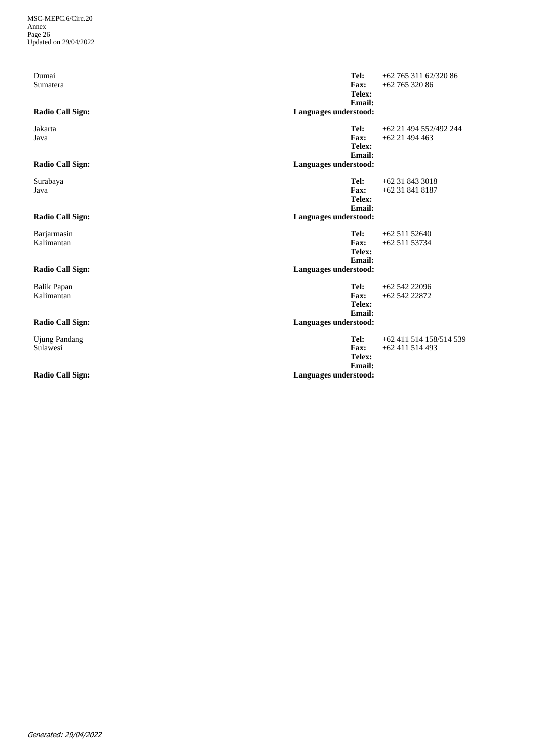Dumai
Sumatera

**Tel:** +62 765 311 62/320 86
**Fax:** +62 765 320 86
**Telex:**
**Email:**

**Radio Call Sign:**
**Languages understood:**

Jakarta
Java

**Tel:** +62 21 494 552/492 244
**Fax:** +62 21 494 463
**Telex:**
**Email:**

**Radio Call Sign:**
**Languages understood:**

Surabaya
Java

**Tel:** +62 31 843 3018
**Fax:** +62 31 841 8187
**Telex:**
**Email:**

**Radio Call Sign:**
**Languages understood:**

Barjarmasin
Kalimantan

**Tel:** +62 511 52640
**Fax:** +62 511 53734
**Telex:**
**Email:**

**Radio Call Sign:**
**Languages understood:**

Balik Papan
Kalimantan

**Tel:** +62 542 22096
**Fax:** +62 542 22872
**Telex:**
**Email:**

**Radio Call Sign:**
**Languages understood:**

Ujung Pandang
Sulawesi

**Tel:** +62 411 514 158/514 539
**Fax:** +62 411 514 493
**Telex:**
**Email:**

**Radio Call Sign:**
**Languages understood:**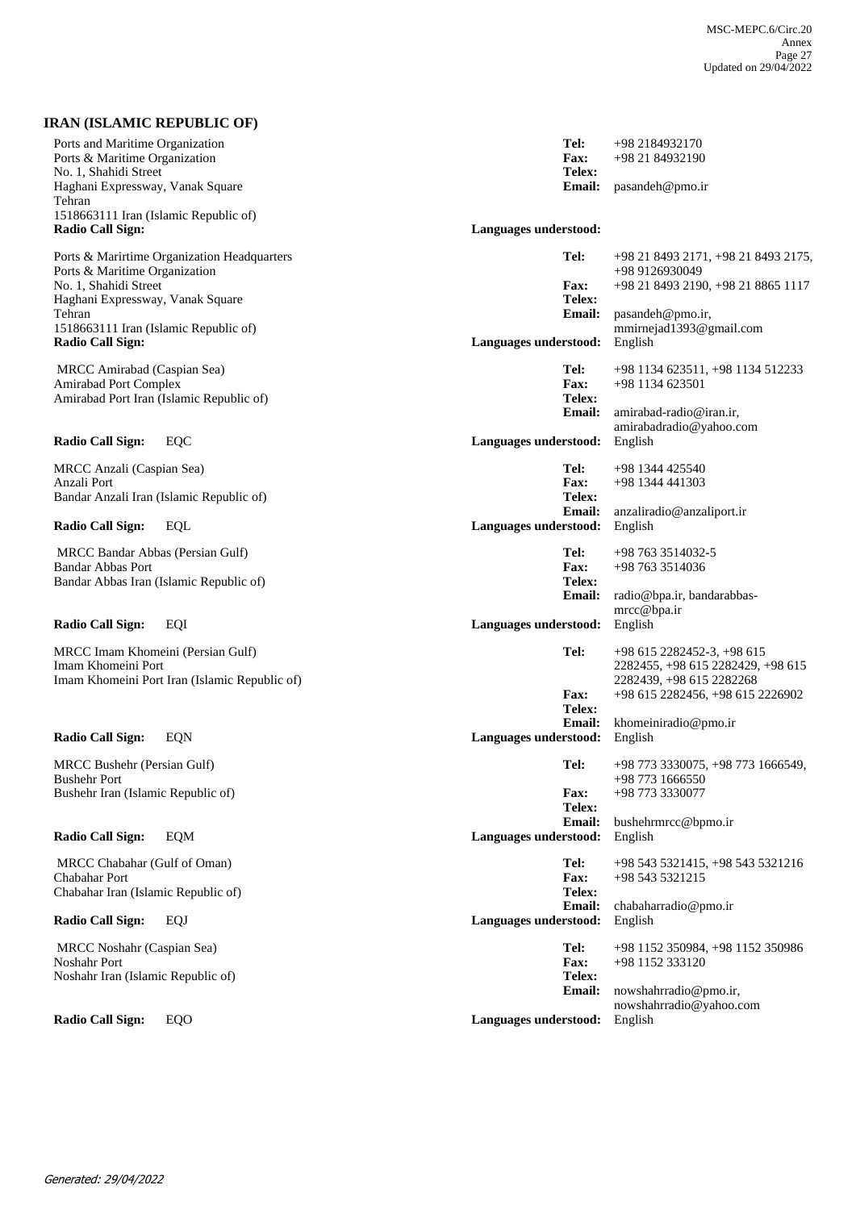## IRAN (ISLAMIC REPUBLIC OF)

Ports and Maritime Organization
Ports & Maritime Organization
No. 1, Shahidi Street
Haghani Expressway, Vanak Square
Tehran
1518663111 Iran (Islamic Republic of)
**Radio Call Sign:**

**Tel:** +98 2184932170
**Fax:** +98 21 84932190
**Telex:**
**Email:** pasandeh@pmo.ir
**Languages understood:**

Ports & Marirtime Organization Headquarters
Ports & Maritime Organization
No. 1, Shahidi Street
Haghani Expressway, Vanak Square
Tehran
1518663111 Iran (Islamic Republic of)
**Radio Call Sign:**

**Tel:** +98 21 8493 2171, +98 21 8493 2175, +98 9126930049
**Fax:** +98 21 8493 2190, +98 21 8865 1117
**Telex:**
**Email:** pasandeh@pmo.ir, mmirnejad1393@gmail.com
**Languages understood:** English

MRCC Amirabad (Caspian Sea)
Amirabad Port Complex
Amirabad Port Iran (Islamic Republic of)
**Radio Call Sign:** EQC

**Tel:** +98 1134 623511, +98 1134 512233
**Fax:** +98 1134 623501
**Telex:**
**Email:** amirabad-radio@iran.ir, amirabadradio@yahoo.com
**Languages understood:** English

MRCC Anzali (Caspian Sea)
Anzali Port
Bandar Anzali Iran (Islamic Republic of)
**Radio Call Sign:** EQL

**Tel:** +98 1344 425540
**Fax:** +98 1344 441303
**Telex:**
**Email:** anzaliradio@anzaliport.ir
**Languages understood:** English

MRCC Bandar Abbas (Persian Gulf)
Bandar Abbas Port
Bandar Abbas Iran (Islamic Republic of)
**Radio Call Sign:** EQI

**Tel:** +98 763 3514032-5
**Fax:** +98 763 3514036
**Telex:**
**Email:** radio@bpa.ir, bandarabbas-mrcc@bpa.ir
**Languages understood:** English

MRCC Imam Khomeini (Persian Gulf)
Imam Khomeini Port
Imam Khomeini Port Iran (Islamic Republic of)
**Radio Call Sign:** EQN

**Tel:** +98 615 2282452-3, +98 615 2282455, +98 615 2282429, +98 615 2282439, +98 615 2282268
**Fax:** +98 615 2282456, +98 615 2226902
**Telex:**
**Email:** khomeiniradio@pmo.ir
**Languages understood:** English

MRCC Bushehr (Persian Gulf)
Bushehr Port
Bushehr Iran (Islamic Republic of)
**Radio Call Sign:** EQM

**Tel:** +98 773 3330075, +98 773 1666549, +98 773 1666550
**Fax:** +98 773 3330077
**Telex:**
**Email:** bushehrmrcc@bpmo.ir
**Languages understood:** English

MRCC Chabahar (Gulf of Oman)
Chabahar Port
Chabahar Iran (Islamic Republic of)
**Radio Call Sign:** EQJ

**Tel:** +98 543 5321415, +98 543 5321216
**Fax:** +98 543 5321215
**Telex:**
**Email:** chabaharradio@pmo.ir
**Languages understood:** English

MRCC Noshahr (Caspian Sea)
Noshahr Port
Noshahr Iran (Islamic Republic of)
**Radio Call Sign:** EQO

**Tel:** +98 1152 350984, +98 1152 350986
**Fax:** +98 1152 333120
**Telex:**
**Email:** nowshahrradio@pmo.ir, nowshahrradio@yahoo.com
**Languages understood:** English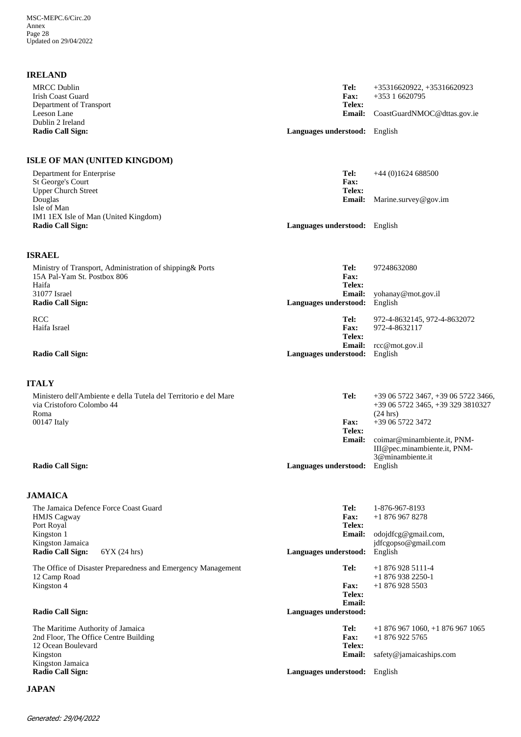## IRELAND

MRCC Dublin
Irish Coast Guard
Department of Transport
Leeson Lane
Dublin 2 Ireland
**Radio Call Sign:**

**Tel:** +35316620922, +35316620923
**Fax:** +353 1 6620795
**Telex:**
**Email:** CoastGuardNMOC@dttas.gov.ie
**Languages understood:** English

## ISLE OF MAN (UNITED KINGDOM)

Department for Enterprise
St George's Court
Upper Church Street
Douglas
Isle of Man
IM1 1EX Isle of Man (United Kingdom)
**Radio Call Sign:**

**Tel:** +44 (0)1624 688500
**Fax:**
**Telex:**
**Email:** Marine.survey@gov.im
**Languages understood:** English

## ISRAEL

Ministry of Transport, Administration of shipping& Ports
15A Pal-Yam St. Postbox 806
Haifa
31077 Israel
**Radio Call Sign:**

**Tel:** 97248632080
**Fax:**
**Telex:**
**Email:** yohanay@mot.gov.il
**Languages understood:** English

RCC
Haifa Israel
**Radio Call Sign:**

**Tel:** 972-4-8632145, 972-4-8632072
**Fax:** 972-4-8632117
**Telex:**
**Email:** rcc@mot.gov.il
**Languages understood:** English

## ITALY

Ministero dell'Ambiente e della Tutela del Territorio e del Mare
via Cristoforo Colombo 44
Roma
00147 Italy
**Radio Call Sign:**

**Tel:** +39 06 5722 3467, +39 06 5722 3466, +39 06 5722 3465, +39 329 3810327 (24 hrs)
**Fax:** +39 06 5722 3472
**Telex:**
**Email:** coimar@minambiente.it, PNM-III@pec.minambiente.it, PNM-3@minambiente.it
**Languages understood:** English

## JAMAICA

The Jamaica Defence Force Coast Guard
HMJS Cagway
Port Royal
Kingston 1
Kingston Jamaica
**Radio Call Sign:** 6YX (24 hrs)

**Tel:** 1-876-967-8193
**Fax:** +1 876 967 8278
**Telex:**
**Email:** odojdfcg@gmail.com, jdfcgopso@gmail.com
**Languages understood:** English

The Office of Disaster Preparedness and Emergency Management
12 Camp Road
Kingston 4
**Radio Call Sign:**

**Tel:** +1 876 928 5111-4
+1 876 938 2250-1
**Fax:** +1 876 928 5503
**Telex:**
**Email:**
**Languages understood:**

The Maritime Authority of Jamaica
2nd Floor, The Office Centre Building
12 Ocean Boulevard
Kingston
Kingston Jamaica
**Radio Call Sign:**

**Tel:** +1 876 967 1060, +1 876 967 1065
**Fax:** +1 876 922 5765
**Telex:**
**Email:** safety@jamaicaships.com
**Languages understood:** English

## JAPAN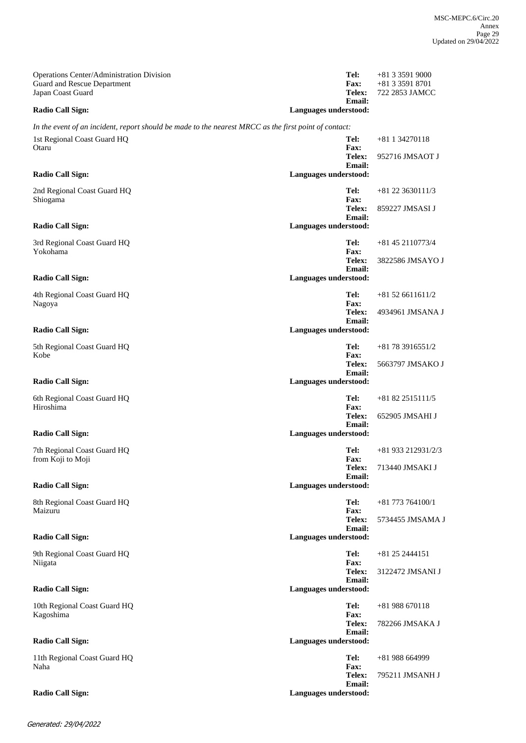Operations Center/Administration Division
Guard and Rescue Department
Japan Coast Guard

**Tel:** +81 3 3591 9000
**Fax:** +81 3 3591 8701
**Telex:** 722 2853 JAMCC
**Email:**
**Radio Call Sign:**
**Languages understood:**

*In the event of an incident, report should be made to the nearest MRCC as the first point of contact:*

1st Regional Coast Guard HQ
Otaru

**Tel:** +81 1 34270118
**Fax:**
**Telex:** 952716 JMSAOT J
**Email:**
**Radio Call Sign:**
**Languages understood:**

2nd Regional Coast Guard HQ
Shiogama

**Tel:** +81 22 3630111/3
**Fax:**
**Telex:** 859227 JMSASI J
**Email:**
**Radio Call Sign:**
**Languages understood:**

3rd Regional Coast Guard HQ
Yokohama

**Tel:** +81 45 2110773/4
**Fax:**
**Telex:** 3822586 JMSAYO J
**Email:**
**Radio Call Sign:**
**Languages understood:**

4th Regional Coast Guard HQ
Nagoya

**Tel:** +81 52 6611611/2
**Fax:**
**Telex:** 4934961 JMSANA J
**Email:**
**Radio Call Sign:**
**Languages understood:**

5th Regional Coast Guard HQ
Kobe

**Tel:** +81 78 3916551/2
**Fax:**
**Telex:** 5663797 JMSAKO J
**Email:**
**Radio Call Sign:**
**Languages understood:**

6th Regional Coast Guard HQ
Hiroshima

**Tel:** +81 82 2515111/5
**Fax:**
**Telex:** 652905 JMSAHI J
**Email:**
**Radio Call Sign:**
**Languages understood:**

7th Regional Coast Guard HQ
from Koji to Moji

**Tel:** +81 933 212931/2/3
**Fax:**
**Telex:** 713440 JMSAKI J
**Email:**
**Radio Call Sign:**
**Languages understood:**

8th Regional Coast Guard HQ
Maizuru

**Tel:** +81 773 764100/1
**Fax:**
**Telex:** 5734455 JMSAMA J
**Email:**
**Radio Call Sign:**
**Languages understood:**

9th Regional Coast Guard HQ
Niigata

**Tel:** +81 25 2444151
**Fax:**
**Telex:** 3122472 JMSANI J
**Email:**
**Radio Call Sign:**
**Languages understood:**

10th Regional Coast Guard HQ
Kagoshima

**Tel:** +81 988 670118
**Fax:**
**Telex:** 782266 JMSAKA J
**Email:**
**Radio Call Sign:**
**Languages understood:**

11th Regional Coast Guard HQ
Naha

**Tel:** +81 988 664999
**Fax:**
**Telex:** 795211 JMSANH J
**Email:**
**Radio Call Sign:**
**Languages understood:**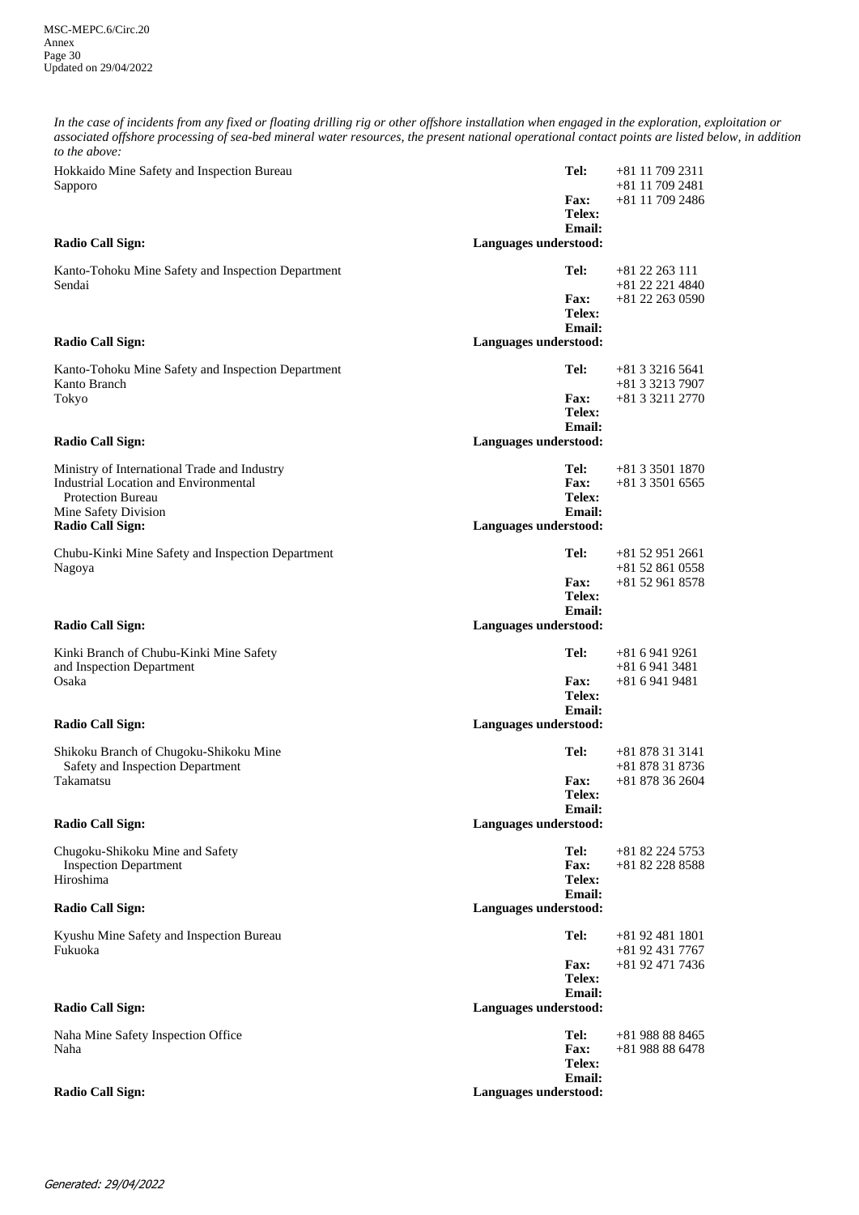*In the case of incidents from any fixed or floating drilling rig or other offshore installation when engaged in the exploration, exploitation or associated offshore processing of sea-bed mineral water resources, the present national operational contact points are listed below, in addition to the above:*

Hokkaido Mine Safety and Inspection Bureau
Sapporo

**Tel:** +81 11 709 2311
+81 11 709 2481
**Fax:** +81 11 709 2486
**Telex:**
**Email:**
**Radio Call Sign:**
**Languages understood:**

Kanto-Tohoku Mine Safety and Inspection Department
Sendai

**Tel:** +81 22 263 111
+81 22 221 4840
**Fax:** +81 22 263 0590
**Telex:**
**Email:**
**Radio Call Sign:**
**Languages understood:**

Kanto-Tohoku Mine Safety and Inspection Department
Kanto Branch
Tokyo

**Tel:** +81 3 3216 5641
+81 3 3213 7907
**Fax:** +81 3 3211 2770
**Telex:**
**Email:**
**Radio Call Sign:**
**Languages understood:**

Ministry of International Trade and Industry
Industrial Location and Environmental Protection Bureau
Mine Safety Division

**Tel:** +81 3 3501 1870
**Fax:** +81 3 3501 6565
**Telex:**
**Email:**
**Radio Call Sign:**
**Languages understood:**

Chubu-Kinki Mine Safety and Inspection Department
Nagoya

**Tel:** +81 52 951 2661
+81 52 861 0558
**Fax:** +81 52 961 8578
**Telex:**
**Email:**
**Radio Call Sign:**
**Languages understood:**

Kinki Branch of Chubu-Kinki Mine Safety and Inspection Department
Osaka

**Tel:** +81 6 941 9261
+81 6 941 3481
**Fax:** +81 6 941 9481
**Telex:**
**Email:**
**Radio Call Sign:**
**Languages understood:**

Shikoku Branch of Chugoku-Shikoku Mine Safety and Inspection Department
Takamatsu

**Tel:** +81 878 31 3141
+81 878 31 8736
**Fax:** +81 878 36 2604
**Telex:**
**Email:**
**Radio Call Sign:**
**Languages understood:**

Chugoku-Shikoku Mine and Safety Inspection Department
Hiroshima

**Tel:** +81 82 224 5753
**Fax:** +81 82 228 8588
**Telex:**
**Email:**
**Radio Call Sign:**
**Languages understood:**

Kyushu Mine Safety and Inspection Bureau
Fukuoka

**Tel:** +81 92 481 1801
+81 92 431 7767
**Fax:** +81 92 471 7436
**Telex:**
**Email:**
**Radio Call Sign:**
**Languages understood:**

Naha Mine Safety Inspection Office
Naha

**Tel:** +81 988 88 8465
**Fax:** +81 988 88 6478
**Telex:**
**Email:**
**Radio Call Sign:**
**Languages understood:**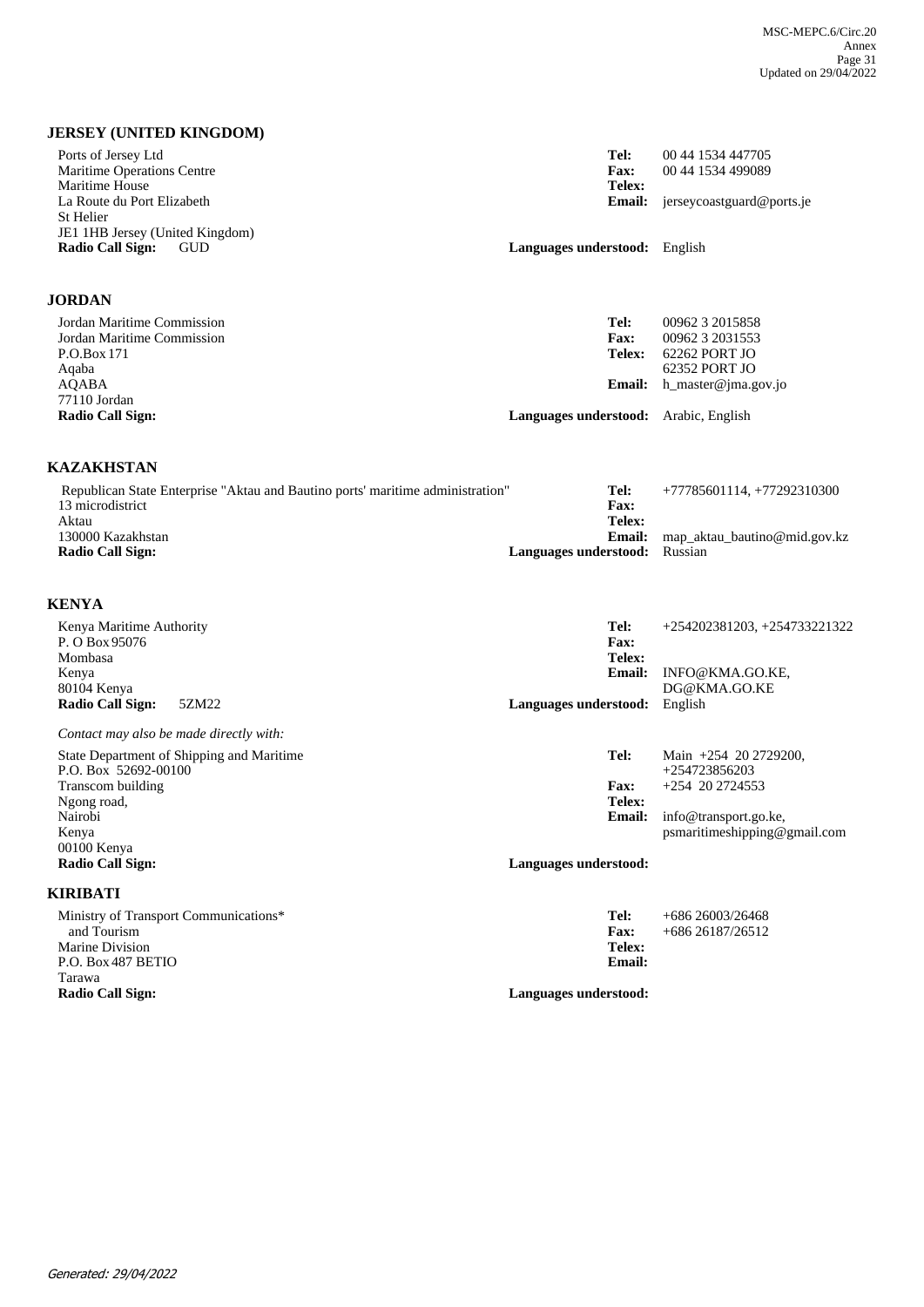## JERSEY (UNITED KINGDOM)

Ports of Jersey Ltd
Maritime Operations Centre
Maritime House
La Route du Port Elizabeth
St Helier
JE1 1HB Jersey (United Kingdom)
**Radio Call Sign:** GUD

**Tel:** 00 44 1534 447705
**Fax:** 00 44 1534 499089
**Telex:**
**Email:** jerseycoastguard@ports.je
**Languages understood:** English

## JORDAN

Jordan Maritime Commission
Jordan Maritime Commission
P.O.Box 171
Aqaba
AQABA
77110 Jordan
**Radio Call Sign:**

**Tel:** 00962 3 2015858
**Fax:** 00962 3 2031553
**Telex:** 62262 PORT JO
62352 PORT JO
**Email:** h_master@jma.gov.jo
**Languages understood:** Arabic, English

## KAZAKHSTAN

Republican State Enterprise "Aktau and Bautino ports' maritime administration"
13 microdistrict
Aktau
130000 Kazakhstan
**Radio Call Sign:**

**Tel:** +77785601114, +77292310300
**Fax:**
**Telex:**
**Email:** map_aktau_bautino@mid.gov.kz
**Languages understood:** Russian

## KENYA

Kenya Maritime Authority
P. O Box 95076
Mombasa
Kenya
80104 Kenya
**Radio Call Sign:** 5ZM22

**Tel:** +254202381203, +254733221322
**Fax:**
**Telex:**
**Email:** INFO@KMA.GO.KE, DG@KMA.GO.KE
**Languages understood:** English

*Contact may also be made directly with:*

State Department of Shipping and Maritime
P.O. Box 52692-00100
Transcom building
Ngong road,
Nairobi
Kenya
00100 Kenya
**Radio Call Sign:**

**Tel:** Main +254 20 2729200, +254723856203
**Fax:** +254 20 2724553
**Telex:**
**Email:** info@transport.go.ke, psmaritimeshipping@gmail.com
**Languages understood:**

## KIRIBATI

Ministry of Transport Communications* and Tourism
Marine Division
P.O. Box 487 BETIO
Tarawa
**Radio Call Sign:**

**Tel:** +686 26003/26468
**Fax:** +686 26187/26512
**Telex:**
**Email:**
**Languages understood:**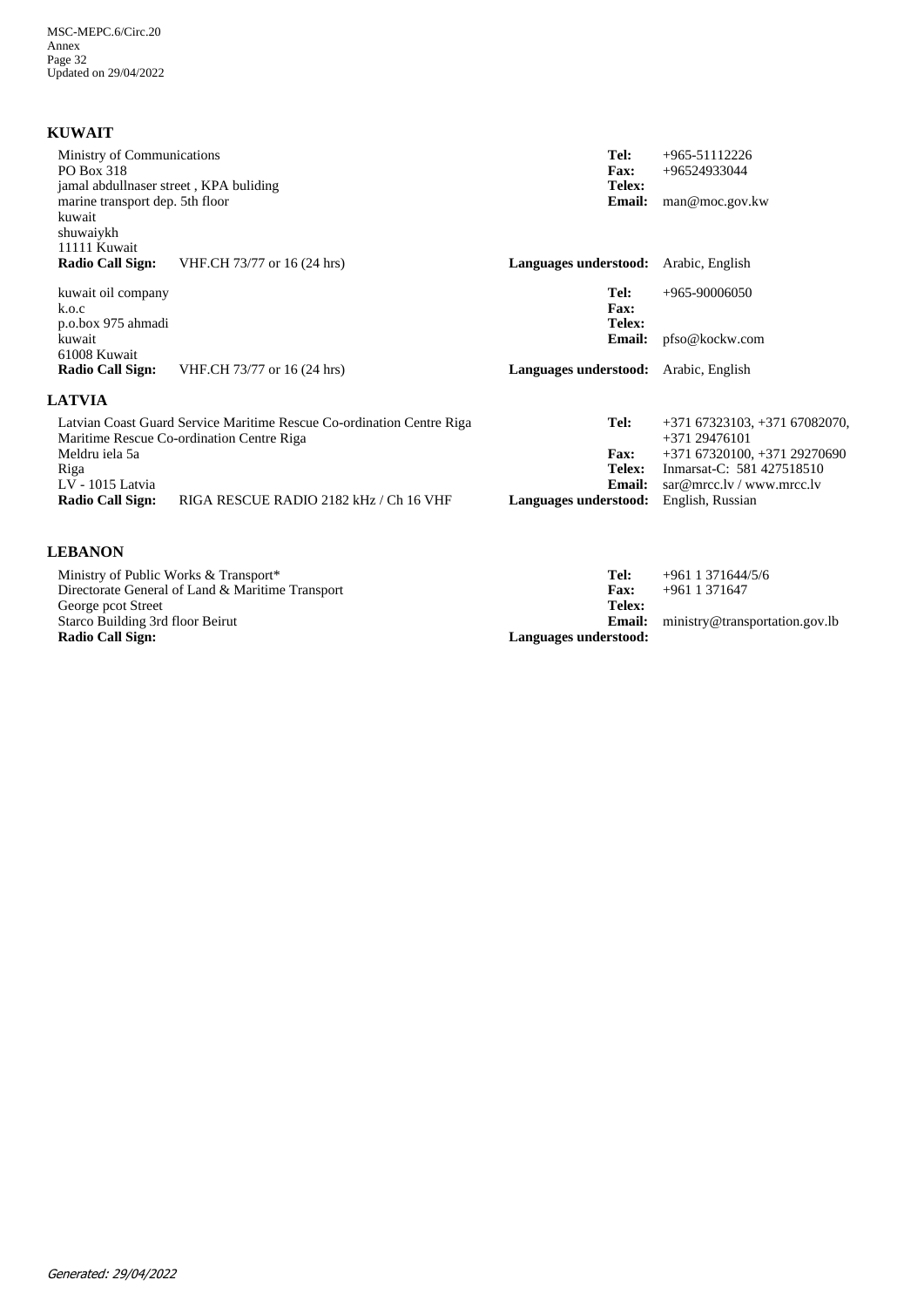## KUWAIT

Ministry of Communications
PO Box 318
jamal abdullnaser street , KPA buliding
marine transport dep. 5th floor
kuwait
shuwaiykh
11111 Kuwait
**Radio Call Sign:** VHF.CH 73/77 or 16 (24 hrs)

**Tel:** +965-51112226
**Fax:** +96524933044
**Telex:**
**Email:** man@moc.gov.kw
**Languages understood:** Arabic, English

kuwait oil company
k.o.c
p.o.box 975 ahmadi
kuwait
61008 Kuwait
**Radio Call Sign:** VHF.CH 73/77 or 16 (24 hrs)

**Tel:** +965-90006050
**Fax:**
**Telex:**
**Email:** pfso@kockw.com
**Languages understood:** Arabic, English

## LATVIA

Latvian Coast Guard Service Maritime Rescue Co-ordination Centre Riga
Maritime Rescue Co-ordination Centre Riga
Meldru iela 5a
Riga
LV - 1015 Latvia
**Radio Call Sign:** RIGA RESCUE RADIO 2182 kHz / Ch 16 VHF

**Tel:** +371 67323103, +371 67082070, +371 29476101
**Fax:** +371 67320100, +371 29270690
**Telex:** Inmarsat-C: 581 427518510
**Email:** sar@mrcc.lv / www.mrcc.lv
**Languages understood:** English, Russian

## LEBANON

Ministry of Public Works & Transport*
Directorate General of Land & Maritime Transport
George pcot Street
Starco Building 3rd floor Beirut
**Radio Call Sign:**

**Tel:** +961 1 371644/5/6
**Fax:** +961 1 371647
**Telex:**
**Email:** ministry@transportation.gov.lb
**Languages understood:**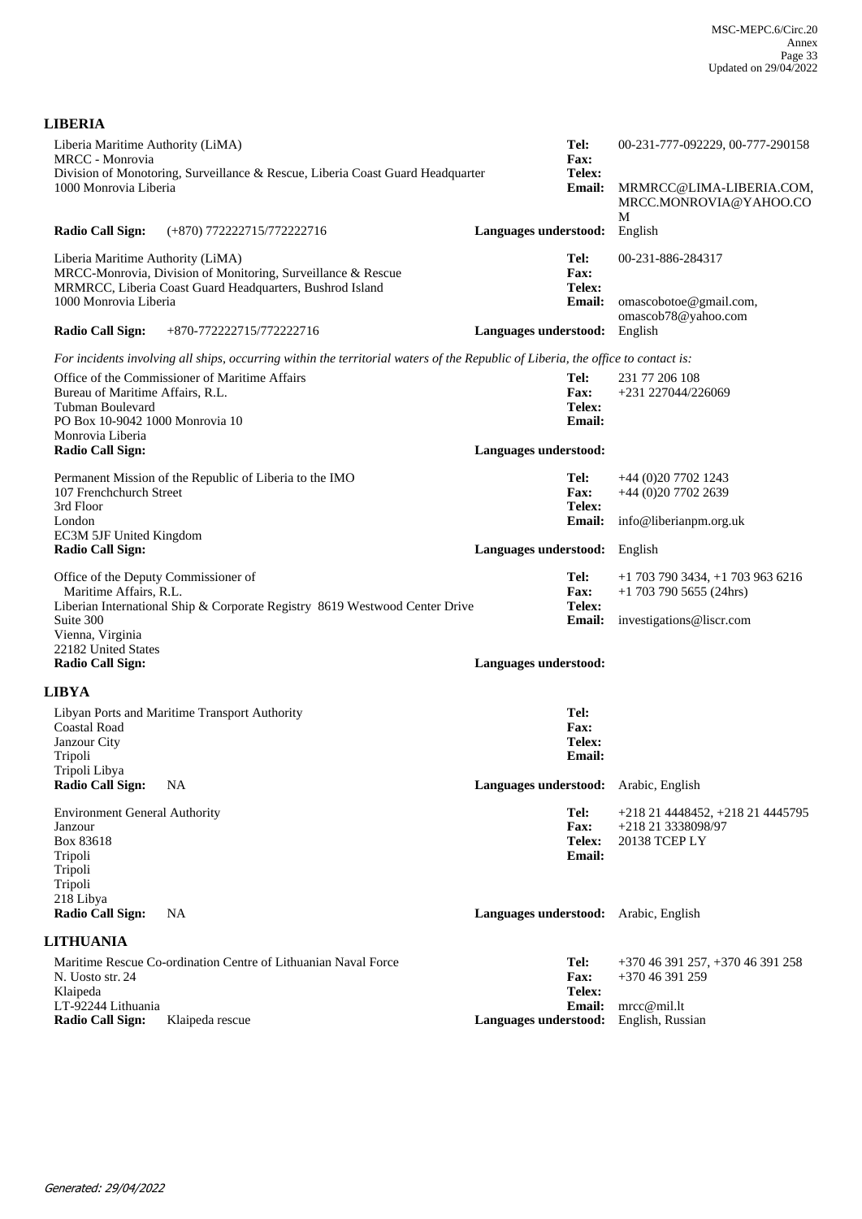## LIBERIA

Liberia Maritime Authority (LiMA)
MRCC - Monrovia
Division of Monotoring, Surveillance & Rescue, Liberia Coast Guard Headquarter
1000 Monrovia Liberia

**Tel:** 00-231-777-092229, 00-777-290158
**Fax:**
**Telex:**
**Email:** MRMRCC@LIMA-LIBERIA.COM, MRCC.MONROVIA@YAHOO.COM

**Radio Call Sign:** (+870) 772222715/772222716
**Languages understood:** English

Liberia Maritime Authority (LiMA)
MRCC-Monrovia, Division of Monitoring, Surveillance & Rescue
MRMRCC, Liberia Coast Guard Headquarters, Bushrod Island
1000 Monrovia Liberia

**Tel:** 00-231-886-284317
**Fax:**
**Telex:**
**Email:** omascobotoe@gmail.com, omascob78@yahoo.com

**Radio Call Sign:** +870-772222715/772222716
**Languages understood:** English

*For incidents involving all ships, occurring within the territorial waters of the Republic of Liberia, the office to contact is:*

Office of the Commissioner of Maritime Affairs
Bureau of Maritime Affairs, R.L.
Tubman Boulevard
PO Box 10-9042 1000 Monrovia 10
Monrovia Liberia

**Tel:** 231 77 206 108
**Fax:** +231 227044/226069
**Telex:**
**Email:**

**Radio Call Sign:**
**Languages understood:**

Permanent Mission of the Republic of Liberia to the IMO
107 Frenchchurch Street
3rd Floor
London
EC3M 5JF United Kingdom

**Tel:** +44 (0)20 7702 1243
**Fax:** +44 (0)20 7702 2639
**Telex:**
**Email:** info@liberianpm.org.uk

**Radio Call Sign:**
**Languages understood:** English

Office of the Deputy Commissioner of Maritime Affairs, R.L.
Liberian International Ship & Corporate Registry 8619 Westwood Center Drive
Suite 300
Vienna, Virginia
22182 United States

**Tel:** +1 703 790 3434, +1 703 963 6216
**Fax:** +1 703 790 5655 (24hrs)
**Telex:**
**Email:** investigations@liscr.com

**Radio Call Sign:**
**Languages understood:**

## LIBYA

Libyan Ports and Maritime Transport Authority
Coastal Road
Janzour City
Tripoli
Tripoli Libya

**Tel:**
**Fax:**
**Telex:**
**Email:**

**Radio Call Sign:** NA
**Languages understood:** Arabic, English

Environment General Authority
Janzour
Box 83618
Tripoli
Tripoli
Tripoli
218 Libya

**Tel:** +218 21 4448452, +218 21 4445795
**Fax:** +218 21 3338098/97
**Telex:** 20138 TCEP LY
**Email:**

**Radio Call Sign:** NA
**Languages understood:** Arabic, English

## LITHUANIA

Maritime Rescue Co-ordination Centre of Lithuanian Naval Force
N. Uosto str. 24
Klaipeda
LT-92244 Lithuania

**Tel:** +370 46 391 257, +370 46 391 258
**Fax:** +370 46 391 259
**Telex:**
**Email:** mrcc@mil.lt

**Radio Call Sign:** Klaipeda rescue
**Languages understood:** English, Russian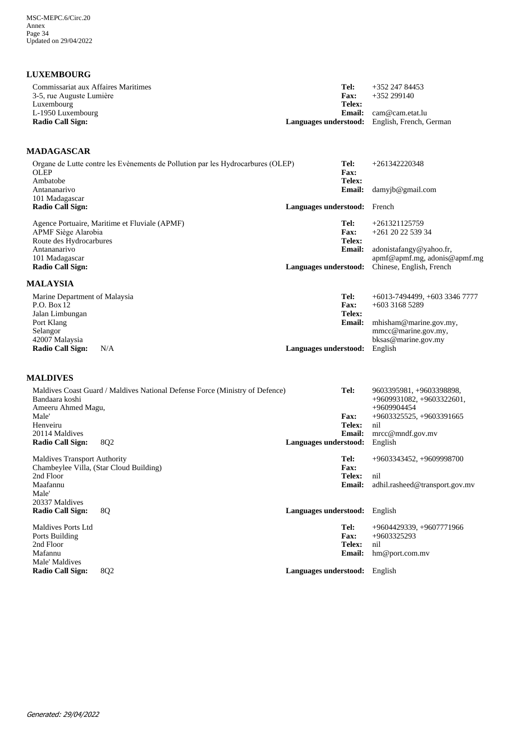## LUXEMBOURG

Commissariat aux Affaires Maritimes
3-5, rue Auguste Lumière
Luxembourg
L-1950 Luxembourg
**Radio Call Sign:**

**Tel:** +352 247 84453
**Fax:** +352 299140
**Telex:**
**Email:** cam@cam.etat.lu
**Languages understood:** English, French, German

## MADAGASCAR

Organe de Lutte contre les Evènements de Pollution par les Hydrocarbures (OLEP)
OLEP
Ambatobe
Antananarivo
101 Madagascar
**Radio Call Sign:**

**Tel:** +261342220348
**Fax:**
**Telex:**
**Email:** damyjb@gmail.com
**Languages understood:** French

Agence Portuaire, Maritime et Fluviale (APMF)
APMF Siège Alarobia
Route des Hydrocarbures
Antananarivo
101 Madagascar
**Radio Call Sign:**

**Tel:** +261321125759
**Fax:** +261 20 22 539 34
**Telex:**
**Email:** adonistafangy@yahoo.fr, apmf@apmf.mg, adonis@apmf.mg
**Languages understood:** Chinese, English, French

## MALAYSIA

Marine Department of Malaysia
P.O. Box 12
Jalan Limbungan
Port Klang
Selangor
42007 Malaysia
**Radio Call Sign:** N/A

**Tel:** +6013-7494499, +603 3346 7777
**Fax:** +603 3168 5289
**Telex:**
**Email:** mhisham@marine.gov.my, mmcc@marine.gov.my, bksas@marine.gov.my
**Languages understood:** English

## MALDIVES

Maldives Coast Guard / Maldives National Defense Force (Ministry of Defence)
Bandaara koshi
Ameeru Ahmed Magu,
Male'
Henveiru
20114 Maldives
**Radio Call Sign:** 8Q2

**Tel:** 9603395981, +9603398898, +9609931082, +9603322601, +9609904454
**Fax:** +9603325525, +9603391665
**Telex:** nil
**Email:** mrcc@mndf.gov.mv
**Languages understood:** English

Maldives Transport Authority
Chambeylee Villa, (Star Cloud Building)
2nd Floor
Maafannu
Male'
20337 Maldives
**Radio Call Sign:** 8Q

**Tel:** +9603343452, +9609998700
**Fax:**
**Telex:** nil
**Email:** adhil.rasheed@transport.gov.mv
**Languages understood:** English

Maldives Ports Ltd
Ports Building
2nd Floor
Mafannu
Male' Maldives
**Radio Call Sign:** 8Q2

**Tel:** +9604429339, +9607771966
**Fax:** +9603325293
**Telex:** nil
**Email:** hm@port.com.mv
**Languages understood:** English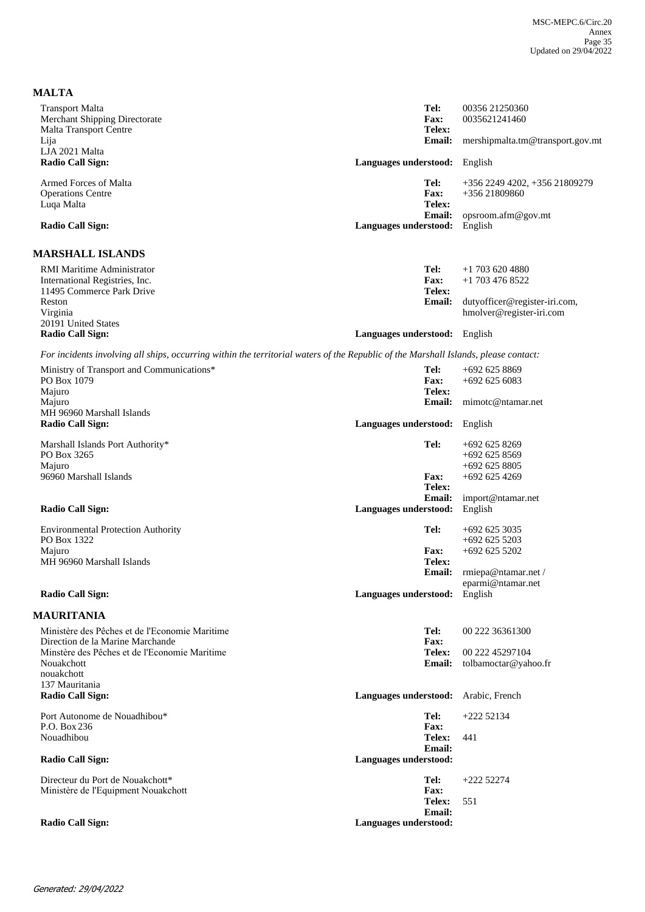## MALTA

Transport Malta
Merchant Shipping Directorate
Malta Transport Centre
Lija
LJA 2021 Malta

**Tel:** 00356 21250360
**Fax:** 0035621241460
**Telex:**
**Email:** mershipmalta.tm@transport.gov.mt
**Radio Call Sign:**
**Languages understood:** English

Armed Forces of Malta
Operations Centre
Luqa Malta

**Tel:** +356 2249 4202, +356 21809279
**Fax:** +356 21809860
**Telex:**
**Email:** opsroom.afm@gov.mt
**Radio Call Sign:**
**Languages understood:** English

## MARSHALL ISLANDS

RMI Maritime Administrator
International Registries, Inc.
11495 Commerce Park Drive
Reston
Virginia
20191 United States

**Tel:** +1 703 620 4880
**Fax:** +1 703 476 8522
**Telex:**
**Email:** dutyofficer@register-iri.com, hmolver@register-iri.com
**Radio Call Sign:**
**Languages understood:** English

*For incidents involving all ships, occurring within the territorial waters of the Republic of the Marshall Islands, please contact:*

Ministry of Transport and Communications*
PO Box 1079
Majuro
Majuro
MH 96960 Marshall Islands

**Tel:** +692 625 8869
**Fax:** +692 625 6083
**Telex:**
**Email:** mimotc@ntamar.net
**Radio Call Sign:**
**Languages understood:** English

Marshall Islands Port Authority*
PO Box 3265
Majuro
96960 Marshall Islands

**Tel:** +692 625 8269
+692 625 8569
+692 625 8805
**Fax:** +692 625 4269
**Telex:**
**Email:** import@ntamar.net
**Radio Call Sign:**
**Languages understood:** English

Environmental Protection Authority
PO Box 1322
Majuro
MH 96960 Marshall Islands

**Tel:** +692 625 3035
+692 625 5203
**Fax:** +692 625 5202
**Telex:**
**Email:** rmiepa@ntamar.net / eparmi@ntamar.net
**Radio Call Sign:**
**Languages understood:** English

## MAURITANIA

Ministère des Pêches et de l'Economie Maritime
Direction de la Marine Marchande
Minstère des Pêches et de l'Economie Maritime
Nouakchott
nouakchott
137 Mauritania

**Tel:** 00 222 36361300
**Fax:**
**Telex:** 00 222 45297104
**Email:** tolbamoctar@yahoo.fr
**Radio Call Sign:**
**Languages understood:** Arabic, French

Port Autonome de Nouadhibou*
P.O. Box 236
Nouadhibou

**Tel:** +222 52134
**Fax:**
**Telex:** 441
**Email:**
**Radio Call Sign:**
**Languages understood:**

Directeur du Port de Nouakchott*
Ministère de l'Equipment Nouakchott

**Tel:** +222 52274
**Fax:**
**Telex:** 551
**Email:**
**Radio Call Sign:**
**Languages understood:**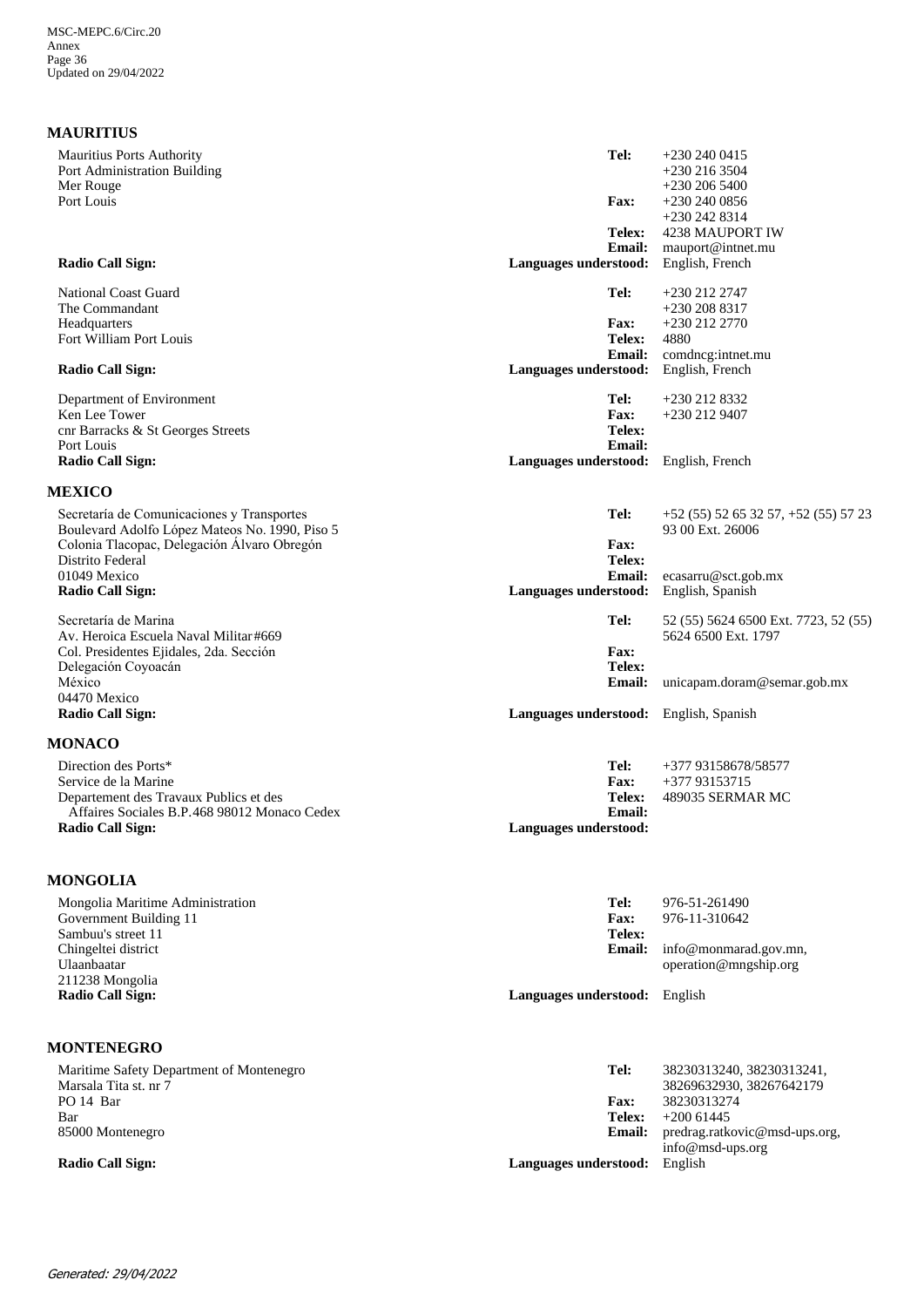## MAURITIUS

| | | |
|---|---|---|
| Mauritius Ports Authority<br>Port Administration Building<br>Mer Rouge<br>Port Louis | **Tel:** | +230 240 0415<br>+230 216 3504<br>+230 206 5400 |
| | **Fax:** | +230 240 0856<br>+230 242 8314 |
| | **Telex:** | 4238 MAUPORT IW |
| | **Email:** | mauport@intnet.mu |
| **Radio Call Sign:** | **Languages understood:** | English, French |

| | | |
|---|---|---|
| National Coast Guard<br>The Commandant<br>Headquarters<br>Fort William Port Louis | **Tel:** | +230 212 2747<br>+230 208 8317 |
| | **Fax:** | +230 212 2770 |
| | **Telex:** | 4880 |
| | **Email:** | comdncg:intnet.mu |
| **Radio Call Sign:** | **Languages understood:** | English, French |

| | | |
|---|---|---|
| Department of Environment<br>Ken Lee Tower<br>cnr Barracks & St Georges Streets<br>Port Louis | **Tel:** | +230 212 8332 |
| | **Fax:** | +230 212 9407 |
| | **Telex:** | |
| | **Email:** | |
| **Radio Call Sign:** | **Languages understood:** | English, French |

## MEXICO

| | | |
|---|---|---|
| Secretaría de Comunicaciones y Transportes<br>Boulevard Adolfo López Mateos No. 1990, Piso 5<br>Colonia Tlacopac, Delegación Álvaro Obregón<br>Distrito Federal<br>01049 Mexico | **Tel:** | +52 (55) 52 65 32 57, +52 (55) 57 23 93 00 Ext. 26006 |
| | **Fax:** | |
| | **Telex:** | |
| | **Email:** | ecasarru@sct.gob.mx |
| **Radio Call Sign:** | **Languages understood:** | English, Spanish |

| | | |
|---|---|---|
| Secretaría de Marina<br>Av. Heroica Escuela Naval Militar#669<br>Col. Presidentes Ejidales, 2da. Sección<br>Delegación Coyoacán<br>México<br>04470 Mexico | **Tel:** | 52 (55) 5624 6500 Ext. 7723, 52 (55) 5624 6500 Ext. 1797 |
| | **Fax:** | |
| | **Telex:** | |
| | **Email:** | unicapam.doram@semar.gob.mx |
| **Radio Call Sign:** | **Languages understood:** | English, Spanish |

## MONACO

| | | |
|---|---|---|
| Direction des Ports*<br>Service de la Marine<br>Departement des Travaux Publics et des Affaires Sociales B.P.468 98012 Monaco Cedex | **Tel:** | +377 93158678/58577 |
| | **Fax:** | +377 93153715 |
| | **Telex:** | 489035 SERMAR MC |
| | **Email:** | |
| **Radio Call Sign:** | **Languages understood:** | |

## MONGOLIA

| | | |
|---|---|---|
| Mongolia Maritime Administration<br>Government Building 11<br>Sambuu's street 11<br>Chingeltei district<br>Ulaanbaatar<br>211238 Mongolia | **Tel:** | 976-51-261490 |
| | **Fax:** | 976-11-310642 |
| | **Telex:** | |
| | **Email:** | info@monmarad.gov.mn, operation@mngship.org |
| **Radio Call Sign:** | **Languages understood:** | English |

## MONTENEGRO

| | | |
|---|---|---|
| Maritime Safety Department of Montenegro<br>Marsala Tita st. nr 7<br>PO 14 Bar<br>Bar<br>85000 Montenegro | **Tel:** | 38230313240, 38230313241, 38269632930, 38267642179 |
| | **Fax:** | 38230313274 |
| | **Telex:** | +200 61445 |
| | **Email:** | predrag.ratkovic@msd-ups.org, info@msd-ups.org |
| **Radio Call Sign:** | **Languages understood:** | English |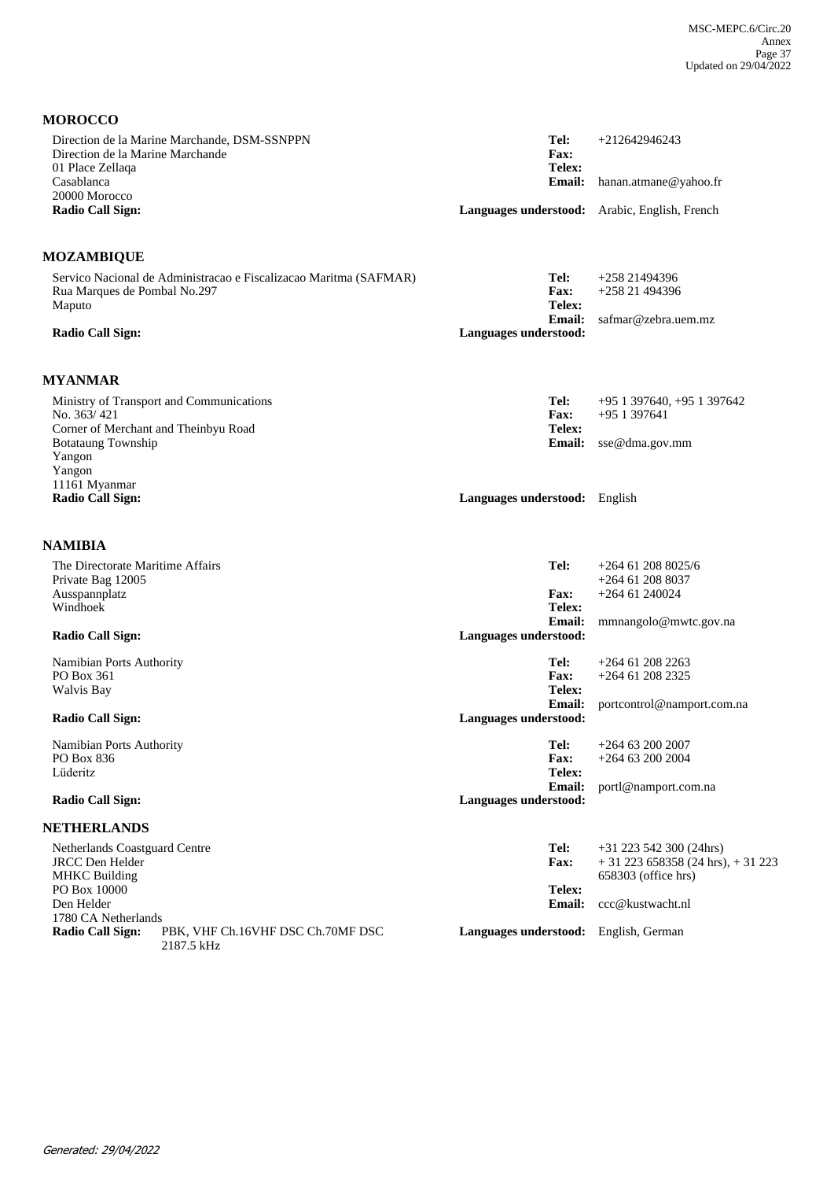## MOROCCO

Direction de la Marine Marchande, DSM-SSNPPN
Direction de la Marine Marchande
01 Place Zellaqa
Casablanca
20000 Morocco
**Radio Call Sign:**

**Tel:** +212642946243
**Fax:**
**Telex:**
**Email:** hanan.atmane@yahoo.fr
**Languages understood:** Arabic, English, French

## MOZAMBIQUE

Servico Nacional de Administracao e Fiscalizacao Maritma (SAFMAR)
Rua Marques de Pombal No.297
Maputo

**Radio Call Sign:**

**Tel:** +258 21494396
**Fax:** +258 21 494396
**Telex:**
**Email:** safmar@zebra.uem.mz
**Languages understood:**

## MYANMAR

Ministry of Transport and Communications
No. 363/ 421
Corner of Merchant and Theinbyu Road
Botataung Township
Yangon
Yangon
11161 Myanmar
**Radio Call Sign:**

**Tel:** +95 1 397640, +95 1 397642
**Fax:** +95 1 397641
**Telex:**
**Email:** sse@dma.gov.mm
**Languages understood:** English

## NAMIBIA

The Directorate Maritime Affairs
Private Bag 12005
Ausspannplatz
Windhoek

**Radio Call Sign:**

**Tel:** +264 61 208 8025/6
+264 61 208 8037
**Fax:** +264 61 240024
**Telex:**
**Email:** mmnangolo@mwtc.gov.na
**Languages understood:**

Namibian Ports Authority
PO Box 361
Walvis Bay

**Radio Call Sign:**

**Tel:** +264 61 208 2263
**Fax:** +264 61 208 2325
**Telex:**
**Email:** portcontrol@namport.com.na
**Languages understood:**

Namibian Ports Authority
PO Box 836
Lüderitz

**Radio Call Sign:**

**Tel:** +264 63 200 2007
**Fax:** +264 63 200 2004
**Telex:**
**Email:** portl@namport.com.na
**Languages understood:**

## NETHERLANDS

Netherlands Coastguard Centre
JRCC Den Helder
MHKC Building
PO Box 10000
Den Helder
1780 CA Netherlands
**Radio Call Sign:** PBK, VHF Ch.16VHF DSC Ch.70MF DSC 2187.5 kHz

**Tel:** +31 223 542 300 (24hrs)
**Fax:** + 31 223 658358 (24 hrs), + 31 223 658303 (office hrs)
**Telex:**
**Email:** ccc@kustwacht.nl
**Languages understood:** English, German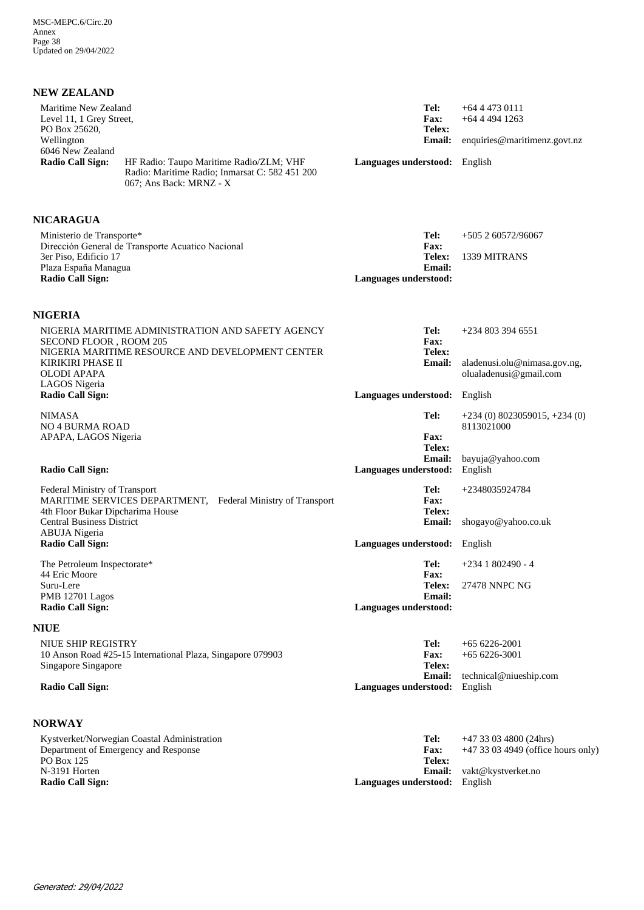## NEW ZEALAND

Maritime New Zealand
Level 11, 1 Grey Street,
PO Box 25620,
Wellington
6046 New Zealand
**Radio Call Sign:** HF Radio: Taupo Maritime Radio/ZLM; VHF Radio: Maritime Radio; Inmarsat C: 582 451 200 067; Ans Back: MRNZ - X

**Tel:** +64 4 473 0111
**Fax:** +64 4 494 1263
**Telex:**
**Email:** enquiries@maritimenz.govt.nz
**Languages understood:** English

## NICARAGUA

Ministerio de Transporte*
Dirección General de Transporte Acuatico Nacional
3er Piso, Edificio 17
Plaza España Managua
**Radio Call Sign:**

**Tel:** +505 2 60572/96067
**Fax:**
**Telex:** 1339 MITRANS
**Email:**
**Languages understood:**

## NIGERIA

NIGERIA MARITIME ADMINISTRATION AND SAFETY AGENCY
SECOND FLOOR , ROOM 205
NIGERIA MARITIME RESOURCE AND DEVELOPMENT CENTER
KIRIKIRI PHASE II
OLODI APAPA
LAGOS Nigeria
**Radio Call Sign:**

**Tel:** +234 803 394 6551
**Fax:**
**Telex:**
**Email:** aladenusi.olu@nimasa.gov.ng, olualadenusi@gmail.com
**Languages understood:** English

NIMASA
NO 4 BURMA ROAD
APAPA, LAGOS Nigeria
**Radio Call Sign:**

**Tel:** +234 (0) 8023059015, +234 (0) 8113021000
**Fax:**
**Telex:**
**Email:** bayuja@yahoo.com
**Languages understood:** English

Federal Ministry of Transport
MARITIME SERVICES DEPARTMENT, Federal Ministry of Transport
4th Floor Bukar Dipcharima House
Central Business District
ABUJA Nigeria
**Radio Call Sign:**

**Tel:** +2348035924784
**Fax:**
**Telex:**
**Email:** shogayo@yahoo.co.uk
**Languages understood:** English

The Petroleum Inspectorate*
44 Eric Moore
Suru-Lere
PMB 12701 Lagos
**Radio Call Sign:**

**Tel:** +234 1 802490 - 4
**Fax:**
**Telex:** 27478 NNPC NG
**Email:**
**Languages understood:**

## NIUE

NIUE SHIP REGISTRY
10 Anson Road #25-15 International Plaza, Singapore 079903
Singapore Singapore
**Radio Call Sign:**

**Tel:** +65 6226-2001
**Fax:** +65 6226-3001
**Telex:**
**Email:** technical@niueship.com
**Languages understood:** English

## NORWAY

Kystverket/Norwegian Coastal Administration
Department of Emergency and Response
PO Box 125
N-3191 Horten
**Radio Call Sign:**

**Tel:** +47 33 03 4800 (24hrs)
**Fax:** +47 33 03 4949 (office hours only)
**Telex:**
**Email:** vakt@kystverket.no
**Languages understood:** English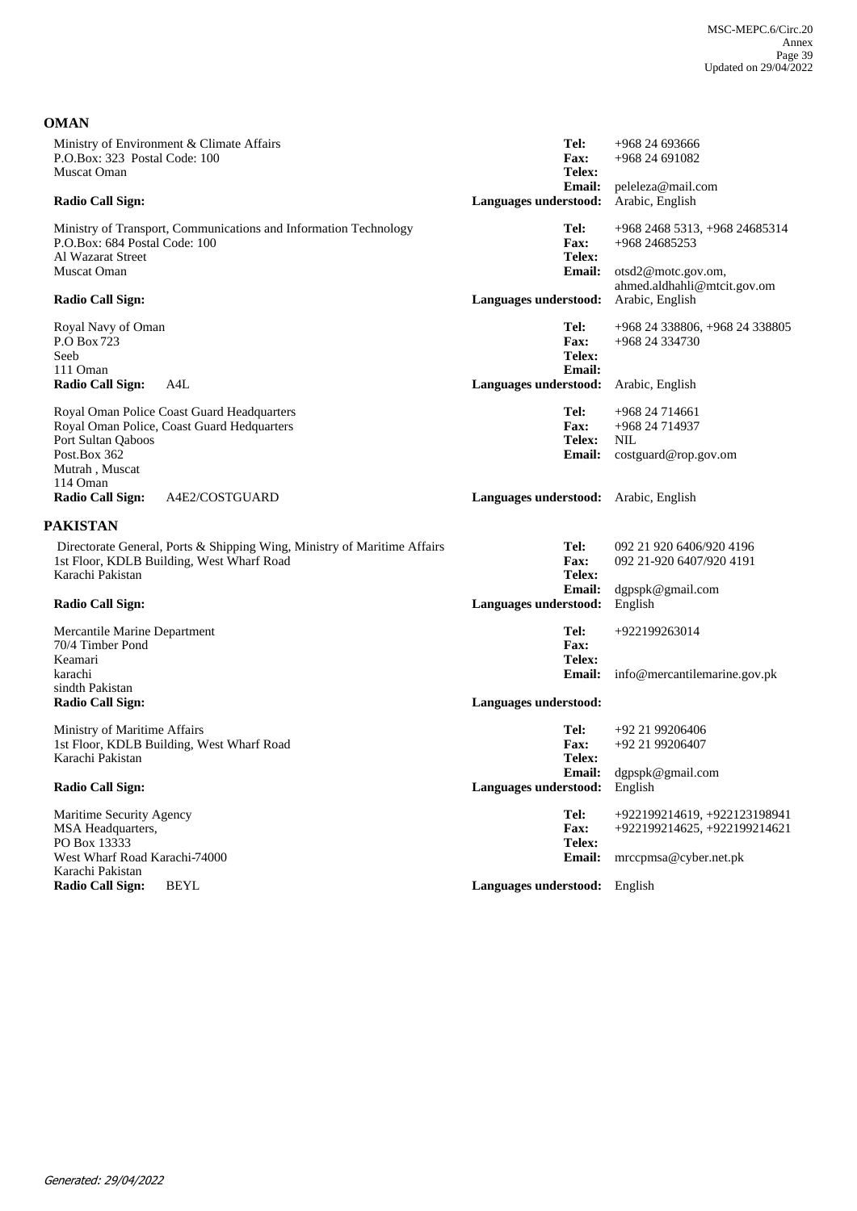## OMAN

Ministry of Environment & Climate Affairs
P.O.Box: 323 Postal Code: 100
Muscat Oman

**Radio Call Sign:**

**Tel:** +968 24 693666
**Fax:** +968 24 691082
**Telex:**
**Email:** peleleza@mail.com
**Languages understood:** Arabic, English

Ministry of Transport, Communications and Information Technology
P.O.Box: 684 Postal Code: 100
Al Wazarat Street
Muscat Oman

**Radio Call Sign:**

**Tel:** +968 2468 5313, +968 24685314
**Fax:** +968 24685253
**Telex:**
**Email:** otsd2@motc.gov.om, ahmed.aldhahli@mtcit.gov.om
**Languages understood:** Arabic, English

Royal Navy of Oman
P.O Box 723
Seeb
111 Oman

**Radio Call Sign:** A4L

**Tel:** +968 24 338806, +968 24 338805
**Fax:** +968 24 334730
**Telex:**
**Email:**
**Languages understood:** Arabic, English

Royal Oman Police Coast Guard Headquarters
Royal Oman Police, Coast Guard Hedquarters
Port Sultan Qaboos
Post.Box 362
Mutrah , Muscat
114 Oman

**Radio Call Sign:** A4E2/COSTGUARD

**Tel:** +968 24 714661
**Fax:** +968 24 714937
**Telex:** NIL
**Email:** costguard@rop.gov.om
**Languages understood:** Arabic, English

## PAKISTAN

Directorate General, Ports & Shipping Wing, Ministry of Maritime Affairs
1st Floor, KDLB Building, West Wharf Road
Karachi Pakistan

**Radio Call Sign:**

**Tel:** 092 21 920 6406/920 4196
**Fax:** 092 21-920 6407/920 4191
**Telex:**
**Email:** dgpspk@gmail.com
**Languages understood:** English

Mercantile Marine Department
70/4 Timber Pond
Keamari
karachi
sindth Pakistan

**Radio Call Sign:**

**Tel:** +922199263014
**Fax:**
**Telex:**
**Email:** info@mercantilemarine.gov.pk
**Languages understood:**

Ministry of Maritime Affairs
1st Floor, KDLB Building, West Wharf Road
Karachi Pakistan

**Radio Call Sign:**

**Tel:** +92 21 99206406
**Fax:** +92 21 99206407
**Telex:**
**Email:** dgpspk@gmail.com
**Languages understood:** English

Maritime Security Agency
MSA Headquarters,
PO Box 13333
West Wharf Road Karachi-74000
Karachi Pakistan

**Radio Call Sign:** BEYL

**Tel:** +922199214619, +922123198941
**Fax:** +922199214625, +922199214621
**Telex:**
**Email:** mrccpmsa@cyber.net.pk
**Languages understood:** English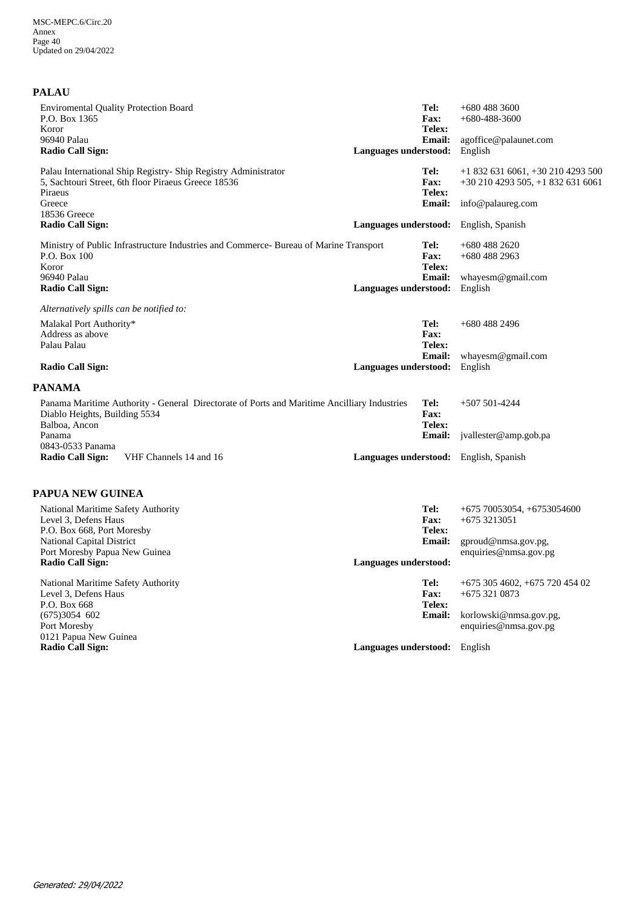## PALAU

Enviromental Quality Protection Board
P.O. Box 1365
Koror
96940 Palau
**Radio Call Sign:**

**Tel:** +680 488 3600
**Fax:** +680-488-3600
**Telex:**
**Email:** agoffice@palaunet.com
**Languages understood:** English

Palau International Ship Registry- Ship Registry Administrator
5, Sachtouri Street, 6th floor Piraeus Greece 18536
Piraeus
Greece
18536 Greece
**Radio Call Sign:**

**Tel:** +1 832 631 6061, +30 210 4293 500
**Fax:** +30 210 4293 505, +1 832 631 6061
**Telex:**
**Email:** info@palaureg.com
**Languages understood:** English, Spanish

Ministry of Public Infrastructure Industries and Commerce- Bureau of Marine Transport
P.O. Box 100
Koror
96940 Palau
**Radio Call Sign:**

**Tel:** +680 488 2620
**Fax:** +680 488 2963
**Telex:**
**Email:** whayesm@gmail.com
**Languages understood:** English

*Alternatively spills can be notified to:*

Malakal Port Authority*
Address as above
Palau Palau
**Radio Call Sign:**

**Tel:** +680 488 2496
**Fax:**
**Telex:**
**Email:** whayesm@gmail.com
**Languages understood:** English

## PANAMA

Panama Maritime Authority - General Directorate of Ports and Maritime Ancilliary Industries
Diablo Heights, Building 5534
Balboa, Ancon
Panama
0843-0533 Panama
**Radio Call Sign:** VHF Channels 14 and 16

**Tel:** +507 501-4244
**Fax:**
**Telex:**
**Email:** jvallester@amp.gob.pa
**Languages understood:** English, Spanish

## PAPUA NEW GUINEA

National Maritime Safety Authority
Level 3, Defens Haus
P.O. Box 668, Port Moresby
National Capital District
Port Moresby Papua New Guinea
**Radio Call Sign:**

**Tel:** +675 70053054, +6753054600
**Fax:** +675 3213051
**Telex:**
**Email:** gproud@nmsa.gov.pg, enquiries@nmsa.gov.pg
**Languages understood:**

National Maritime Safety Authority
Level 3, Defens Haus
P.O. Box 668
(675)3054 602
Port Moresby
0121 Papua New Guinea
**Radio Call Sign:**

**Tel:** +675 305 4602, +675 720 454 02
**Fax:** +675 321 0873
**Telex:**
**Email:** korlowski@nmsa.gov.pg, enquiries@nmsa.gov.pg
**Languages understood:** English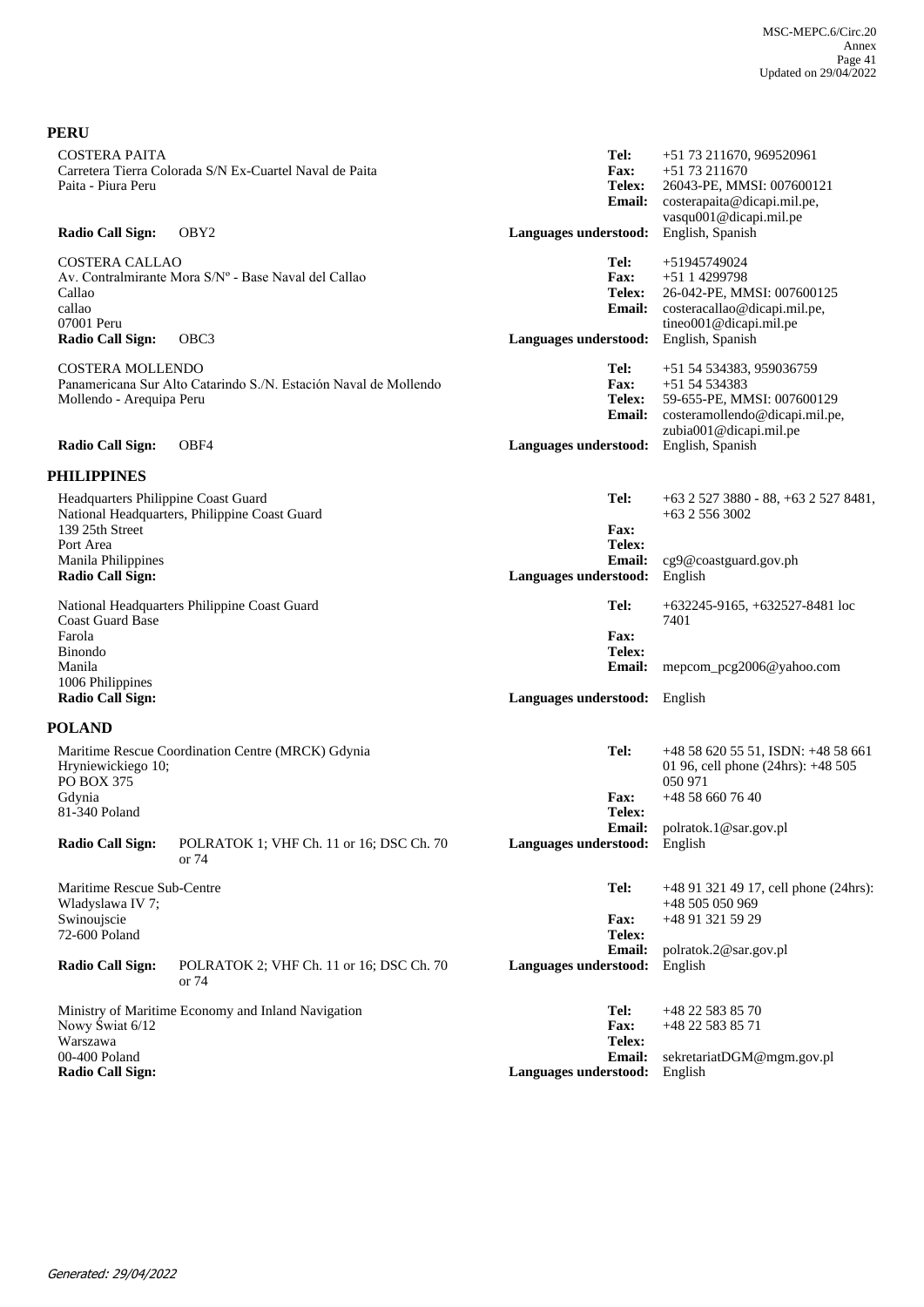## PERU

COSTERA PAITA
Carretera Tierra Colorada S/N Ex-Cuartel Naval de Paita
Paita - Piura Peru

**Radio Call Sign:** OBY2

**Tel:** +51 73 211670, 969520961
**Fax:** +51 73 211670
**Telex:** 26043-PE, MMSI: 007600121
**Email:** costerapaita@dicapi.mil.pe, vasqu001@dicapi.mil.pe
**Languages understood:** English, Spanish

COSTERA CALLAO
Av. Contralmirante Mora S/Nº - Base Naval del Callao
Callao
callao
07001 Peru

**Radio Call Sign:** OBC3

**Tel:** +51945749024
**Fax:** +51 1 4299798
**Telex:** 26-042-PE, MMSI: 007600125
**Email:** costeracallao@dicapi.mil.pe, tineo001@dicapi.mil.pe
**Languages understood:** English, Spanish

COSTERA MOLLENDO
Panamericana Sur Alto Catarindo S./N. Estación Naval de Mollendo
Mollendo - Arequipa Peru

**Radio Call Sign:** OBF4

**Tel:** +51 54 534383, 959036759
**Fax:** +51 54 534383
**Telex:** 59-655-PE, MMSI: 007600129
**Email:** costeramollendo@dicapi.mil.pe, zubia001@dicapi.mil.pe
**Languages understood:** English, Spanish

## PHILIPPINES

Headquarters Philippine Coast Guard
National Headquarters, Philippine Coast Guard
139 25th Street
Port Area
Manila Philippines

**Radio Call Sign:**

**Tel:** +63 2 527 3880 - 88, +63 2 527 8481, +63 2 556 3002
**Fax:**
**Telex:**
**Email:** cg9@coastguard.gov.ph
**Languages understood:** English

National Headquarters Philippine Coast Guard
Coast Guard Base
Farola
Binondo
Manila
1006 Philippines

**Radio Call Sign:**

**Tel:** +632245-9165, +632527-8481 loc 7401
**Fax:**
**Telex:**
**Email:** mepcom_pcg2006@yahoo.com
**Languages understood:** English

## POLAND

Maritime Rescue Coordination Centre (MRCK) Gdynia
Hryniewickiego 10;
PO BOX 375
Gdynia
81-340 Poland

**Radio Call Sign:** POLRATOK 1; VHF Ch. 11 or 16; DSC Ch. 70 or 74

**Tel:** +48 58 620 55 51, ISDN: +48 58 661 01 96, cell phone (24hrs): +48 505 050 971
**Fax:** +48 58 660 76 40
**Telex:**
**Email:** polratok.1@sar.gov.pl
**Languages understood:** English

Maritime Rescue Sub-Centre
Wladyslawa IV 7;
Swinoujscie
72-600 Poland

**Radio Call Sign:** POLRATOK 2; VHF Ch. 11 or 16; DSC Ch. 70 or 74

**Tel:** +48 91 321 49 17, cell phone (24hrs): +48 505 050 969
**Fax:** +48 91 321 59 29
**Telex:**
**Email:** polratok.2@sar.gov.pl
**Languages understood:** English

Ministry of Maritime Economy and Inland Navigation
Nowy Świat 6/12
Warszawa
00-400 Poland

**Radio Call Sign:**

**Tel:** +48 22 583 85 70
**Fax:** +48 22 583 85 71
**Telex:**
**Email:** sekretariatDGM@mgm.gov.pl
**Languages understood:** English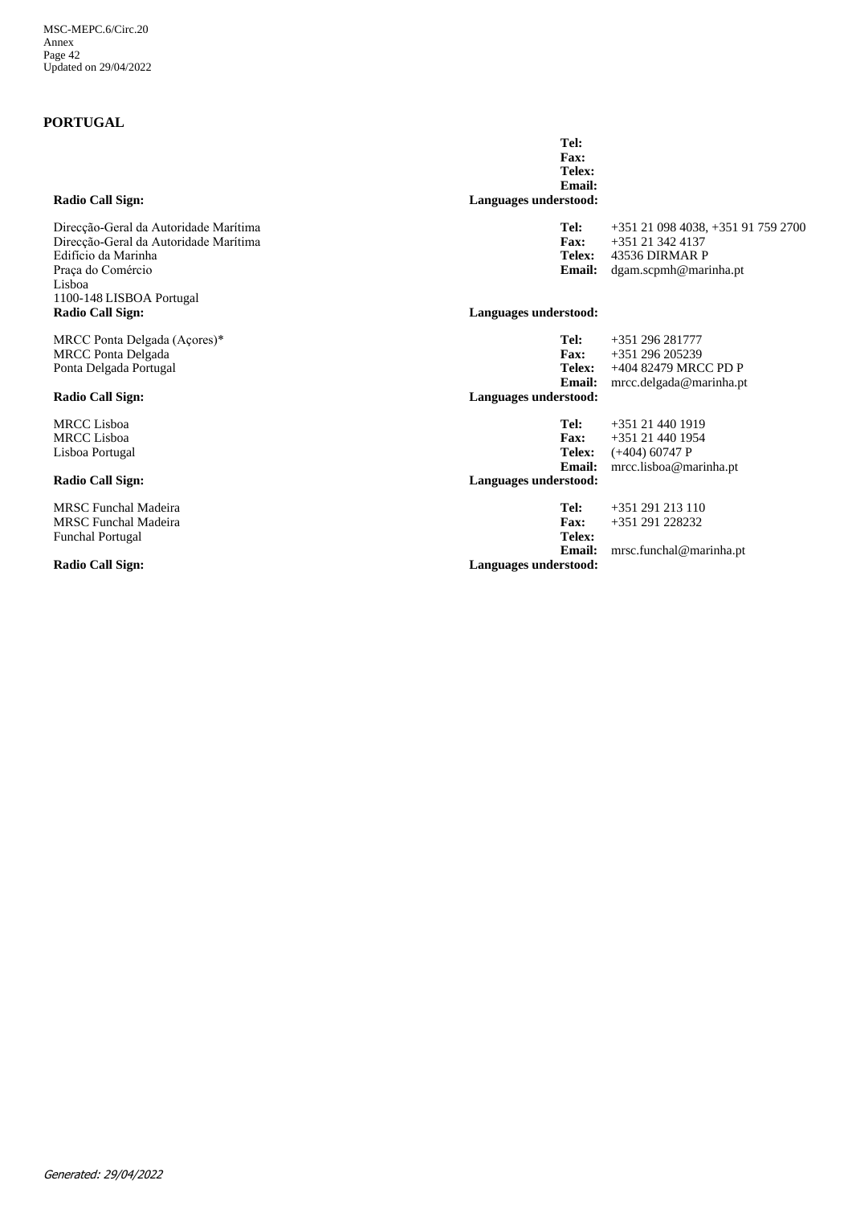## PORTUGAL

**Tel:**
**Fax:**
**Telex:**
**Email:**
**Radio Call Sign:**
**Languages understood:**

Direcção-Geral da Autoridade Marítima
Direcção-Geral da Autoridade Marítima
Edifício da Marinha
Praça do Comércio
Lisboa
1100-148 LISBOA Portugal

**Tel:** +351 21 098 4038, +351 91 759 2700
**Fax:** +351 21 342 4137
**Telex:** 43536 DIRMAR P
**Email:** dgam.scpmh@marinha.pt
**Radio Call Sign:**
**Languages understood:**

MRCC Ponta Delgada (Açores)*
MRCC Ponta Delgada
Ponta Delgada Portugal

**Tel:** +351 296 281777
**Fax:** +351 296 205239
**Telex:** +404 82479 MRCC PD P
**Email:** mrcc.delgada@marinha.pt
**Radio Call Sign:**
**Languages understood:**

MRCC Lisboa
MRCC Lisboa
Lisboa Portugal

**Tel:** +351 21 440 1919
**Fax:** +351 21 440 1954
**Telex:** (+404) 60747 P
**Email:** mrcc.lisboa@marinha.pt
**Radio Call Sign:**
**Languages understood:**

MRSC Funchal Madeira
MRSC Funchal Madeira
Funchal Portugal

**Tel:** +351 291 213 110
**Fax:** +351 291 228232
**Telex:**
**Email:** mrsc.funchal@marinha.pt
**Radio Call Sign:**
**Languages understood:**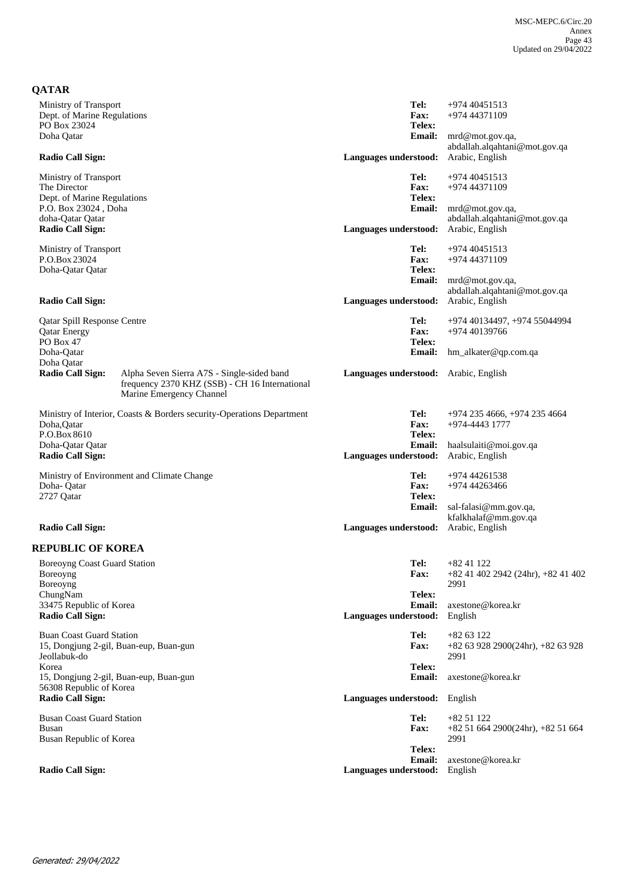## QATAR

Ministry of Transport
Dept. of Marine Regulations
PO Box 23024
Doha Qatar

**Radio Call Sign:**

**Tel:** +974 40451513
**Fax:** +974 44371109
**Telex:**
**Email:** mrd@mot.gov.qa, abdallah.alqahtani@mot.gov.qa
**Languages understood:** Arabic, English

Ministry of Transport
The Director
Dept. of Marine Regulations
P.O. Box 23024 , Doha
doha-Qatar Qatar

**Radio Call Sign:**

**Tel:** +974 40451513
**Fax:** +974 44371109
**Telex:**
**Email:** mrd@mot.gov.qa, abdallah.alqahtani@mot.gov.qa
**Languages understood:** Arabic, English

Ministry of Transport
P.O.Box 23024
Doha-Qatar Qatar

**Radio Call Sign:**

**Tel:** +974 40451513
**Fax:** +974 44371109
**Telex:**
**Email:** mrd@mot.gov.qa, abdallah.alqahtani@mot.gov.qa
**Languages understood:** Arabic, English

Qatar Spill Response Centre
Qatar Energy
PO Box 47
Doha-Qatar
Doha Qatar

**Radio Call Sign:** Alpha Seven Sierra A7S - Single-sided band frequency 2370 KHZ (SSB) - CH 16 International Marine Emergency Channel

**Tel:** +974 40134497, +974 55044994
**Fax:** +974 40139766
**Telex:**
**Email:** hm_alkater@qp.com.qa
**Languages understood:** Arabic, English

Ministry of Interior, Coasts & Borders security-Operations Department
Doha,Qatar
P.O.Box 8610
Doha-Qatar Qatar

**Radio Call Sign:**

**Tel:** +974 235 4666, +974 235 4664
**Fax:** +974-4443 1777
**Telex:**
**Email:** haalsulaiti@moi.gov.qa
**Languages understood:** Arabic, English

Ministry of Environment and Climate Change
Doha- Qatar
2727 Qatar

**Radio Call Sign:**

**Tel:** +974 44261538
**Fax:** +974 44263466
**Telex:**
**Email:** sal-falasi@mm.gov.qa, kfalkhalaf@mm.gov.qa
**Languages understood:** Arabic, English

## REPUBLIC OF KOREA

Boreoyng Coast Guard Station
Boreoyng
Boreoyng
ChungNam
33475 Republic of Korea

**Radio Call Sign:**

**Tel:** +82 41 122
**Fax:** +82 41 402 2942 (24hr), +82 41 402 2991
**Telex:**
**Email:** axestone@korea.kr
**Languages understood:** English

Buan Coast Guard Station
15, Dongjung 2-gil, Buan-eup, Buan-gun
Jeollabuk-do
Korea
15, Dongjung 2-gil, Buan-eup, Buan-gun
56308 Republic of Korea

**Radio Call Sign:**

**Tel:** +82 63 122
**Fax:** +82 63 928 2900(24hr), +82 63 928 2991
**Telex:**
**Email:** axestone@korea.kr
**Languages understood:** English

Busan Coast Guard Station
Busan
Busan Republic of Korea

**Radio Call Sign:**

**Tel:** +82 51 122
**Fax:** +82 51 664 2900(24hr), +82 51 664 2991
**Telex:**
**Email:** axestone@korea.kr
**Languages understood:** English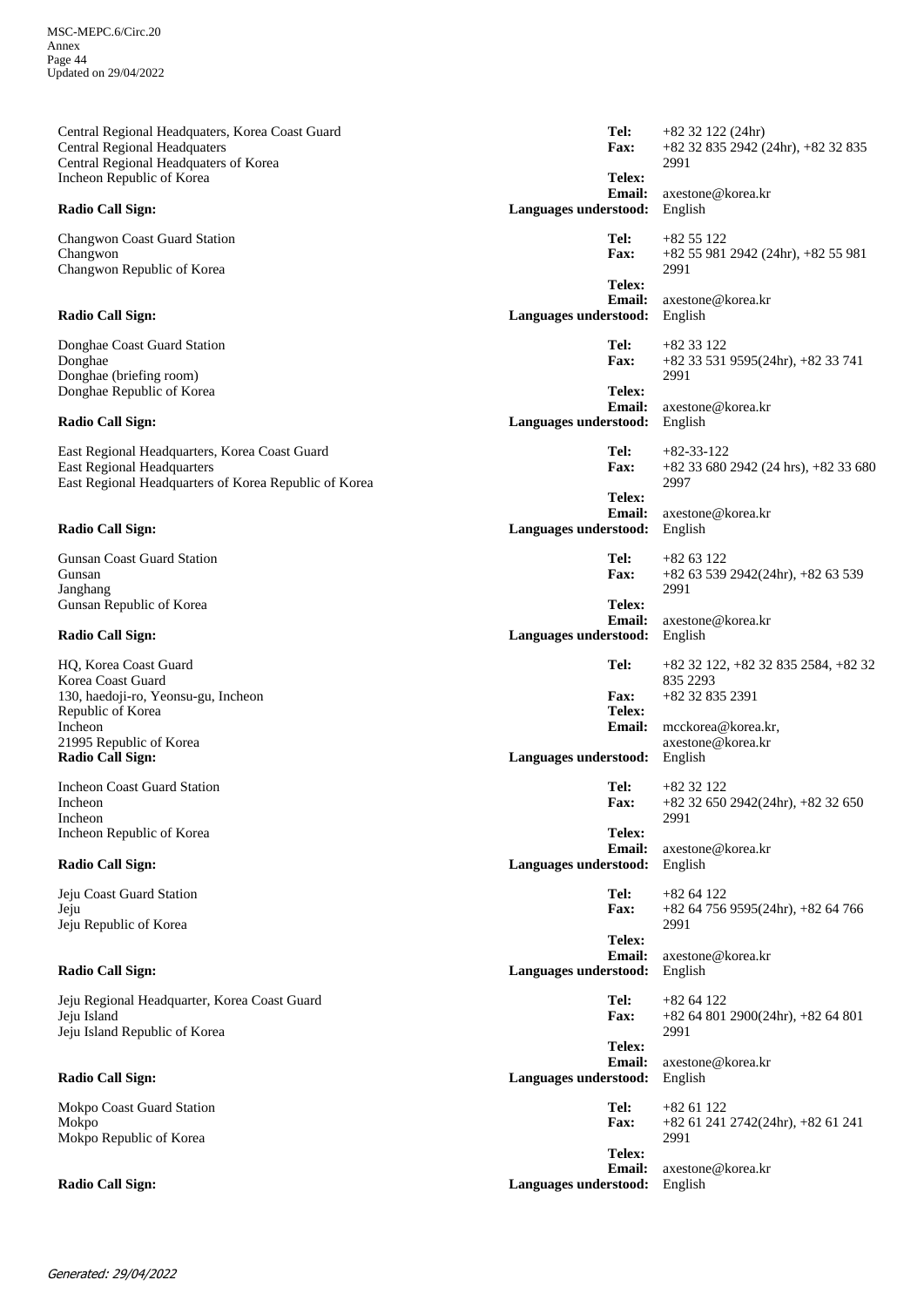Central Regional Headquaters, Korea Coast Guard
Central Regional Headquaters
Central Regional Headquaters of Korea
Incheon Republic of Korea

**Radio Call Sign:**

**Tel:** +82 32 122 (24hr)
**Fax:** +82 32 835 2942 (24hr), +82 32 835 2991
**Telex:**
**Email:** axestone@korea.kr
**Languages understood:** English

Changwon Coast Guard Station
Changwon
Changwon Republic of Korea

**Radio Call Sign:**

**Tel:** +82 55 122
**Fax:** +82 55 981 2942 (24hr), +82 55 981 2991
**Telex:**
**Email:** axestone@korea.kr
**Languages understood:** English

Donghae Coast Guard Station
Donghae
Donghae (briefing room)
Donghae Republic of Korea

**Radio Call Sign:**

**Tel:** +82 33 122
**Fax:** +82 33 531 9595(24hr), +82 33 741 2991
**Telex:**
**Email:** axestone@korea.kr
**Languages understood:** English

East Regional Headquarters, Korea Coast Guard
East Regional Headquarters
East Regional Headquarters of Korea Republic of Korea

**Radio Call Sign:**

**Tel:** +82-33-122
**Fax:** +82 33 680 2942 (24 hrs), +82 33 680 2997
**Telex:**
**Email:** axestone@korea.kr
**Languages understood:** English

Gunsan Coast Guard Station
Gunsan
Janghang
Gunsan Republic of Korea

**Radio Call Sign:**

**Tel:** +82 63 122
**Fax:** +82 63 539 2942(24hr), +82 63 539 2991
**Telex:**
**Email:** axestone@korea.kr
**Languages understood:** English

HQ, Korea Coast Guard
Korea Coast Guard
130, haedoji-ro, Yeonsu-gu, Incheon
Republic of Korea
Incheon
21995 Republic of Korea
**Radio Call Sign:**

**Tel:** +82 32 122, +82 32 835 2584, +82 32 835 2293
**Fax:** +82 32 835 2391
**Telex:**
**Email:** mcckorea@korea.kr, axestone@korea.kr
**Languages understood:** English

Incheon Coast Guard Station
Incheon
Incheon
Incheon Republic of Korea

**Radio Call Sign:**

**Tel:** +82 32 122
**Fax:** +82 32 650 2942(24hr), +82 32 650 2991
**Telex:**
**Email:** axestone@korea.kr
**Languages understood:** English

Jeju Coast Guard Station
Jeju
Jeju Republic of Korea

**Radio Call Sign:**

**Tel:** +82 64 122
**Fax:** +82 64 756 9595(24hr), +82 64 766 2991
**Telex:**
**Email:** axestone@korea.kr
**Languages understood:** English

Jeju Regional Headquarter, Korea Coast Guard
Jeju Island
Jeju Island Republic of Korea

**Radio Call Sign:**

**Tel:** +82 64 122
**Fax:** +82 64 801 2900(24hr), +82 64 801 2991
**Telex:**
**Email:** axestone@korea.kr
**Languages understood:** English

Mokpo Coast Guard Station
Mokpo
Mokpo Republic of Korea

**Radio Call Sign:**

**Tel:** +82 61 122
**Fax:** +82 61 241 2742(24hr), +82 61 241 2991
**Telex:**
**Email:** axestone@korea.kr
**Languages understood:** English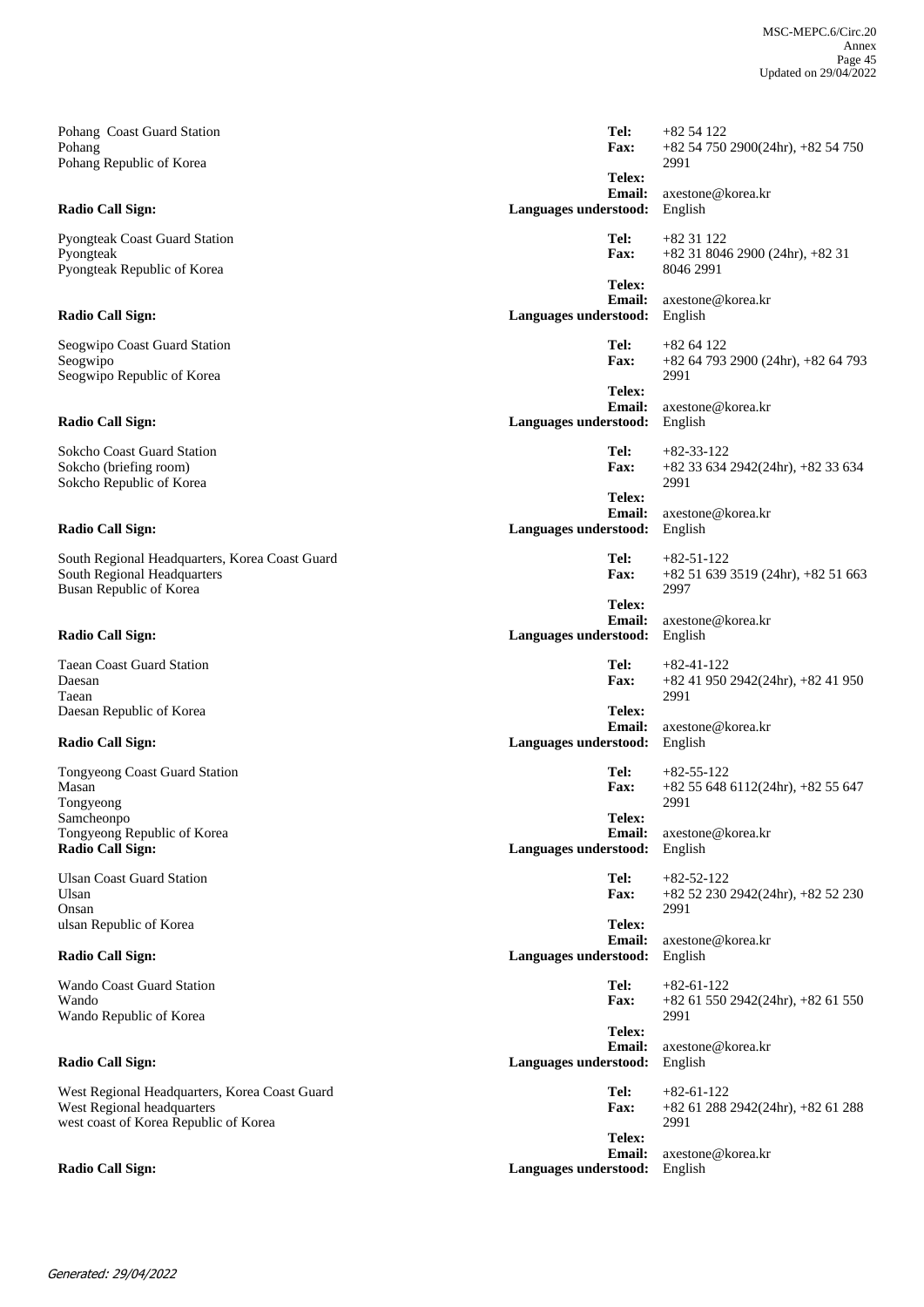Pohang Coast Guard Station
Pohang
Pohang Republic of Korea

**Tel:** +82 54 122
**Fax:** +82 54 750 2900(24hr), +82 54 750 2991
**Telex:**
**Email:** axestone@korea.kr
**Radio Call Sign:**
**Languages understood:** English

Pyongteak Coast Guard Station
Pyongteak
Pyongteak Republic of Korea

**Tel:** +82 31 122
**Fax:** +82 31 8046 2900 (24hr), +82 31 8046 2991
**Telex:**
**Email:** axestone@korea.kr
**Radio Call Sign:**
**Languages understood:** English

Seogwipo Coast Guard Station
Seogwipo
Seogwipo Republic of Korea

**Tel:** +82 64 122
**Fax:** +82 64 793 2900 (24hr), +82 64 793 2991
**Telex:**
**Email:** axestone@korea.kr
**Radio Call Sign:**
**Languages understood:** English

Sokcho Coast Guard Station
Sokcho (briefing room)
Sokcho Republic of Korea

**Tel:** +82-33-122
**Fax:** +82 33 634 2942(24hr), +82 33 634 2991
**Telex:**
**Email:** axestone@korea.kr
**Radio Call Sign:**
**Languages understood:** English

South Regional Headquarters, Korea Coast Guard
South Regional Headquarters
Busan Republic of Korea

**Tel:** +82-51-122
**Fax:** +82 51 639 3519 (24hr), +82 51 663 2997
**Telex:**
**Email:** axestone@korea.kr
**Radio Call Sign:**
**Languages understood:** English

Taean Coast Guard Station
Daesan
Taean
Daesan Republic of Korea

**Tel:** +82-41-122
**Fax:** +82 41 950 2942(24hr), +82 41 950 2991
**Telex:**
**Email:** axestone@korea.kr
**Radio Call Sign:**
**Languages understood:** English

Tongyeong Coast Guard Station
Masan
Tongyeong
Samcheonpo
Tongyeong Republic of Korea

**Tel:** +82-55-122
**Fax:** +82 55 648 6112(24hr), +82 55 647 2991
**Telex:**
**Email:** axestone@korea.kr
**Radio Call Sign:**
**Languages understood:** English

Ulsan Coast Guard Station
Ulsan
Onsan
ulsan Republic of Korea

**Tel:** +82-52-122
**Fax:** +82 52 230 2942(24hr), +82 52 230 2991
**Telex:**
**Email:** axestone@korea.kr
**Radio Call Sign:**
**Languages understood:** English

Wando Coast Guard Station
Wando
Wando Republic of Korea

**Tel:** +82-61-122
**Fax:** +82 61 550 2942(24hr), +82 61 550 2991
**Telex:**
**Email:** axestone@korea.kr
**Radio Call Sign:**
**Languages understood:** English

West Regional Headquarters, Korea Coast Guard
West Regional headquarters
west coast of Korea Republic of Korea

**Tel:** +82-61-122
**Fax:** +82 61 288 2942(24hr), +82 61 288 2991
**Telex:**
**Email:** axestone@korea.kr
**Radio Call Sign:**
**Languages understood:** English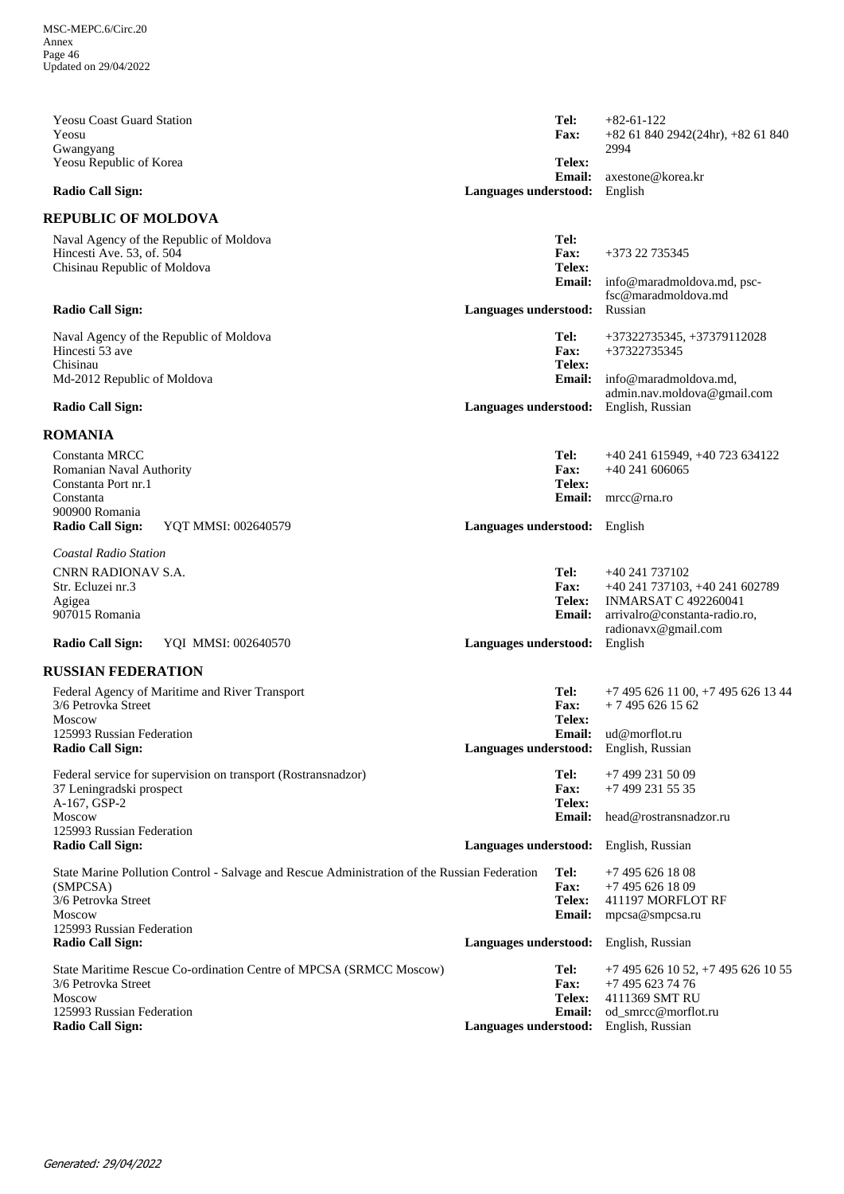Yeosu Coast Guard Station
Yeosu
Gwangyang
Yeosu Republic of Korea

**Tel:** +82-61-122
**Fax:** +82 61 840 2942(24hr), +82 61 840 2994
**Telex:**
**Email:** axestone@korea.kr

**Radio Call Sign:**
**Languages understood:** English

## REPUBLIC OF MOLDOVA

Naval Agency of the Republic of Moldova
Hincesti Ave. 53, of. 504
Chisinau Republic of Moldova

**Tel:**
**Fax:** +373 22 735345
**Telex:**
**Email:** info@maradmoldova.md, psc-fsc@maradmoldova.md

**Radio Call Sign:**
**Languages understood:** Russian

Naval Agency of the Republic of Moldova
Hincesti 53 ave
Chisinau
Md-2012 Republic of Moldova

**Tel:** +37322735345, +37379112028
**Fax:** +37322735345
**Telex:**
**Email:** info@maradmoldova.md, admin.nav.moldova@gmail.com

**Radio Call Sign:**
**Languages understood:** English, Russian

## ROMANIA

Constanta MRCC
Romanian Naval Authority
Constanta Port nr.1
Constanta
900900 Romania

**Tel:** +40 241 615949, +40 723 634122
**Fax:** +40 241 606065
**Telex:**
**Email:** mrcc@rna.ro

**Radio Call Sign:** YQT MMSI: 002640579
**Languages understood:** English

*Coastal Radio Station*

CNRN RADIONAV S.A.
Str. Ecluzei nr.3
Agigea
907015 Romania

**Tel:** +40 241 737102
**Fax:** +40 241 737103, +40 241 602789
**Telex:** INMARSAT C 492260041
**Email:** arrivalro@constanta-radio.ro, radionavx@gmail.com

**Radio Call Sign:** YQI MMSI: 002640570
**Languages understood:** English

## RUSSIAN FEDERATION

Federal Agency of Maritime and River Transport
3/6 Petrovka Street
Moscow
125993 Russian Federation

**Tel:** +7 495 626 11 00, +7 495 626 13 44
**Fax:** + 7 495 626 15 62
**Telex:**
**Email:** ud@morflot.ru

**Radio Call Sign:**
**Languages understood:** English, Russian

Federal service for supervision on transport (Rostransnadzor)
37 Leningradski prospect
A-167, GSP-2
Moscow
125993 Russian Federation

**Tel:** +7 499 231 50 09
**Fax:** +7 499 231 55 35
**Telex:**
**Email:** head@rostransnadzor.ru

**Radio Call Sign:**
**Languages understood:** English, Russian

State Marine Pollution Control - Salvage and Rescue Administration of the Russian Federation (SMPCSA)
3/6 Petrovka Street
Moscow
125993 Russian Federation

**Tel:** +7 495 626 18 08
**Fax:** +7 495 626 18 09
**Telex:** 411197 MORFLOT RF
**Email:** mpcsa@smpcsa.ru

**Radio Call Sign:**
**Languages understood:** English, Russian

State Maritime Rescue Co-ordination Centre of MPCSA (SRMCC Moscow)
3/6 Petrovka Street
Moscow
125993 Russian Federation

**Tel:** +7 495 626 10 52, +7 495 626 10 55
**Fax:** +7 495 623 74 76
**Telex:** 4111369 SMT RU
**Email:** od_smrcc@morflot.ru

**Radio Call Sign:**
**Languages understood:** English, Russian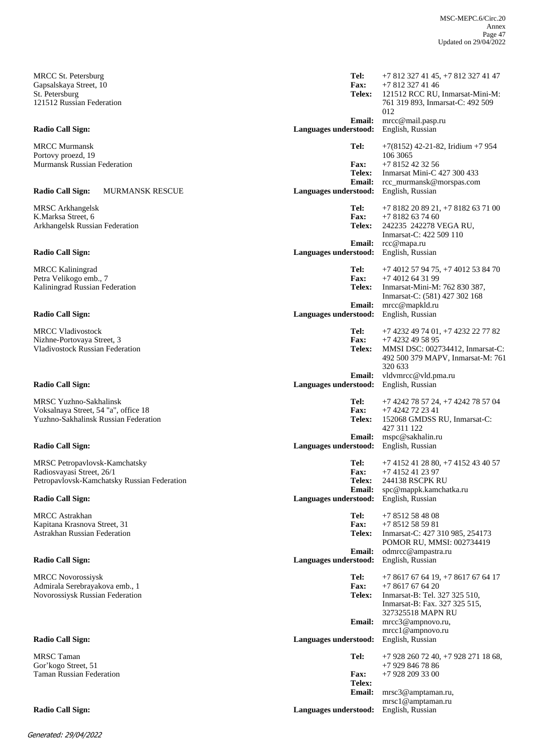MRCC St. Petersburg
Gapsalskaya Street, 10
St. Petersburg
121512 Russian Federation

**Tel:** +7 812 327 41 45, +7 812 327 41 47
**Fax:** +7 812 327 41 46
**Telex:** 121512 RCC RU, Inmarsat-Mini-M: 761 319 893, Inmarsat-C: 492 509 012
**Email:** mrcc@mail.pasp.ru
**Radio Call Sign:**
**Languages understood:** English, Russian

MRCC Murmansk
Portovy proezd, 19
Murmansk Russian Federation

**Tel:** +7(8152) 42-21-82, Iridium +7 954 106 3065
**Fax:** +7 8152 42 32 56
**Telex:** Inmarsat Mini-C 427 300 433
**Email:** rcc_murmansk@morspas.com
**Radio Call Sign:** MURMANSK RESCUE
**Languages understood:** English, Russian

MRSC Arkhangelsk
K.Marksa Street, 6
Arkhangelsk Russian Federation

**Tel:** +7 8182 20 89 21, +7 8182 63 71 00
**Fax:** +7 8182 63 74 60
**Telex:** 242235 242278 VEGA RU, Inmarsat-C: 422 509 110
**Email:** rcc@mapa.ru
**Radio Call Sign:**
**Languages understood:** English, Russian

MRCC Kaliningrad
Petra Velikogo emb., 7
Kaliningrad Russian Federation

**Tel:** +7 4012 57 94 75, +7 4012 53 84 70
**Fax:** +7 4012 64 31 99
**Telex:** Inmarsat-Mini-M: 762 830 387, Inmarsat-C: (581) 427 302 168
**Email:** mrcc@mapkld.ru
**Radio Call Sign:**
**Languages understood:** English, Russian

MRCC Vladivostock
Nizhne-Portovaya Street, 3
Vladivostock Russian Federation

**Tel:** +7 4232 49 74 01, +7 4232 22 77 82
**Fax:** +7 4232 49 58 95
**Telex:** MMSI DSC: 002734412, Inmarsat-C: 492 500 379 MAPV, Inmarsat-M: 761 320 633
**Email:** vldvmrcc@vld.pma.ru
**Radio Call Sign:**
**Languages understood:** English, Russian

MRSC Yuzhno-Sakhalinsk
Voksalnaya Street, 54 "a", office 18
Yuzhno-Sakhalinsk Russian Federation

**Tel:** +7 4242 78 57 24, +7 4242 78 57 04
**Fax:** +7 4242 72 23 41
**Telex:** 152068 GMDSS RU, Inmarsat-C: 427 311 122
**Email:** mspc@sakhalin.ru
**Radio Call Sign:**
**Languages understood:** English, Russian

MRSC Petropavlovsk-Kamchatsky
Radiosvayasi Street, 26/1
Petropavlovsk-Kamchatsky Russian Federation

**Tel:** +7 4152 41 28 80, +7 4152 43 40 57
**Fax:** +7 4152 41 23 97
**Telex:** 244138 RSCPK RU
**Email:** spc@mappk.kamchatka.ru
**Radio Call Sign:**
**Languages understood:** English, Russian

MRCC Astrakhan
Kapitana Krasnova Street, 31
Astrakhan Russian Federation

**Tel:** +7 8512 58 48 08
**Fax:** +7 8512 58 59 81
**Telex:** Inmarsat-C: 427 310 985, 254173 POMOR RU, MMSI: 002734419
**Email:** odmrcc@ampastra.ru
**Radio Call Sign:**
**Languages understood:** English, Russian

MRCC Novorossiysk
Admirala Serebrayakova emb., 1
Novorossiysk Russian Federation

**Tel:** +7 8617 67 64 19, +7 8617 67 64 17
**Fax:** +7 8617 67 64 20
**Telex:** Inmarsat-B: Tel. 327 325 510, Inmarsat-B: Fax. 327 325 515, 327325518 MAPN RU
**Email:** mrcc3@ampnovo.ru, mrcc1@ampnovo.ru
**Radio Call Sign:**
**Languages understood:** English, Russian

MRSC Taman
Gor'kogo Street, 51
Taman Russian Federation

**Tel:** +7 928 260 72 40, +7 928 271 18 68, +7 929 846 78 86
**Fax:** +7 928 209 33 00
**Telex:**
**Email:** mrsc3@amptaman.ru, mrsc1@amptaman.ru
**Radio Call Sign:**
**Languages understood:** English, Russian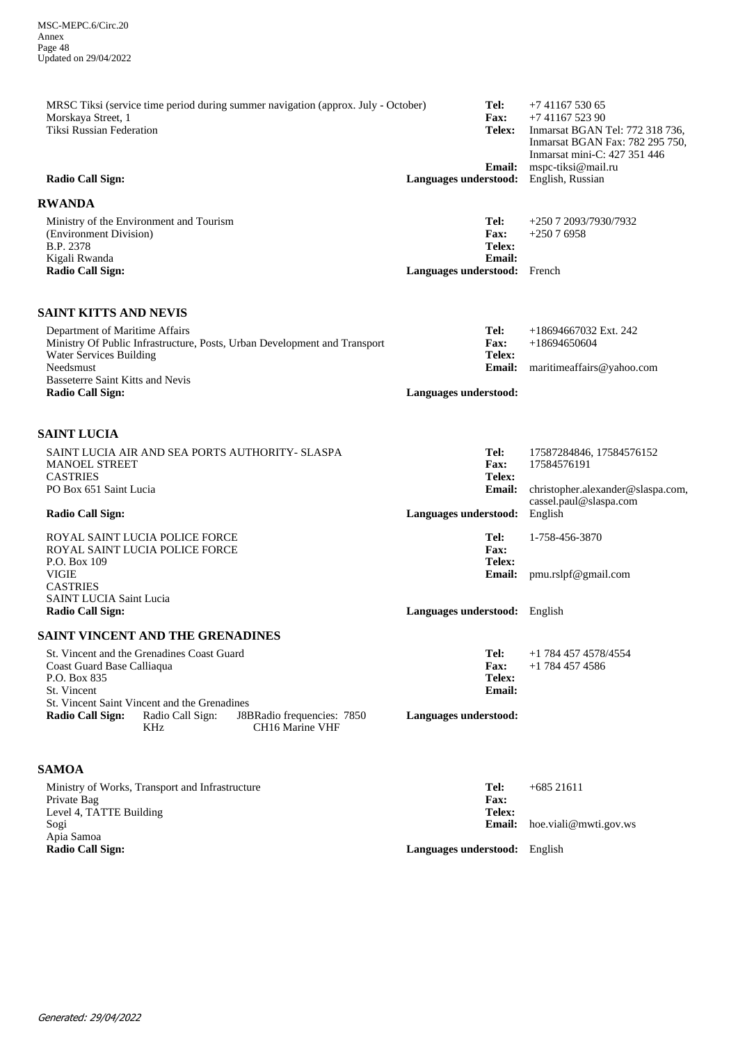MRSC Tiksi (service time period during summer navigation (approx. July - October)
Morskaya Street, 1
Tiksi Russian Federation

**Tel:** +7 41167 530 65
**Fax:** +7 41167 523 90
**Telex:** Inmarsat BGAN Tel: 772 318 736, Inmarsat BGAN Fax: 782 295 750, Inmarsat mini-C: 427 351 446
**Email:** mspc-tiksi@mail.ru
**Radio Call Sign:**
**Languages understood:** English, Russian

## RWANDA

Ministry of the Environment and Tourism
(Environment Division)
B.P. 2378
Kigali Rwanda

**Tel:** +250 7 2093/7930/7932
**Fax:** +250 7 6958
**Telex:**
**Email:**
**Radio Call Sign:**
**Languages understood:** French

## SAINT KITTS AND NEVIS

Department of Maritime Affairs
Ministry Of Public Infrastructure, Posts, Urban Development and Transport
Water Services Building
Needsmust
Basseterre Saint Kitts and Nevis

**Tel:** +18694667032 Ext. 242
**Fax:** +18694650604
**Telex:**
**Email:** maritimeaffairs@yahoo.com
**Radio Call Sign:**
**Languages understood:**

## SAINT LUCIA

SAINT LUCIA AIR AND SEA PORTS AUTHORITY- SLASPA
MANOEL STREET
CASTRIES
PO Box 651 Saint Lucia

**Tel:** 17587284846, 17584576152
**Fax:** 17584576191
**Telex:**
**Email:** christopher.alexander@slaspa.com, cassel.paul@slaspa.com
**Radio Call Sign:**
**Languages understood:** English

ROYAL SAINT LUCIA POLICE FORCE
ROYAL SAINT LUCIA POLICE FORCE
P.O. Box 109
VIGIE
CASTRIES
SAINT LUCIA Saint Lucia

**Tel:** 1-758-456-3870
**Fax:**
**Telex:**
**Email:** pmu.rslpf@gmail.com
**Radio Call Sign:**
**Languages understood:** English

## SAINT VINCENT AND THE GRENADINES

St. Vincent and the Grenadines Coast Guard
Coast Guard Base Calliaqua
P.O. Box 835
St. Vincent
St. Vincent Saint Vincent and the Grenadines

**Tel:** +1 784 457 4578/4554
**Fax:** +1 784 457 4586
**Telex:**
**Email:**
**Radio Call Sign:** Radio Call Sign: J8BRadio frequencies: 7850 KHz CH16 Marine VHF
**Languages understood:**

## SAMOA

Ministry of Works, Transport and Infrastructure
Private Bag
Level 4, TATTE Building
Sogi
Apia Samoa

**Tel:** +685 21611
**Fax:**
**Telex:**
**Email:** hoe.viali@mwti.gov.ws
**Radio Call Sign:**
**Languages understood:** English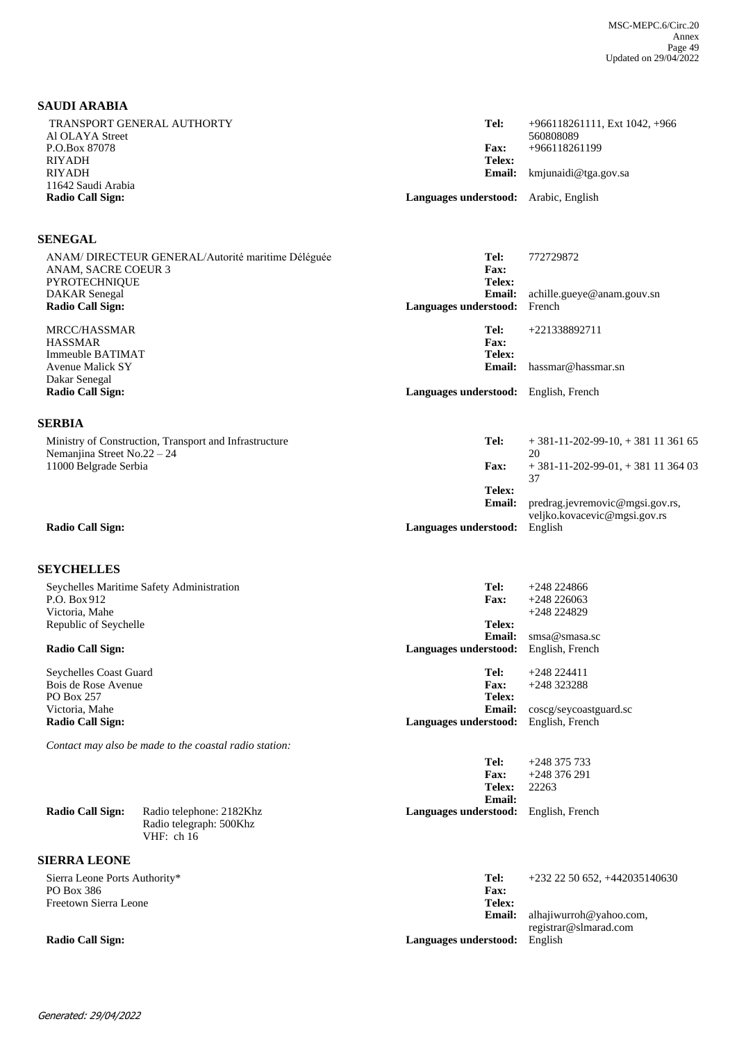## SAUDI ARABIA

TRANSPORT GENERAL AUTHORTY
Al OLAYA Street
P.O.Box 87078
RIYADH
RIYADH
11642 Saudi Arabia
**Radio Call Sign:**

**Tel:** +966118261111, Ext 1042, +966 560808089
**Fax:** +966118261199
**Telex:**
**Email:** kmjunaidi@tga.gov.sa
**Languages understood:** Arabic, English

## SENEGAL

ANAM/ DIRECTEUR GENERAL/Autorité maritime Déléguée
ANAM, SACRE COEUR 3
PYROTECHNIQUE
DAKAR Senegal
**Radio Call Sign:**

**Tel:** 772729872
**Fax:**
**Telex:**
**Email:** achille.gueye@anam.gouv.sn
**Languages understood:** French

MRCC/HASSMAR
HASSMAR
Immeuble BATIMAT
Avenue Malick SY
Dakar Senegal
**Radio Call Sign:**

**Tel:** +221338892711
**Fax:**
**Telex:**
**Email:** hassmar@hassmar.sn
**Languages understood:** English, French

## SERBIA

Ministry of Construction, Transport and Infrastructure
Nemanjina Street No.22 – 24
11000 Belgrade Serbia

**Radio Call Sign:**

**Tel:** + 381-11-202-99-10, + 381 11 361 65 20
**Fax:** + 381-11-202-99-01, + 381 11 364 03 37
**Telex:**
**Email:** predrag.jevremovic@mgsi.gov.rs, veljko.kovacevic@mgsi.gov.rs
**Languages understood:** English

## SEYCHELLES

Seychelles Maritime Safety Administration
P.O. Box 912
Victoria, Mahe
Republic of Seychelle

**Radio Call Sign:**

**Tel:** +248 224866
**Fax:** +248 226063
+248 224829
**Telex:**
**Email:** smsa@smasa.sc
**Languages understood:** English, French

Seychelles Coast Guard
Bois de Rose Avenue
PO Box 257
Victoria, Mahe
**Radio Call Sign:**

**Tel:** +248 224411
**Fax:** +248 323288
**Telex:**
**Email:** coscg/seycoastguard.sc
**Languages understood:** English, French

*Contact may also be made to the coastal radio station:*

**Tel:** +248 375 733
**Fax:** +248 376 291
**Telex:** 22263
**Email:**

**Radio Call Sign:** Radio telephone: 2182Khz
Radio telegraph: 500Khz
VHF: ch 16

**Languages understood:** English, French

## SIERRA LEONE

Sierra Leone Ports Authority*
PO Box 386
Freetown Sierra Leone

**Radio Call Sign:**

**Tel:** +232 22 50 652, +442035140630
**Fax:**
**Telex:**
**Email:** alhajiwurroh@yahoo.com, registrar@slmarad.com
**Languages understood:** English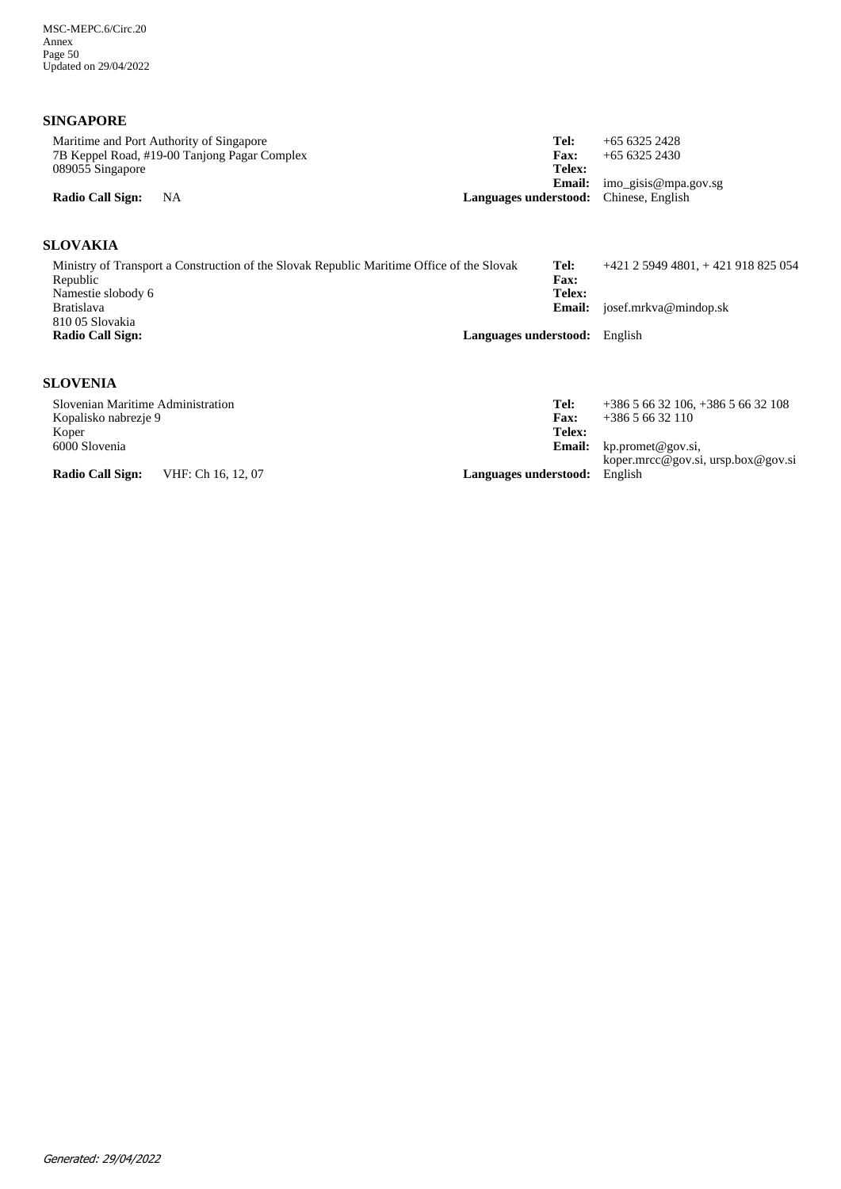## SINGAPORE

Maritime and Port Authority of Singapore
7B Keppel Road, #19-00 Tanjong Pagar Complex
089055 Singapore

**Tel:** +65 6325 2428
**Fax:** +65 6325 2430
**Telex:**
**Email:** imo_gisis@mpa.gov.sg

**Radio Call Sign:** NA
**Languages understood:** Chinese, English

## SLOVAKIA

Ministry of Transport a Construction of the Slovak Republic Maritime Office of the Slovak Republic
Namestie slobody 6
Bratislava
810 05 Slovakia

**Tel:** +421 2 5949 4801, + 421 918 825 054
**Fax:**
**Telex:**
**Email:** josef.mrkva@mindop.sk

**Radio Call Sign:**
**Languages understood:** English

## SLOVENIA

Slovenian Maritime Administration
Kopalisko nabrezje 9
Koper
6000 Slovenia

**Tel:** +386 5 66 32 106, +386 5 66 32 108
**Fax:** +386 5 66 32 110
**Telex:**
**Email:** kp.promet@gov.si, koper.mrcc@gov.si, ursp.box@gov.si

**Radio Call Sign:** VHF: Ch 16, 12, 07
**Languages understood:** English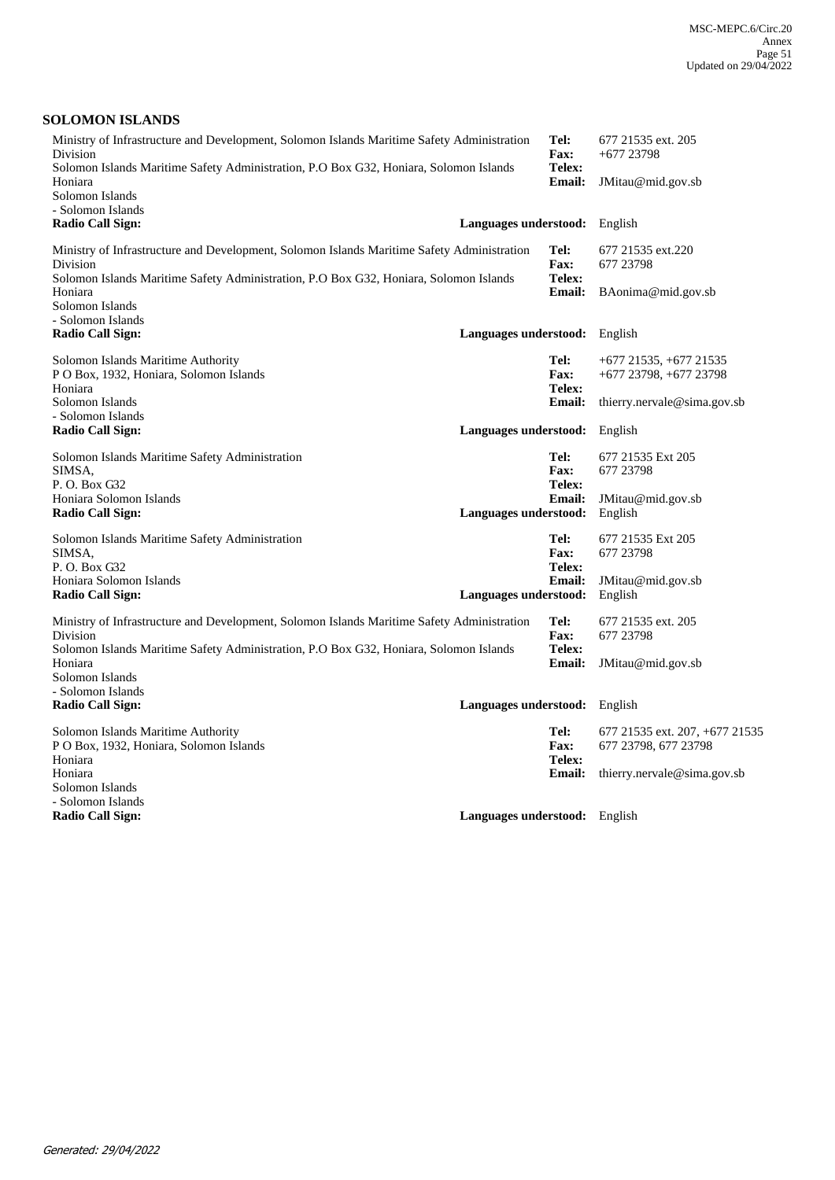## SOLOMON ISLANDS

Ministry of Infrastructure and Development, Solomon Islands Maritime Safety Administration Division
Solomon Islands Maritime Safety Administration, P.O Box G32, Honiara, Solomon Islands
Honiara
Solomon Islands
- Solomon Islands

**Tel:** 677 21535 ext. 205
**Fax:** +677 23798
**Telex:**
**Email:** JMitau@mid.gov.sb

**Radio Call Sign:**
**Languages understood:** English

Ministry of Infrastructure and Development, Solomon Islands Maritime Safety Administration Division
Solomon Islands Maritime Safety Administration, P.O Box G32, Honiara, Solomon Islands
Honiara
Solomon Islands
- Solomon Islands

**Tel:** 677 21535 ext.220
**Fax:** 677 23798
**Telex:**
**Email:** BAonima@mid.gov.sb

**Radio Call Sign:**
**Languages understood:** English

Solomon Islands Maritime Authority
P O Box, 1932, Honiara, Solomon Islands
Honiara
Solomon Islands
- Solomon Islands

**Tel:** +677 21535, +677 21535
**Fax:** +677 23798, +677 23798
**Telex:**
**Email:** thierry.nervale@sima.gov.sb

**Radio Call Sign:**
**Languages understood:** English

Solomon Islands Maritime Safety Administration
SIMSA,
P. O. Box G32
Honiara Solomon Islands

**Tel:** 677 21535 Ext 205
**Fax:** 677 23798
**Telex:**
**Email:** JMitau@mid.gov.sb

**Radio Call Sign:**
**Languages understood:** English

Solomon Islands Maritime Safety Administration
SIMSA,
P. O. Box G32
Honiara Solomon Islands

**Tel:** 677 21535 Ext 205
**Fax:** 677 23798
**Telex:**
**Email:** JMitau@mid.gov.sb

**Radio Call Sign:**
**Languages understood:** English

Ministry of Infrastructure and Development, Solomon Islands Maritime Safety Administration Division
Solomon Islands Maritime Safety Administration, P.O Box G32, Honiara, Solomon Islands
Honiara
Solomon Islands
- Solomon Islands

**Tel:** 677 21535 ext. 205
**Fax:** 677 23798
**Telex:**
**Email:** JMitau@mid.gov.sb

**Radio Call Sign:**
**Languages understood:** English

Solomon Islands Maritime Authority
P O Box, 1932, Honiara, Solomon Islands
Honiara
Honiara
Solomon Islands
- Solomon Islands

**Tel:** 677 21535 ext. 207, +677 21535
**Fax:** 677 23798, 677 23798
**Telex:**
**Email:** thierry.nervale@sima.gov.sb

**Radio Call Sign:**
**Languages understood:** English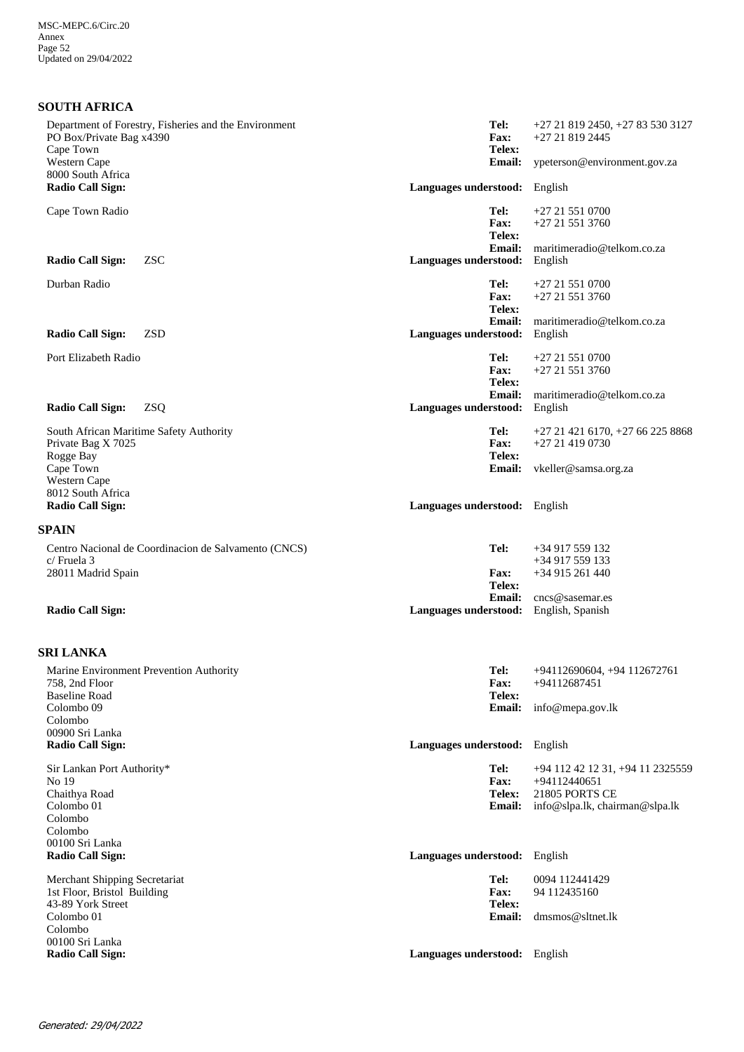## SOUTH AFRICA

Department of Forestry, Fisheries and the Environment
PO Box/Private Bag x4390
Cape Town
Western Cape
8000 South Africa

**Tel:** +27 21 819 2450, +27 83 530 3127
**Fax:** +27 21 819 2445
**Telex:**
**Email:** ypeterson@environment.gov.za

**Radio Call Sign:**
**Languages understood:** English

Cape Town Radio

**Tel:** +27 21 551 0700
**Fax:** +27 21 551 3760
**Telex:**
**Email:** maritimeradio@telkom.co.za

**Radio Call Sign:** ZSC
**Languages understood:** English

Durban Radio

**Tel:** +27 21 551 0700
**Fax:** +27 21 551 3760
**Telex:**
**Email:** maritimeradio@telkom.co.za

**Radio Call Sign:** ZSD
**Languages understood:** English

Port Elizabeth Radio

**Tel:** +27 21 551 0700
**Fax:** +27 21 551 3760
**Telex:**
**Email:** maritimeradio@telkom.co.za

**Radio Call Sign:** ZSQ
**Languages understood:** English

South African Maritime Safety Authority
Private Bag X 7025
Rogge Bay
Cape Town
Western Cape
8012 South Africa

**Tel:** +27 21 421 6170, +27 66 225 8868
**Fax:** +27 21 419 0730
**Telex:**
**Email:** vkeller@samsa.org.za

**Radio Call Sign:**
**Languages understood:** English

## SPAIN

Centro Nacional de Coordinacion de Salvamento (CNCS)
c/ Fruela 3
28011 Madrid Spain

**Tel:** +34 917 559 132
+34 917 559 133
**Fax:** +34 915 261 440
**Telex:**
**Email:** cncs@sasemar.es

**Radio Call Sign:**
**Languages understood:** English, Spanish

## SRI LANKA

Marine Environment Prevention Authority
758, 2nd Floor
Baseline Road
Colombo 09
Colombo
00900 Sri Lanka

**Tel:** +94112690604, +94 112672761
**Fax:** +94112687451
**Telex:**
**Email:** info@mepa.gov.lk

**Radio Call Sign:**
**Languages understood:** English

Sir Lankan Port Authority*
No 19
Chaithya Road
Colombo 01
Colombo
Colombo
00100 Sri Lanka

**Tel:** +94 112 42 12 31, +94 11 2325559
**Fax:** +94112440651
**Telex:** 21805 PORTS CE
**Email:** info@slpa.lk, chairman@slpa.lk

**Radio Call Sign:**
**Languages understood:** English

Merchant Shipping Secretariat
1st Floor, Bristol Building
43-89 York Street
Colombo 01
Colombo
00100 Sri Lanka

**Tel:** 0094 112441429
**Fax:** 94 112435160
**Telex:**
**Email:** dmsmos@sltnet.lk

**Radio Call Sign:**
**Languages understood:** English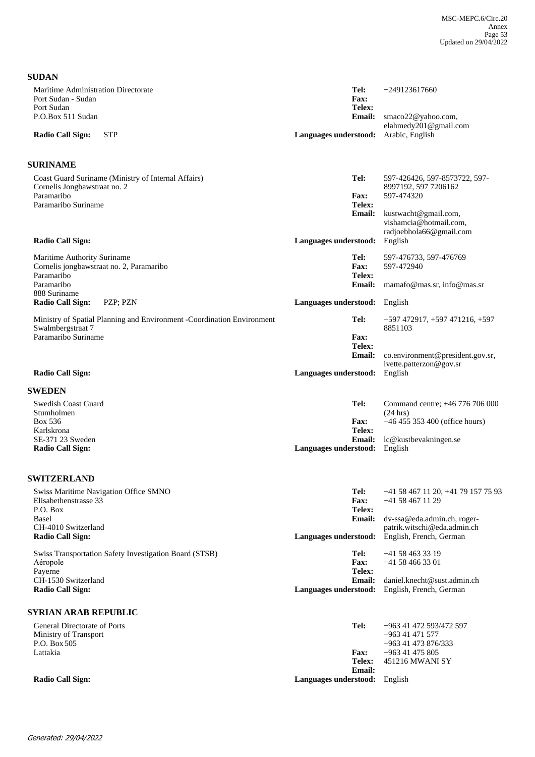## SUDAN

Maritime Administration Directorate
Port Sudan - Sudan
Port Sudan
P.O.Box 511 Sudan

**Tel:** +249123617660
**Fax:**
**Telex:**
**Email:** smaco22@yahoo.com, elahmedy201@gmail.com
**Radio Call Sign:** STP
**Languages understood:** Arabic, English

## SURINAME

Coast Guard Suriname (Ministry of Internal Affairs)
Cornelis Jongbawstraat no. 2
Paramaribo
Paramaribo Suriname

**Tel:** 597-426426, 597-8573722, 597-8997192, 597 7206162
**Fax:** 597-474320
**Telex:**
**Email:** kustwacht@gmail.com, vishamcia@hotmail.com, radjoebhola66@gmail.com
**Radio Call Sign:**
**Languages understood:** English

Maritime Authority Suriname
Cornelis jongbawstraat no. 2, Paramaribo
Paramaribo
Paramaribo
888 Suriname

**Tel:** 597-476733, 597-476769
**Fax:** 597-472940
**Telex:**
**Email:** mamafo@mas.sr, info@mas.sr
**Radio Call Sign:** PZP; PZN
**Languages understood:** English

Ministry of Spatial Planning and Environment -Coordination Environment
Swalmbergstraat 7
Paramaribo Suriname

**Tel:** +597 472917, +597 471216, +597 8851103
**Fax:**
**Telex:**
**Email:** co.environment@president.gov.sr, ivette.patterzon@gov.sr
**Radio Call Sign:**
**Languages understood:** English

## SWEDEN

Swedish Coast Guard
Stumholmen
Box 536
Karlskrona
SE-371 23 Sweden

**Tel:** Command centre; +46 776 706 000 (24 hrs)
**Fax:** +46 455 353 400 (office hours)
**Telex:**
**Email:** lc@kustbevakningen.se
**Radio Call Sign:**
**Languages understood:** English

## SWITZERLAND

Swiss Maritime Navigation Office SMNO
Elisabethenstrasse 33
P.O. Box
Basel
CH-4010 Switzerland

**Tel:** +41 58 467 11 20, +41 79 157 75 93
**Fax:** +41 58 467 11 29
**Telex:**
**Email:** dv-ssa@eda.admin.ch, roger-patrik.witschi@eda.admin.ch
**Radio Call Sign:**
**Languages understood:** English, French, German

Swiss Transportation Safety Investigation Board (STSB)
Aéropole
Payerne
CH-1530 Switzerland

**Tel:** +41 58 463 33 19
**Fax:** +41 58 466 33 01
**Telex:**
**Email:** daniel.knecht@sust.admin.ch
**Radio Call Sign:**
**Languages understood:** English, French, German

## SYRIAN ARAB REPUBLIC

General Directorate of Ports
Ministry of Transport
P.O. Box 505
Lattakia

**Tel:** +963 41 472 593/472 597, +963 41 471 577, +963 41 473 876/333
**Fax:** +963 41 475 805
**Telex:** 451216 MWANI SY
**Email:**
**Radio Call Sign:**
**Languages understood:** English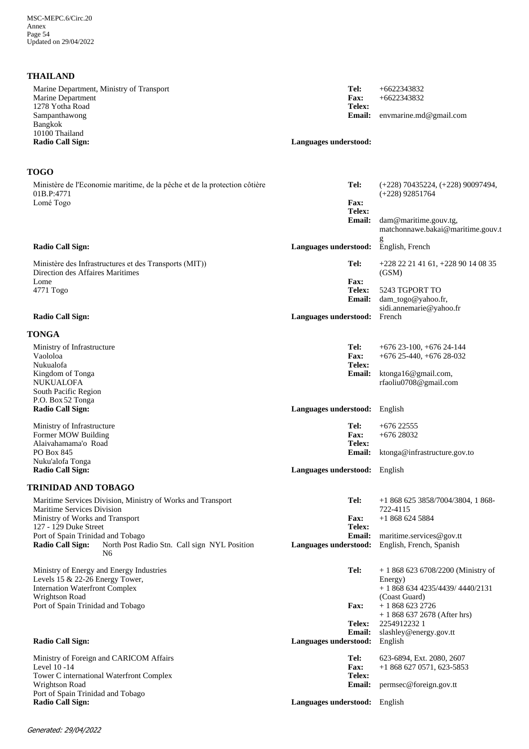## THAILAND

Marine Department, Ministry of Transport
Marine Department
1278 Yotha Road
Sampanthawong
Bangkok
10100 Thailand
**Radio Call Sign:**

**Tel:** +6622343832
**Fax:** +6622343832
**Telex:**
**Email:** envmarine.md@gmail.com
**Languages understood:**

## TOGO

Ministère de l'Economie maritime, de la pêche et de la protection côtière
01B.P:4771
Lomé Togo
**Radio Call Sign:**

**Tel:** (+228) 70435224, (+228) 90097494, (+228) 92851764
**Fax:**
**Telex:**
**Email:** dam@maritime.gouv.tg, matchonnawe.bakai@maritime.gouv.tg
**Languages understood:** English, French

Ministère des Infrastructures et des Transports (MIT))
Direction des Affaires Maritimes
Lome
4771 Togo
**Radio Call Sign:**

**Tel:** +228 22 21 41 61, +228 90 14 08 35 (GSM)
**Fax:**
**Telex:** 5243 TGPORT TO
**Email:** dam_togo@yahoo.fr, sidi.annemarie@yahoo.fr
**Languages understood:** French

## TONGA

Ministry of Infrastructure
Vaololoa
Nukualofa
Kingdom of Tonga
NUKUALOFA
South Pacific Region
P.O. Box 52 Tonga
**Radio Call Sign:**

**Tel:** +676 23-100, +676 24-144
**Fax:** +676 25-440, +676 28-032
**Telex:**
**Email:** ktonga16@gmail.com, rfaoliu0708@gmail.com
**Languages understood:** English

Ministry of Infrastructure
Former MOW Building
Alaivahamama'o Road
PO Box 845
Nuku'alofa Tonga
**Radio Call Sign:**

**Tel:** +676 22555
**Fax:** +676 28032
**Telex:**
**Email:** ktonga@infrastructure.gov.to
**Languages understood:** English

## TRINIDAD AND TOBAGO

Maritime Services Division, Ministry of Works and Transport
Maritime Services Division
Ministry of Works and Transport
127 - 129 Duke Street
Port of Spain Trinidad and Tobago
**Radio Call Sign:** North Post Radio Stn. Call sign NYL Position N6

**Tel:** +1 868 625 3858/7004/3804, 1 868-722-4115
**Fax:** +1 868 624 5884
**Telex:**
**Email:** maritime.services@gov.tt
**Languages understood:** English, French, Spanish

Ministry of Energy and Energy Industries
Levels 15 & 22-26 Energy Tower,
Internation Waterfront Complex
Wrightson Road
Port of Spain Trinidad and Tobago
**Radio Call Sign:**

**Tel:** + 1 868 623 6708/2200 (Ministry of Energy)
+ 1 868 634 4235/4439/ 4440/2131 (Coast Guard)
**Fax:** + 1 868 623 2726
+ 1 868 637 2678 (After hrs)
**Telex:** 2254912232 1
**Email:** slashley@energy.gov.tt
**Languages understood:** English

Ministry of Foreign and CARICOM Affairs
Level 10 -14
Tower C international Waterfront Complex
Wrightson Road
Port of Spain Trinidad and Tobago
**Radio Call Sign:**

**Tel:** 623-6894, Ext. 2080, 2607
**Fax:** +1 868 627 0571, 623-5853
**Telex:**
**Email:** permsec@foreign.gov.tt
**Languages understood:** English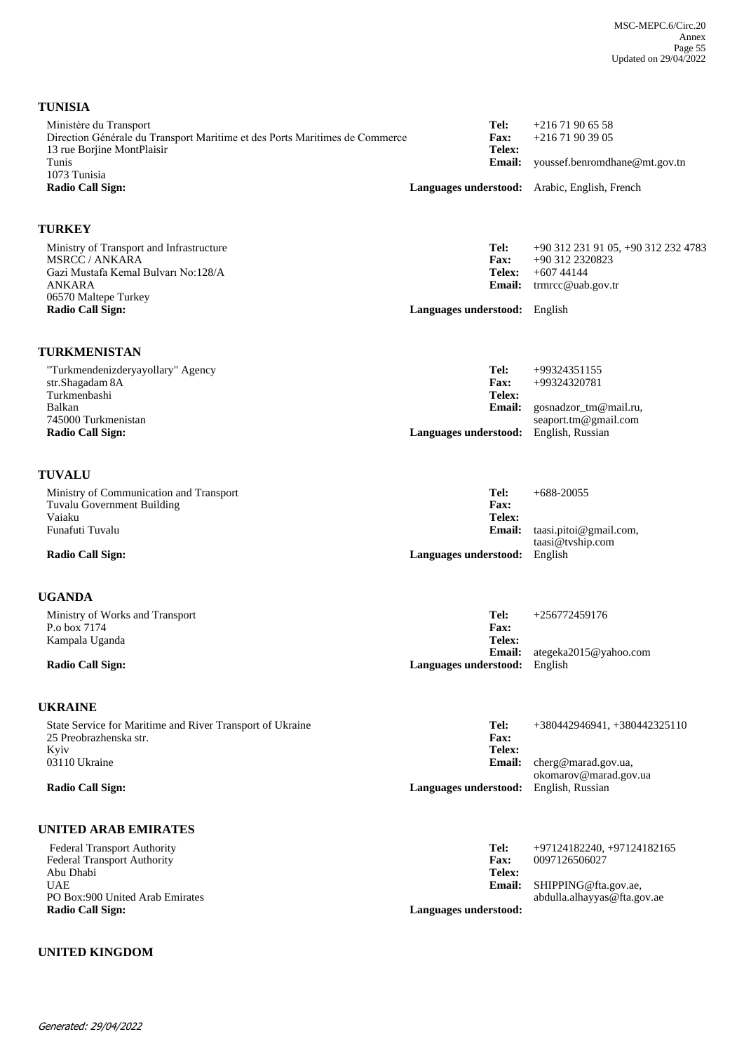## TUNISIA

Ministère du Transport
Direction Générale du Transport Maritime et des Ports Maritimes de Commerce
13 rue Borjine MontPlaisir
Tunis
1073 Tunisia
**Radio Call Sign:**

**Tel:** +216 71 90 65 58
**Fax:** +216 71 90 39 05
**Telex:**
**Email:** youssef.benromdhane@mt.gov.tn
**Languages understood:** Arabic, English, French

## TURKEY

Ministry of Transport and Infrastructure
MSRCC / ANKARA
Gazi Mustafa Kemal Bulvarı No:128/A
ANKARA
06570 Maltepe Turkey
**Radio Call Sign:**

**Tel:** +90 312 231 91 05, +90 312 232 4783
**Fax:** +90 312 2320823
**Telex:** +607 44144
**Email:** trmrcc@uab.gov.tr
**Languages understood:** English

## TURKMENISTAN

"Turkmendenizderyayollary" Agency
str.Shagadam 8A
Turkmenbashi
Balkan
745000 Turkmenistan
**Radio Call Sign:**

**Tel:** +99324351155
**Fax:** +99324320781
**Telex:**
**Email:** gosnadzor_tm@mail.ru, seaport.tm@gmail.com
**Languages understood:** English, Russian

## TUVALU

Ministry of Communication and Transport
Tuvalu Government Building
Vaiaku
Funafuti Tuvalu
**Radio Call Sign:**

**Tel:** +688-20055
**Fax:**
**Telex:**
**Email:** taasi.pitoi@gmail.com, taasi@tvship.com
**Languages understood:** English

## UGANDA

Ministry of Works and Transport
P.o box 7174
Kampala Uganda
**Radio Call Sign:**

**Tel:** +256772459176
**Fax:**
**Telex:**
**Email:** ategeka2015@yahoo.com
**Languages understood:** English

## UKRAINE

State Service for Maritime and River Transport of Ukraine
25 Preobrazhenska str.
Kyiv
03110 Ukraine
**Radio Call Sign:**

**Tel:** +380442946941, +380442325110
**Fax:**
**Telex:**
**Email:** cherg@marad.gov.ua, okomarov@marad.gov.ua
**Languages understood:** English, Russian

## UNITED ARAB EMIRATES

Federal Transport Authority
Federal Transport Authority
Abu Dhabi
UAE
PO Box:900 United Arab Emirates
**Radio Call Sign:**

**Tel:** +97124182240, +97124182165
**Fax:** 0097126506027
**Telex:**
**Email:** SHIPPING@fta.gov.ae, abdulla.alhayyas@fta.gov.ae
**Languages understood:**

## UNITED KINGDOM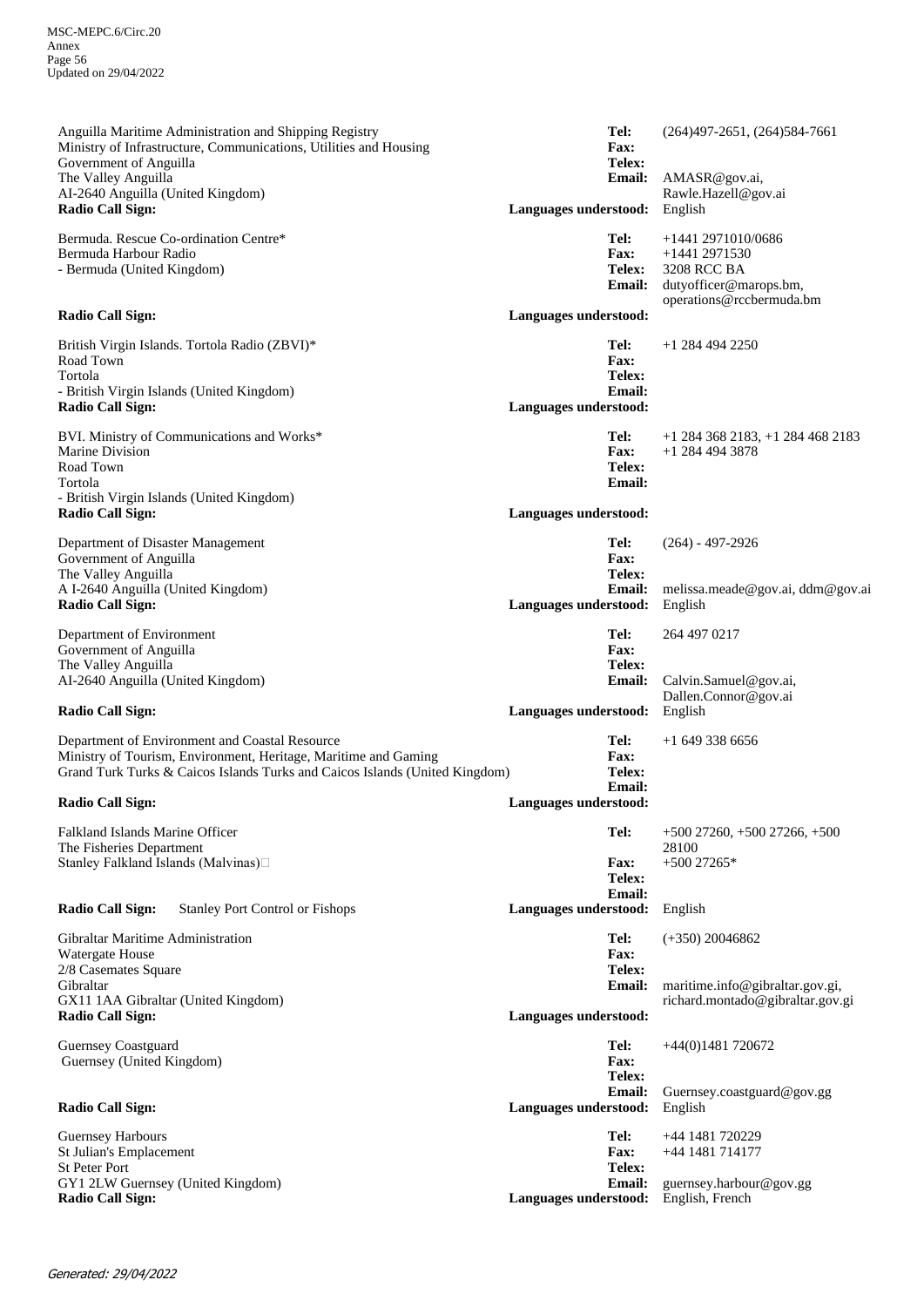Anguilla Maritime Administration and Shipping Registry
Ministry of Infrastructure, Communications, Utilities and Housing
Government of Anguilla
The Valley Anguilla
AI-2640 Anguilla (United Kingdom)
**Radio Call Sign:**

**Tel:** (264)497-2651, (264)584-7661
**Fax:**
**Telex:**
**Email:** AMASR@gov.ai, Rawle.Hazell@gov.ai
**Languages understood:** English

Bermuda. Rescue Co-ordination Centre*
Bermuda Harbour Radio
- Bermuda (United Kingdom)
**Radio Call Sign:**

**Tel:** +1441 2971010/0686
**Fax:** +1441 2971530
**Telex:** 3208 RCC BA
**Email:** dutyofficer@marops.bm, operations@rccbermuda.bm
**Languages understood:**

British Virgin Islands. Tortola Radio (ZBVI)*
Road Town
Tortola
- British Virgin Islands (United Kingdom)
**Radio Call Sign:**

**Tel:** +1 284 494 2250
**Fax:**
**Telex:**
**Email:**
**Languages understood:**

BVI. Ministry of Communications and Works*
Marine Division
Road Town
Tortola
- British Virgin Islands (United Kingdom)
**Radio Call Sign:**

**Tel:** +1 284 368 2183, +1 284 468 2183
**Fax:** +1 284 494 3878
**Telex:**
**Email:**
**Languages understood:**

Department of Disaster Management
Government of Anguilla
The Valley Anguilla
A I-2640 Anguilla (United Kingdom)
**Radio Call Sign:**

**Tel:** (264) - 497-2926
**Fax:**
**Telex:**
**Email:** melissa.meade@gov.ai, ddm@gov.ai
**Languages understood:** English

Department of Environment
Government of Anguilla
The Valley Anguilla
AI-2640 Anguilla (United Kingdom)
**Radio Call Sign:**

**Tel:** 264 497 0217
**Fax:**
**Telex:**
**Email:** Calvin.Samuel@gov.ai, Dallen.Connor@gov.ai
**Languages understood:** English

Department of Environment and Coastal Resource
Ministry of Tourism, Environment, Heritage, Maritime and Gaming
Grand Turk Turks & Caicos Islands Turks and Caicos Islands (United Kingdom)
**Radio Call Sign:**

**Tel:** +1 649 338 6656
**Fax:**
**Telex:**
**Email:**
**Languages understood:**

Falkland Islands Marine Officer
The Fisheries Department
Stanley Falkland Islands (Malvinas)
**Radio Call Sign:** Stanley Port Control or Fishops

**Tel:** +500 27260, +500 27266, +500 28100
**Fax:** +500 27265*
**Telex:**
**Email:**
**Languages understood:** English

Gibraltar Maritime Administration
Watergate House
2/8 Casemates Square
Gibraltar
GX11 1AA Gibraltar (United Kingdom)
**Radio Call Sign:**

**Tel:** (+350) 20046862
**Fax:**
**Telex:**
**Email:** maritime.info@gibraltar.gov.gi, richard.montado@gibraltar.gov.gi
**Languages understood:**

Guernsey Coastguard
Guernsey (United Kingdom)
**Radio Call Sign:**

**Tel:** +44(0)1481 720672
**Fax:**
**Telex:**
**Email:** Guernsey.coastguard@gov.gg
**Languages understood:** English

Guernsey Harbours
St Julian's Emplacement
St Peter Port
GY1 2LW Guernsey (United Kingdom)
**Radio Call Sign:**

**Tel:** +44 1481 720229
**Fax:** +44 1481 714177
**Telex:**
**Email:** guernsey.harbour@gov.gg
**Languages understood:** English, French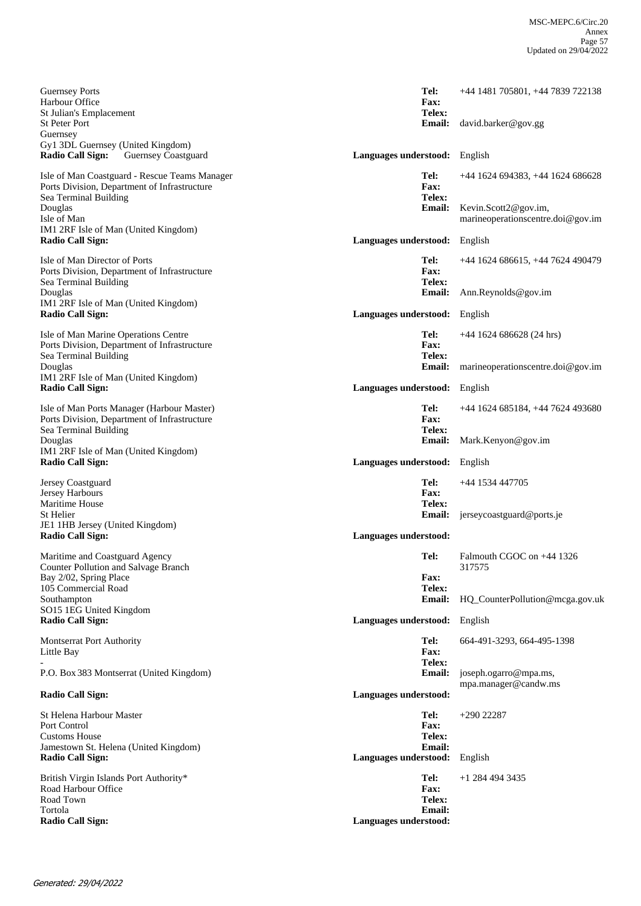Guernsey Ports
Harbour Office
St Julian's Emplacement
St Peter Port
Guernsey
Gy1 3DL Guernsey (United Kingdom)
**Radio Call Sign:** Guernsey Coastguard

**Tel:** +44 1481 705801, +44 7839 722138
**Fax:**
**Telex:**
**Email:** david.barker@gov.gg
**Languages understood:** English

Isle of Man Coastguard - Rescue Teams Manager
Ports Division, Department of Infrastructure
Sea Terminal Building
Douglas
Isle of Man
IM1 2RF Isle of Man (United Kingdom)
**Radio Call Sign:**

**Tel:** +44 1624 694383, +44 1624 686628
**Fax:**
**Telex:**
**Email:** Kevin.Scott2@gov.im, marineoperationscentre.doi@gov.im
**Languages understood:** English

Isle of Man Director of Ports
Ports Division, Department of Infrastructure
Sea Terminal Building
Douglas
IM1 2RF Isle of Man (United Kingdom)
**Radio Call Sign:**

**Tel:** +44 1624 686615, +44 7624 490479
**Fax:**
**Telex:**
**Email:** Ann.Reynolds@gov.im
**Languages understood:** English

Isle of Man Marine Operations Centre
Ports Division, Department of Infrastructure
Sea Terminal Building
Douglas
IM1 2RF Isle of Man (United Kingdom)
**Radio Call Sign:**

**Tel:** +44 1624 686628 (24 hrs)
**Fax:**
**Telex:**
**Email:** marineoperationscentre.doi@gov.im
**Languages understood:** English

Isle of Man Ports Manager (Harbour Master)
Ports Division, Department of Infrastructure
Sea Terminal Building
Douglas
IM1 2RF Isle of Man (United Kingdom)
**Radio Call Sign:**

**Tel:** +44 1624 685184, +44 7624 493680
**Fax:**
**Telex:**
**Email:** Mark.Kenyon@gov.im
**Languages understood:** English

Jersey Coastguard
Jersey Harbours
Maritime House
St Helier
JE1 1HB Jersey (United Kingdom)
**Radio Call Sign:**

**Tel:** +44 1534 447705
**Fax:**
**Telex:**
**Email:** jerseycoastguard@ports.je
**Languages understood:**

Maritime and Coastguard Agency
Counter Pollution and Salvage Branch
Bay 2/02, Spring Place
105 Commercial Road
Southampton
SO15 1EG United Kingdom
**Radio Call Sign:**

**Tel:** Falmouth CGOC on +44 1326 317575
**Fax:**
**Telex:**
**Email:** HQ_CounterPollution@mcga.gov.uk
**Languages understood:** English

Montserrat Port Authority
Little Bay
-
P.O. Box 383 Montserrat (United Kingdom)
**Radio Call Sign:**

**Tel:** 664-491-3293, 664-495-1398
**Fax:**
**Telex:**
**Email:** joseph.ogarro@mpa.ms, mpa.manager@candw.ms
**Languages understood:**

St Helena Harbour Master
Port Control
Customs House
Jamestown St. Helena (United Kingdom)
**Radio Call Sign:**

**Tel:** +290 22287
**Fax:**
**Telex:**
**Email:**
**Languages understood:** English

British Virgin Islands Port Authority*
Road Harbour Office
Road Town
Tortola
**Radio Call Sign:**

**Tel:** +1 284 494 3435
**Fax:**
**Telex:**
**Email:**
**Languages understood:**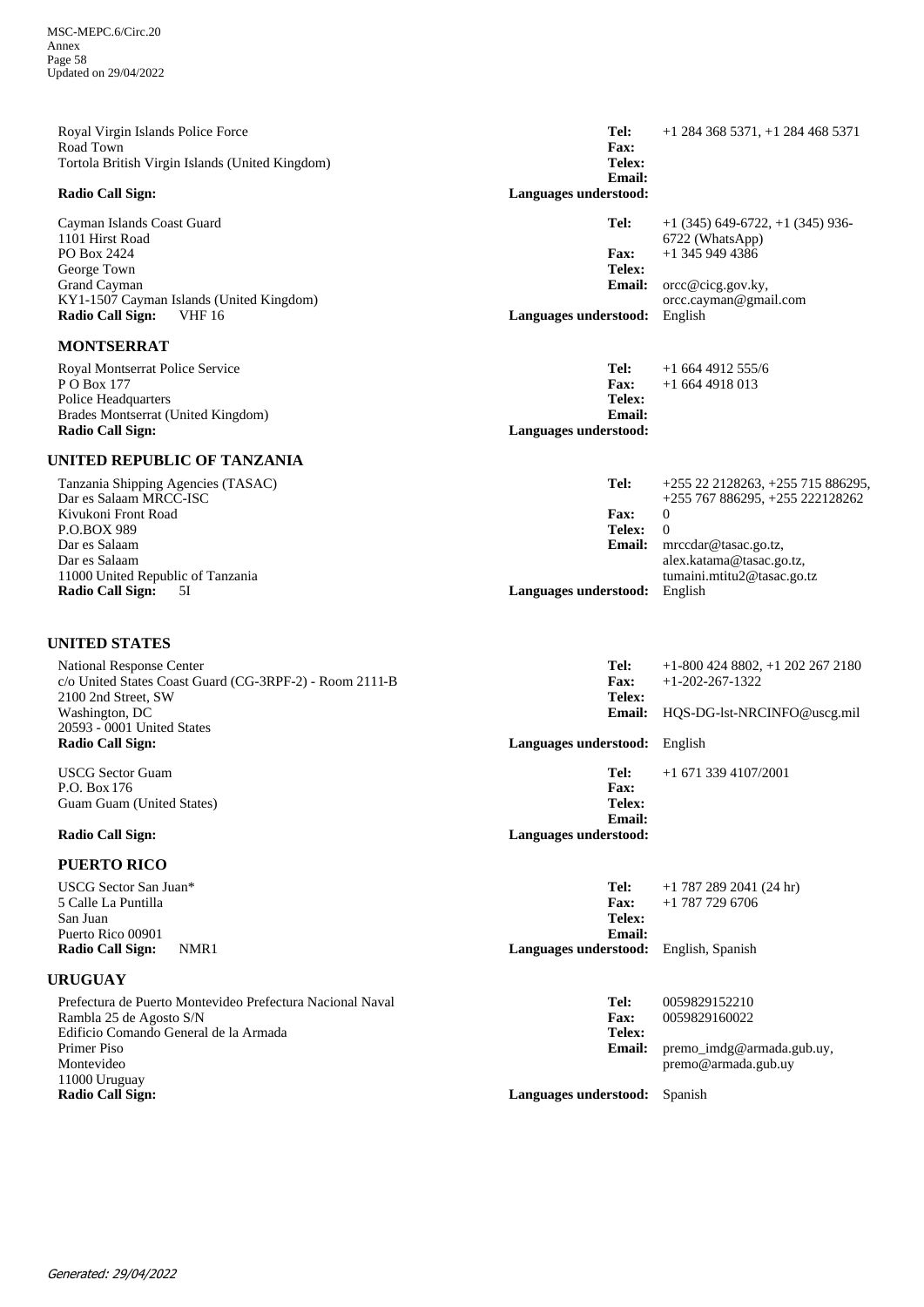Royal Virgin Islands Police Force
Road Town
Tortola British Virgin Islands (United Kingdom)

**Radio Call Sign:**

**Tel:** +1 284 368 5371, +1 284 468 5371
**Fax:**
**Telex:**
**Email:**
**Languages understood:**

Cayman Islands Coast Guard
1101 Hirst Road
PO Box 2424
George Town
Grand Cayman
KY1-1507 Cayman Islands (United Kingdom)
**Radio Call Sign:** VHF 16

**Tel:** +1 (345) 649-6722, +1 (345) 936-6722 (WhatsApp)
**Fax:** +1 345 949 4386
**Telex:**
**Email:** orcc@cicg.gov.ky, orcc.cayman@gmail.com
**Languages understood:** English

### MONTSERRAT

Royal Montserrat Police Service
P O Box 177
Police Headquarters
Brades Montserrat (United Kingdom)
**Radio Call Sign:**

**Tel:** +1 664 4912 555/6
**Fax:** +1 664 4918 013
**Telex:**
**Email:**
**Languages understood:**

## UNITED REPUBLIC OF TANZANIA

Tanzania Shipping Agencies (TASAC)
Dar es Salaam MRCC-ISC
Kivukoni Front Road
P.O.BOX 989
Dar es Salaam
Dar es Salaam
11000 United Republic of Tanzania
**Radio Call Sign:** 5I

**Tel:** +255 22 2128263, +255 715 886295, +255 767 886295, +255 222128262
**Fax:** 0
**Telex:** 0
**Email:** mrccdar@tasac.go.tz, alex.katama@tasac.go.tz, tumaini.mtitu2@tasac.go.tz
**Languages understood:** English

## UNITED STATES

National Response Center
c/o United States Coast Guard (CG-3RPF-2) - Room 2111-B
2100 2nd Street, SW
Washington, DC
20593 - 0001 United States
**Radio Call Sign:**

**Tel:** +1-800 424 8802, +1 202 267 2180
**Fax:** +1-202-267-1322
**Telex:**
**Email:** HQS-DG-lst-NRCINFO@uscg.mil
**Languages understood:** English

USCG Sector Guam
P.O. Box 176
Guam Guam (United States)

**Radio Call Sign:**

**Tel:** +1 671 339 4107/2001
**Fax:**
**Telex:**
**Email:**
**Languages understood:**

### PUERTO RICO

USCG Sector San Juan*
5 Calle La Puntilla
San Juan
Puerto Rico 00901
**Radio Call Sign:** NMR1

**Tel:** +1 787 289 2041 (24 hr)
**Fax:** +1 787 729 6706
**Telex:**
**Email:**
**Languages understood:** English, Spanish

## URUGUAY

Prefectura de Puerto Montevideo Prefectura Nacional Naval
Rambla 25 de Agosto S/N
Edificio Comando General de la Armada
Primer Piso
Montevideo
11000 Uruguay
**Radio Call Sign:**

**Tel:** 0059829152210
**Fax:** 0059829160022
**Telex:**
**Email:** premo_imdg@armada.gub.uy, premo@armada.gub.uy
**Languages understood:** Spanish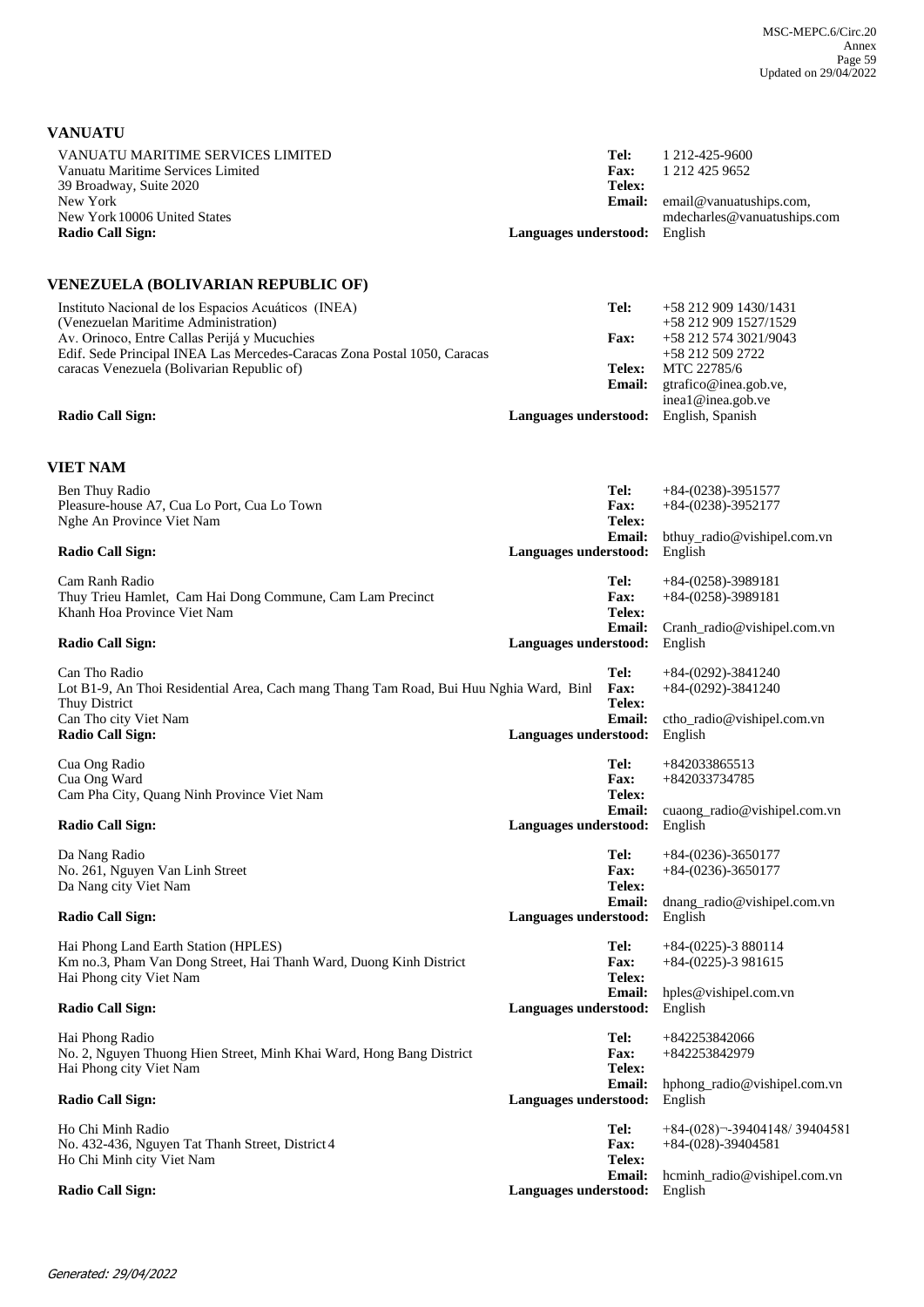## VANUATU

VANUATU MARITIME SERVICES LIMITED
Vanuatu Maritime Services Limited
39 Broadway, Suite 2020
New York
New York 10006 United States
**Radio Call Sign:**

**Tel:** 1 212-425-9600
**Fax:** 1 212 425 9652
**Telex:**
**Email:** email@vanuatuships.com, mdecharles@vanuatuships.com
**Languages understood:** English

## VENEZUELA (BOLIVARIAN REPUBLIC OF)

Instituto Nacional de los Espacios Acuáticos (INEA)
(Venezuelan Maritime Administration)
Av. Orinoco, Entre Callas Perijá y Mucuchies
Edif. Sede Principal INEA Las Mercedes-Caracas Zona Postal 1050, Caracas
caracas Venezuela (Bolivarian Republic of)
**Radio Call Sign:**

**Tel:** +58 212 909 1430/1431
+58 212 909 1527/1529
**Fax:** +58 212 574 3021/9043
+58 212 509 2722
**Telex:** MTC 22785/6
**Email:** gtrafico@inea.gob.ve, inea1@inea.gob.ve
**Languages understood:** English, Spanish

## VIET NAM

Ben Thuy Radio
Pleasure-house A7, Cua Lo Port, Cua Lo Town
Nghe An Province Viet Nam
**Radio Call Sign:**

**Tel:** +84-(0238)-3951577
**Fax:** +84-(0238)-3952177
**Telex:**
**Email:** bthuy_radio@vishipel.com.vn
**Languages understood:** English

Cam Ranh Radio
Thuy Trieu Hamlet, Cam Hai Dong Commune, Cam Lam Precinct
Khanh Hoa Province Viet Nam
**Radio Call Sign:**

**Tel:** +84-(0258)-3989181
**Fax:** +84-(0258)-3989181
**Telex:**
**Email:** Cranh_radio@vishipel.com.vn
**Languages understood:** English

Can Tho Radio
Lot B1-9, An Thoi Residential Area, Cach mang Thang Tam Road, Bui Huu Nghia Ward, Binl Thuy District
Can Tho city Viet Nam
**Radio Call Sign:**

**Tel:** +84-(0292)-3841240
**Fax:** +84-(0292)-3841240
**Telex:**
**Email:** ctho_radio@vishipel.com.vn
**Languages understood:** English

Cua Ong Radio
Cua Ong Ward
Cam Pha City, Quang Ninh Province Viet Nam
**Radio Call Sign:**

**Tel:** +842033865513
**Fax:** +842033734785
**Telex:**
**Email:** cuaong_radio@vishipel.com.vn
**Languages understood:** English

Da Nang Radio
No. 261, Nguyen Van Linh Street
Da Nang city Viet Nam
**Radio Call Sign:**

**Tel:** +84-(0236)-3650177
**Fax:** +84-(0236)-3650177
**Telex:**
**Email:** dnang_radio@vishipel.com.vn
**Languages understood:** English

Hai Phong Land Earth Station (HPLES)
Km no.3, Pham Van Dong Street, Hai Thanh Ward, Duong Kinh District
Hai Phong city Viet Nam
**Radio Call Sign:**

**Tel:** +84-(0225)-3 880114
**Fax:** +84-(0225)-3 981615
**Telex:**
**Email:** hples@vishipel.com.vn
**Languages understood:** English

Hai Phong Radio
No. 2, Nguyen Thuong Hien Street, Minh Khai Ward, Hong Bang District
Hai Phong city Viet Nam
**Radio Call Sign:**

**Tel:** +842253842066
**Fax:** +842253842979
**Telex:**
**Email:** hphong_radio@vishipel.com.vn
**Languages understood:** English

Ho Chi Minh Radio
No. 432-436, Nguyen Tat Thanh Street, District 4
Ho Chi Minh city Viet Nam
**Radio Call Sign:**

**Tel:** +84-(028)¬-39404148/ 39404581
**Fax:** +84-(028)-39404581
**Telex:**
**Email:** hcminh_radio@vishipel.com.vn
**Languages understood:** English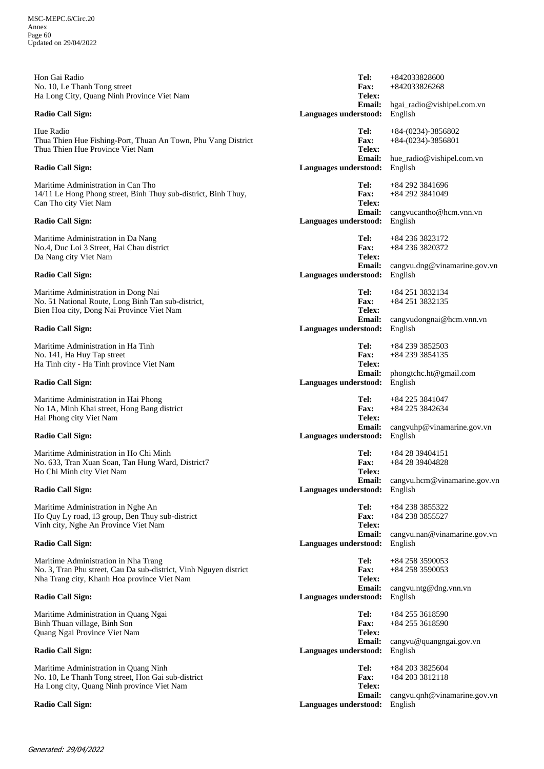Hon Gai Radio
No. 10, Le Thanh Tong street
Ha Long City, Quang Ninh Province Viet Nam

**Radio Call Sign:**

**Tel:** +842033828600
**Fax:** +842033826268
**Telex:**
**Email:** hgai_radio@vishipel.com.vn
**Languages understood:** English

Hue Radio
Thua Thien Hue Fishing-Port, Thuan An Town, Phu Vang District
Thua Thien Hue Province Viet Nam

**Radio Call Sign:**

**Tel:** +84-(0234)-3856802
**Fax:** +84-(0234)-3856801
**Telex:**
**Email:** hue_radio@vishipel.com.vn
**Languages understood:** English

Maritime Administration in Can Tho
14/11 Le Hong Phong street, Binh Thuy sub-district, Binh Thuy,
Can Tho city Viet Nam

**Radio Call Sign:**

**Tel:** +84 292 3841696
**Fax:** +84 292 3841049
**Telex:**
**Email:** cangvucantho@hcm.vnn.vn
**Languages understood:** English

Maritime Administration in Da Nang
No.4, Duc Loi 3 Street, Hai Chau district
Da Nang city Viet Nam

**Radio Call Sign:**

**Tel:** +84 236 3823172
**Fax:** +84 236 3820372
**Telex:**
**Email:** cangvu.dng@vinamarine.gov.vn
**Languages understood:** English

Maritime Administration in Dong Nai
No. 51 National Route, Long Binh Tan sub-district,
Bien Hoa city, Dong Nai Province Viet Nam

**Radio Call Sign:**

**Tel:** +84 251 3832134
**Fax:** +84 251 3832135
**Telex:**
**Email:** cangvudongnai@hcm.vnn.vn
**Languages understood:** English

Maritime Administration in Ha Tinh
No. 141, Ha Huy Tap street
Ha Tinh city - Ha Tinh province Viet Nam

**Radio Call Sign:**

**Tel:** +84 239 3852503
**Fax:** +84 239 3854135
**Telex:**
**Email:** phongtchc.ht@gmail.com
**Languages understood:** English

Maritime Administration in Hai Phong
No 1A, Minh Khai street, Hong Bang district
Hai Phong city Viet Nam

**Radio Call Sign:**

**Tel:** +84 225 3841047
**Fax:** +84 225 3842634
**Telex:**
**Email:** cangvuhp@vinamarine.gov.vn
**Languages understood:** English

Maritime Administration in Ho Chi Minh
No. 633, Tran Xuan Soan, Tan Hung Ward, District7
Ho Chi Minh city Viet Nam

**Radio Call Sign:**

**Tel:** +84 28 39404151
**Fax:** +84 28 39404828
**Telex:**
**Email:** cangvu.hcm@vinamarine.gov.vn
**Languages understood:** English

Maritime Administration in Nghe An
Ho Quy Ly road, 13 group, Ben Thuy sub-district
Vinh city, Nghe An Province Viet Nam

**Radio Call Sign:**

**Tel:** +84 238 3855322
**Fax:** +84 238 3855527
**Telex:**
**Email:** cangvu.nan@vinamarine.gov.vn
**Languages understood:** English

Maritime Administration in Nha Trang
No. 3, Tran Phu street, Cau Da sub-district, Vinh Nguyen district
Nha Trang city, Khanh Hoa province Viet Nam

**Radio Call Sign:**

**Tel:** +84 258 3590053
**Fax:** +84 258 3590053
**Telex:**
**Email:** cangvu.ntg@dng.vnn.vn
**Languages understood:** English

Maritime Administration in Quang Ngai
Binh Thuan village, Binh Son
Quang Ngai Province Viet Nam

**Radio Call Sign:**

**Tel:** +84 255 3618590
**Fax:** +84 255 3618590
**Telex:**
**Email:** cangvu@quangngai.gov.vn
**Languages understood:** English

Maritime Administration in Quang Ninh
No. 10, Le Thanh Tong street, Hon Gai sub-district
Ha Long city, Quang Ninh province Viet Nam

**Radio Call Sign:**

**Tel:** +84 203 3825604
**Fax:** +84 203 3812118
**Telex:**
**Email:** cangvu.qnh@vinamarine.gov.vn
**Languages understood:** English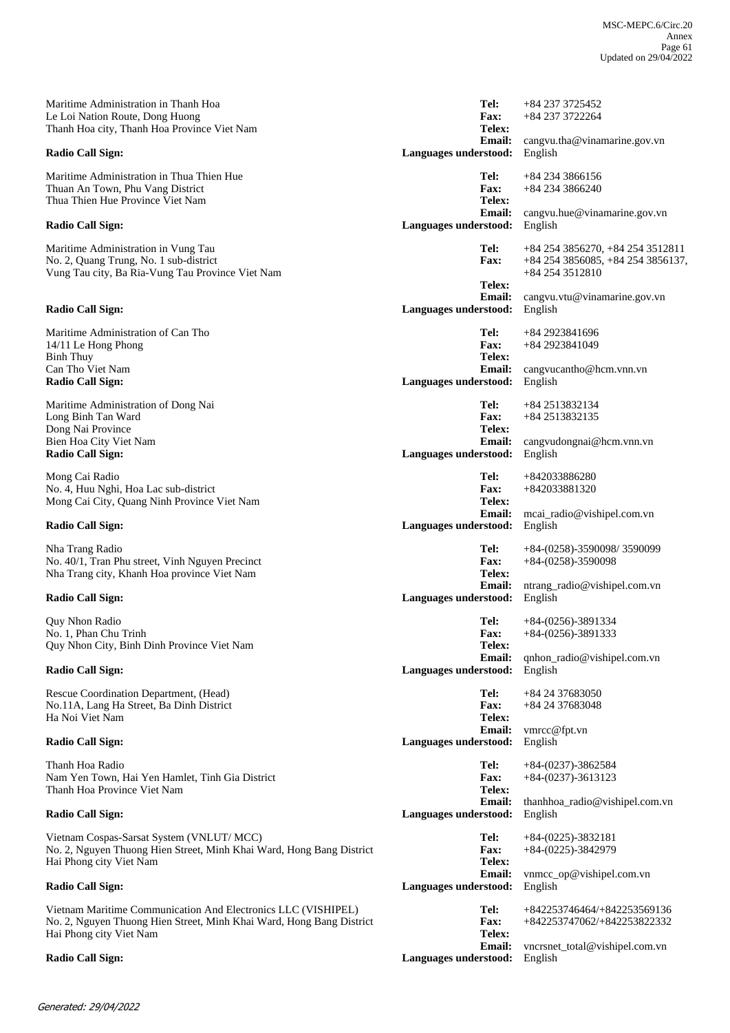Maritime Administration in Thanh Hoa
Le Loi Nation Route, Dong Huong
Thanh Hoa city, Thanh Hoa Province Viet Nam

**Radio Call Sign:**

**Tel:** +84 237 3725452
**Fax:** +84 237 3722264
**Telex:**
**Email:** cangvu.tha@vinamarine.gov.vn
**Languages understood:** English

Maritime Administration in Thua Thien Hue
Thuan An Town, Phu Vang District
Thua Thien Hue Province Viet Nam

**Radio Call Sign:**

**Tel:** +84 234 3866156
**Fax:** +84 234 3866240
**Telex:**
**Email:** cangvu.hue@vinamarine.gov.vn
**Languages understood:** English

Maritime Administration in Vung Tau
No. 2, Quang Trung, No. 1 sub-district
Vung Tau city, Ba Ria-Vung Tau Province Viet Nam

**Radio Call Sign:**

**Tel:** +84 254 3856270, +84 254 3512811
**Fax:** +84 254 3856085, +84 254 3856137, +84 254 3512810
**Telex:**
**Email:** cangvu.vtu@vinamarine.gov.vn
**Languages understood:** English

Maritime Administration of Can Tho
14/11 Le Hong Phong
Binh Thuy
Can Tho Viet Nam
**Radio Call Sign:**

**Tel:** +84 2923841696
**Fax:** +84 2923841049
**Telex:**
**Email:** cangvucantho@hcm.vnn.vn
**Languages understood:** English

Maritime Administration of Dong Nai
Long Binh Tan Ward
Dong Nai Province
Bien Hoa City Viet Nam
**Radio Call Sign:**

**Tel:** +84 2513832134
**Fax:** +84 2513832135
**Telex:**
**Email:** cangvudongnai@hcm.vnn.vn
**Languages understood:** English

Mong Cai Radio
No. 4, Huu Nghi, Hoa Lac sub-district
Mong Cai City, Quang Ninh Province Viet Nam

**Radio Call Sign:**

**Tel:** +842033886280
**Fax:** +842033881320
**Telex:**
**Email:** mcai_radio@vishipel.com.vn
**Languages understood:** English

Nha Trang Radio
No. 40/1, Tran Phu street, Vinh Nguyen Precinct
Nha Trang city, Khanh Hoa province Viet Nam

**Radio Call Sign:**

**Tel:** +84-(0258)-3590098/ 3590099
**Fax:** +84-(0258)-3590098
**Telex:**
**Email:** ntrang_radio@vishipel.com.vn
**Languages understood:** English

Quy Nhon Radio
No. 1, Phan Chu Trinh
Quy Nhon City, Binh Dinh Province Viet Nam

**Radio Call Sign:**

**Tel:** +84-(0256)-3891334
**Fax:** +84-(0256)-3891333
**Telex:**
**Email:** qnhon_radio@vishipel.com.vn
**Languages understood:** English

Rescue Coordination Department, (Head)
No.11A, Lang Ha Street, Ba Dinh District
Ha Noi Viet Nam

**Radio Call Sign:**

**Tel:** +84 24 37683050
**Fax:** +84 24 37683048
**Telex:**
**Email:** vmrcc@fpt.vn
**Languages understood:** English

Thanh Hoa Radio
Nam Yen Town, Hai Yen Hamlet, Tinh Gia District
Thanh Hoa Province Viet Nam

**Radio Call Sign:**

**Tel:** +84-(0237)-3862584
**Fax:** +84-(0237)-3613123
**Telex:**
**Email:** thanhhoa_radio@vishipel.com.vn
**Languages understood:** English

Vietnam Cospas-Sarsat System (VNLUT/ MCC)
No. 2, Nguyen Thuong Hien Street, Minh Khai Ward, Hong Bang District
Hai Phong city Viet Nam

**Radio Call Sign:**

**Tel:** +84-(0225)-3832181
**Fax:** +84-(0225)-3842979
**Telex:**
**Email:** vnmcc_op@vishipel.com.vn
**Languages understood:** English

Vietnam Maritime Communication And Electronics LLC (VISHIPEL)
No. 2, Nguyen Thuong Hien Street, Minh Khai Ward, Hong Bang District
Hai Phong city Viet Nam

**Radio Call Sign:**

**Tel:** +842253746464/+842253569136
**Fax:** +842253747062/+842253822332
**Telex:**
**Email:** vncrsnet_total@vishipel.com.vn
**Languages understood:** English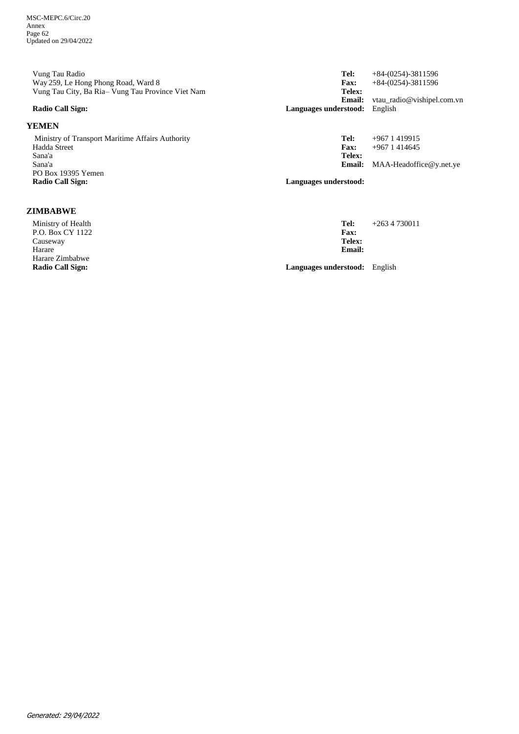Vung Tau Radio
Way 259, Le Hong Phong Road, Ward 8
Vung Tau City, Ba Ria– Vung Tau Province Viet Nam

**Radio Call Sign:**

**Tel:** +84-(0254)-3811596
**Fax:** +84-(0254)-3811596
**Telex:**
**Email:** vtau_radio@vishipel.com.vn
**Languages understood:** English

## YEMEN

Ministry of Transport Maritime Affairs Authority
Hadda Street
Sana'a
Sana'a
PO Box 19395 Yemen

**Radio Call Sign:**

**Tel:** +967 1 419915
**Fax:** +967 1 414645
**Telex:**
**Email:** MAA-Headoffice@y.net.ye
**Languages understood:**

## ZIMBABWE

Ministry of Health
P.O. Box CY 1122
Causeway
Harare
Harare Zimbabwe

**Radio Call Sign:**

**Tel:** +263 4 730011
**Fax:**
**Telex:**
**Email:**
**Languages understood:** English